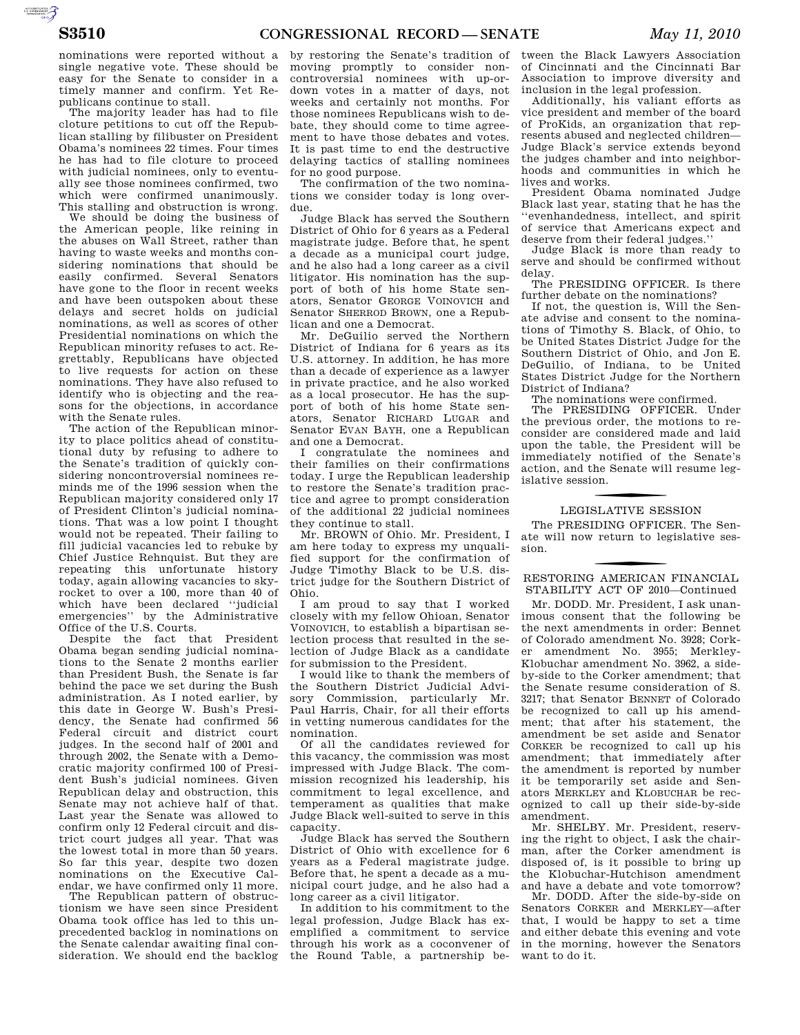nominations were reported without a single negative vote. These should be easy for the Senate to consider in a timely manner and confirm. Yet Republicans continue to stall.

The majority leader has had to file cloture petitions to cut off the Republican stalling by filibuster on President Obama's nominees 22 times. Four times he has had to file cloture to proceed with judicial nominees, only to eventually see those nominees confirmed, two which were confirmed unanimously. This stalling and obstruction is wrong.

We should be doing the business of the American people, like reining in the abuses on Wall Street, rather than having to waste weeks and months considering nominations that should be easily confirmed. Several Senators have gone to the floor in recent weeks and have been outspoken about these delays and secret holds on judicial nominations, as well as scores of other Presidential nominations on which the Republican minority refuses to act. Regrettably, Republicans have objected to live requests for action on these nominations. They have also refused to identify who is objecting and the reasons for the objections, in accordance with the Senate rules.

The action of the Republican minority to place politics ahead of constitutional duty by refusing to adhere to the Senate's tradition of quickly considering noncontroversial nominees reminds me of the 1996 session when the Republican majority considered only 17 of President Clinton's judicial nominations. That was a low point I thought would not be repeated. Their failing to fill judicial vacancies led to rebuke by Chief Justice Rehnquist. But they are repeating this unfortunate history today, again allowing vacancies to skyrocket to over a 100, more than 40 of which have been declared ''judicial emergencies'' by the Administrative Office of the U.S. Courts.

Despite the fact that President Obama began sending judicial nominations to the Senate 2 months earlier than President Bush, the Senate is far behind the pace we set during the Bush administration. As I noted earlier, by this date in George W. Bush's Presidency, the Senate had confirmed 56 Federal circuit and district court judges. In the second half of 2001 and through 2002, the Senate with a Democratic majority confirmed 100 of President Bush's judicial nominees. Given Republican delay and obstruction, this Senate may not achieve half of that. Last year the Senate was allowed to confirm only 12 Federal circuit and district court judges all year. That was the lowest total in more than 50 years. So far this year, despite two dozen nominations on the Executive Calendar, we have confirmed only 11 more.

The Republican pattern of obstructionism we have seen since President Obama took office has led to this unprecedented backlog in nominations on the Senate calendar awaiting final consideration. We should end the backlog by restoring the Senate's tradition of moving promptly to consider noncontroversial nominees with up-or-down votes in a matter of days, not weeks and certainly not months. For those nominees Republicans wish to debate, they should come to time agreement to have those debates and votes. It is past time to end the destructive delaying tactics of stalling nominees for no good purpose.

The confirmation of the two nominations we consider today is long overdue.

Judge Black has served the Southern District of Ohio for 6 years as a Federal magistrate judge. Before that, he spent a decade as a municipal court judge, and he also had a long career as a civil litigator. His nomination has the support of both of his home State senators, Senator GEORGE VOINOVICH and Senator SHERROD BROWN, one a Republican and one a Democrat.

Mr. DeGuilio served the Northern District of Indiana for 6 years as its U.S. attorney. In addition, he has more than a decade of experience as a lawyer in private practice, and he also worked as a local prosecutor. He has the support of both of his home State senators, Senator RICHARD LUGAR and Senator EVAN BAYH, one a Republican and one a Democrat.

I congratulate the nominees and their families on their confirmations today. I urge the Republican leadership to restore the Senate's tradition practice and agree to prompt consideration of the additional 22 judicial nominees they continue to stall.

Mr. BROWN of Ohio. Mr. President, I am here today to express my unqualified support for the confirmation of Judge Timothy Black to be U.S. district judge for the Southern District of Ohio.

I am proud to say that I worked closely with my fellow Ohioan, Senator VOINOVICH, to establish a bipartisan selection process that resulted in the selection of Judge Black as a candidate for submission to the President.

I would like to thank the members of the Southern District Judicial Advisory Commission, particularly Mr. Paul Harris, Chair, for all their efforts in vetting numerous candidates for the nomination.

Of all the candidates reviewed for this vacancy, the commission was most impressed with Judge Black. The commission recognized his leadership, his commitment to legal excellence, and temperament as qualities that make Judge Black well-suited to serve in this capacity.

Judge Black has served the Southern District of Ohio with excellence for 6 years as a Federal magistrate judge. Before that, he spent a decade as a municipal court judge, and he also had a long career as a civil litigator.

In addition to his commitment to the legal profession, Judge Black has exemplified a commitment to service through his work as a coconvener of the Round Table, a partnership between the Black Lawyers Association of Cincinnati and the Cincinnati Bar Association to improve diversity and inclusion in the legal profession.

Additionally, his valiant efforts as vice president and member of the board of ProKids, an organization that represents abused and neglected children—Judge Black's service extends beyond the judges chamber and into neighborhoods and communities in which he lives and works.

President Obama nominated Judge Black last year, stating that he has the ''evenhandedness, intellect, and spirit of service that Americans expect and deserve from their federal judges.''

Judge Black is more than ready to serve and should be confirmed without delay.

The PRESIDING OFFICER. Is there further debate on the nominations?

If not, the question is, Will the Senate advise and consent to the nominations of Timothy S. Black, of Ohio, to be United States District Judge for the Southern District of Ohio, and Jon E. DeGuilio, of Indiana, to be United States District Judge for the Northern District of Indiana?

The nominations were confirmed.

The PRESIDING OFFICER. Under the previous order, the motions to reconsider are considered made and laid upon the table, the President will be immediately notified of the Senate's action, and the Senate will resume legislative session.

## LEGISLATIVE SESSION

The PRESIDING OFFICER. The Senate will now return to legislative session.

## RESTORING AMERICAN FINANCIAL STABILITY ACT OF 2010—Continued

Mr. DODD. Mr. President, I ask unanimous consent that the following be the next amendments in order: Bennet of Colorado amendment No. 3928; Corker amendment No. 3955; Merkley-Klobuchar amendment No. 3962, a side-by-side to the Corker amendment; that the Senate resume consideration of S. 3217; that Senator BENNET of Colorado be recognized to call up his amendment; that after his statement, the amendment be set aside and Senator CORKER be recognized to call up his amendment; that immediately after the amendment is reported by number it be temporarily set aside and Senators MERKLEY and KLOBUCHAR be recognized to call up their side-by-side amendment.

Mr. SHELBY. Mr. President, reserving the right to object, I ask the chairman, after the Corker amendment is disposed of, is it possible to bring up the Klobuchar-Hutchison amendment and have a debate and vote tomorrow?

Mr. DODD. After the side-by-side on Senators CORKER and MERKLEY—after that, I would be happy to set a time and either debate this evening and vote in the morning, however the Senators want to do it.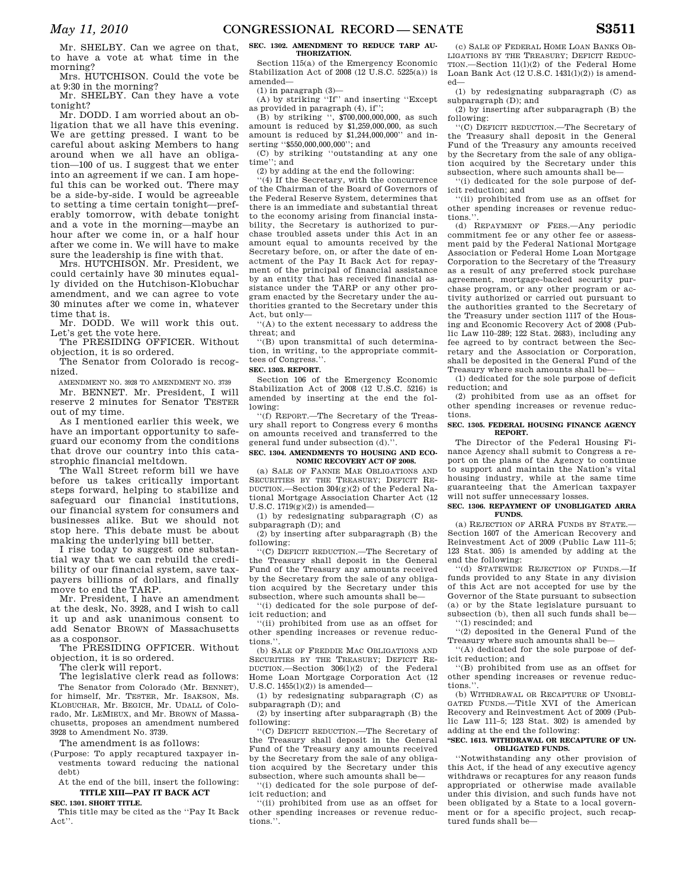Mr. SHELBY. Can we agree on that, to have a vote at what time in the morning?

Mrs. HUTCHISON. Could the vote be at 9:30 in the morning?

Mr. SHELBY. Can they have a vote tonight?

Mr. DODD. I am worried about an obligation that we all have this evening. We are getting pressed. I want to be careful about asking Members to hang around when we all have an obligation—100 of us. I suggest that we enter into an agreement if we can. I am hopeful this can be worked out. There may be a side-by-side. I would be agreeable to setting a time certain tonight—preferably tomorrow, with debate tonight and a vote in the morning—maybe an hour after we come in, or a half hour after we come in. We will have to make sure the leadership is fine with that.

Mrs. HUTCHISON. Mr. President, we could certainly have 30 minutes equally divided on the Hutchison-Klobuchar amendment, and we can agree to vote 30 minutes after we come in, whatever time that is.

Mr. DODD. We will work this out. Let's get the vote here.

The PRESIDING OFFICER. Without objection, it is so ordered.

The Senator from Colorado is recognized.

AMENDMENT NO. 3928 TO AMENDMENT NO. 3739

Mr. BENNET. Mr. President, I will reserve 2 minutes for Senator TESTER out of my time.

As I mentioned earlier this week, we have an important opportunity to safeguard our economy from the conditions that drove our country into this catastrophic financial meltdown.

The Wall Street reform bill we have before us takes critically important steps forward, helping to stabilize and safeguard our financial institutions, our financial system for consumers and businesses alike. But we should not stop here. This debate must be about making the underlying bill better.

I rise today to suggest one substantial way that we can rebuild the credibility of our financial system, save taxpayers billions of dollars, and finally move to end the TARP.

Mr. President, I have an amendment at the desk, No. 3928, and I wish to call it up and ask unanimous consent to add Senator BROWN of Massachusetts as a cosponsor.

The PRESIDING OFFICER. Without objection, it is so ordered.

The clerk will report.

The legislative clerk read as follows:

The Senator from Colorado (Mr. BENNET), for himself, Mr. TESTER, Mr. ISAKSON, Ms. KLOBUCHAR, Mr. BEGICH, Mr. UDALL of Colorado, Mr. LEMIEUX, and Mr. BROWN of Massachusetts, proposes an amendment numbered 3928 to Amendment No. 3739.

The amendment is as follows:

(Purpose: To apply recaptured taxpayer investments toward reducing the national debt)

At the end of the bill, insert the following:

**TITLE XIII—PAY IT BACK ACT**

**SEC. 1301. SHORT TITLE.**

This title may be cited as the "Pay It Back Act".

**SEC. 1302. AMENDMENT TO REDUCE TARP AUTHORIZATION.**

Section 115(a) of the Emergency Economic Stabilization Act of 2008 (12 U.S.C. 5225(a)) is amended—

(1) in paragraph (3)—

(A) by striking "If" and inserting "Except as provided in paragraph (4), if";

(B) by striking ", $700,000,000,000, as such amount is reduced by $1,259,000,000, as such amount is reduced by $1,244,000,000" and inserting "$550,000,000,000"; and

(C) by striking "outstanding at any one time"; and

(2) by adding at the end the following:

"(4) If the Secretary, with the concurrence of the Chairman of the Board of Governors of the Federal Reserve System, determines that there is an immediate and substantial threat to the economy arising from financial instability, the Secretary is authorized to purchase troubled assets under this Act in an amount equal to amounts received by the Secretary before, on, or after the date of enactment of the Pay It Back Act for repayment of the principal of financial assistance by an entity that has received financial assistance under the TARP or any other program enacted by the Secretary under the authorities granted to the Secretary under this Act, but only—

"(A) to the extent necessary to address the threat; and

"(B) upon transmittal of such determination, in writing, to the appropriate committees of Congress.".

**SEC. 1303. REPORT.**

Section 106 of the Emergency Economic Stabilization Act of 2008 (12 U.S.C. 5216) is amended by inserting at the end the following:

"(f) REPORT.—The Secretary of the Treasury shall report to Congress every 6 months on amounts received and transferred to the general fund under subsection (d).".

**SEC. 1304. AMENDMENTS TO HOUSING AND ECONOMIC RECOVERY ACT OF 2008.**

(a) SALE OF FANNIE MAE OBLIGATIONS AND SECURITIES BY THE TREASURY; DEFICIT REDUCTION.—Section 304(g)(2) of the Federal National Mortgage Association Charter Act (12 U.S.C. 1719(g)(2)) is amended—

(1) by redesignating subparagraph (C) as subparagraph (D); and

(2) by inserting after subparagraph (B) the following:

"(C) DEFICIT REDUCTION.—The Secretary of the Treasury shall deposit in the General Fund of the Treasury any amounts received by the Secretary from the sale of any obligation acquired by the Secretary under this subsection, where such amounts shall be—

"(i) dedicated for the sole purpose of deficit reduction; and

"(ii) prohibited from use as an offset for other spending increases or revenue reductions.".

(b) SALE OF FREDDIE MAC OBLIGATIONS AND SECURITIES BY THE TREASURY; DEFICIT REDUCTION.—Section 306(l)(2) of the Federal Home Loan Mortgage Corporation Act (12 U.S.C. 1455(l)(2)) is amended—

(1) by redesignating subparagraph (C) as subparagraph (D); and

(2) by inserting after subparagraph (B) the following:

"(C) DEFICIT REDUCTION.—The Secretary of the Treasury shall deposit in the General Fund of the Treasury any amounts received by the Secretary from the sale of any obligation acquired by the Secretary under this subsection, where such amounts shall be—

"(i) dedicated for the sole purpose of deficit reduction; and

"(ii) prohibited from use as an offset for other spending increases or revenue reductions.".

(c) SALE OF FEDERAL HOME LOAN BANKS OBLIGATIONS BY THE TREASURY; DEFICIT REDUCTION.—Section 11(l)(2) of the Federal Home Loan Bank Act (12 U.S.C. 1431(l)(2)) is amended—

(1) by redesignating subparagraph (C) as subparagraph (D); and

(2) by inserting after subparagraph (B) the following:

"(C) DEFICIT REDUCTION.—The Secretary of the Treasury shall deposit in the General Fund of the Treasury any amounts received by the Secretary from the sale of any obligation acquired by the Secretary under this subsection, where such amounts shall be—

"(i) dedicated for the sole purpose of deficit reduction; and

"(ii) prohibited from use as an offset for other spending increases or revenue reductions.".

(d) REPAYMENT OF FEES.—Any periodic commitment fee or any other fee or assessment paid by the Federal National Mortgage Association or Federal Home Loan Mortgage Corporation to the Secretary of the Treasury as a result of any preferred stock purchase agreement, mortgage-backed security purchase program, or any other program or activity authorized or carried out pursuant to the authorities granted to the Secretary of the Treasury under section 1117 of the Housing and Economic Recovery Act of 2008 (Public Law 110–289; 122 Stat. 2683), including any fee agreed to by contract between the Secretary and the Association or Corporation, shall be deposited in the General Fund of the Treasury where such amounts shall be—

(1) dedicated for the sole purpose of deficit reduction; and

(2) prohibited from use as an offset for other spending increases or revenue reductions.

**SEC. 1305. FEDERAL HOUSING FINANCE AGENCY REPORT.**

The Director of the Federal Housing Finance Agency shall submit to Congress a report on the plans of the Agency to continue to support and maintain the Nation's vital housing industry, while at the same time guaranteeing that the American taxpayer will not suffer unnecessary losses.

**SEC. 1306. REPAYMENT OF UNOBLIGATED ARRA FUNDS.**

(a) REJECTION OF ARRA FUNDS BY STATE.—Section 1607 of the American Recovery and Reinvestment Act of 2009 (Public Law 111–5; 123 Stat. 305) is amended by adding at the end the following:

"(d) STATEWIDE REJECTION OF FUNDS.—If funds provided to any State in any division of this Act are not accepted for use by the Governor of the State pursuant to subsection (a) or by the State legislature pursuant to subsection (b), then all such funds shall be—

"(1) rescinded; and

"(2) deposited in the General Fund of the Treasury where such amounts shall be—

"(A) dedicated for the sole purpose of deficit reduction; and

"(B) prohibited from use as an offset for other spending increases or revenue reductions.".

(b) WITHDRAWAL OR RECAPTURE OF UNOBLIGATED FUNDS.—Title XVI of the American Recovery and Reinvestment Act of 2009 (Public Law 111–5; 123 Stat. 302) is amended by adding at the end the following:

**"SEC. 1613. WITHDRAWAL OR RECAPTURE OF UNOBLIGATED FUNDS.**

"Notwithstanding any other provision of this Act, if the head of any executive agency withdraws or recaptures for any reason funds appropriated or otherwise made available under this division, and such funds have not been obligated by a State to a local government or for a specific project, such recaptured funds shall be—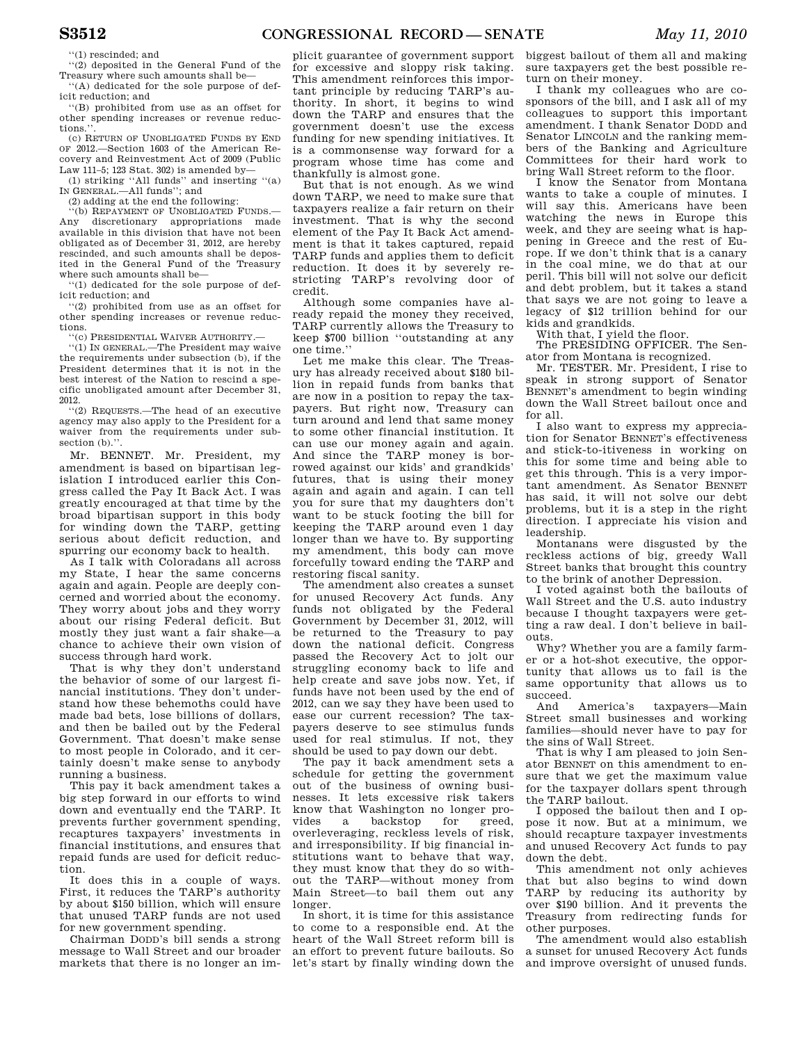"(1) rescinded; and

"(2) deposited in the General Fund of the Treasury where such amounts shall be—

"(A) dedicated for the sole purpose of deficit reduction; and

"(B) prohibited from use as an offset for other spending increases or revenue reductions.".

(c) RETURN OF UNOBLIGATED FUNDS BY END OF 2012.—Section 1603 of the American Recovery and Reinvestment Act of 2009 (Public Law 111–5; 123 Stat. 302) is amended by—

(1) striking "All funds" and inserting "(a) IN GENERAL.—All funds"; and

(2) adding at the end the following:

"(b) REPAYMENT OF UNOBLIGATED FUNDS.—Any discretionary appropriations made available in this division that have not been obligated as of December 31, 2012, are hereby rescinded, and such amounts shall be deposited in the General Fund of the Treasury where such amounts shall be—

"(1) dedicated for the sole purpose of deficit reduction; and

"(2) prohibited from use as an offset for other spending increases or revenue reductions.

"(c) PRESIDENTIAL WAIVER AUTHORITY.—

"(1) IN GENERAL.—The President may waive the requirements under subsection (b), if the President determines that it is not in the best interest of the Nation to rescind a specific unobligated amount after December 31, 2012.

"(2) REQUESTS.—The head of an executive agency may also apply to the President for a waiver from the requirements under subsection (b).".

Mr. BENNET. Mr. President, my amendment is based on bipartisan legislation I introduced earlier this Congress called the Pay It Back Act. I was greatly encouraged at that time by the broad bipartisan support in this body for winding down the TARP, getting serious about deficit reduction, and spurring our economy back to health.

As I talk with Coloradans all across my State, I hear the same concerns again and again. People are deeply concerned and worried about the economy. They worry about jobs and they worry about our rising Federal deficit. But mostly they just want a fair shake—a chance to achieve their own vision of success through hard work.

That is why they don't understand the behavior of some of our largest financial institutions. They don't understand how these behemoths could have made bad bets, lose billions of dollars, and then be bailed out by the Federal Government. That doesn't make sense to most people in Colorado, and it certainly doesn't make sense to anybody running a business.

This pay it back amendment takes a big step forward in our efforts to wind down and eventually end the TARP. It prevents further government spending, recaptures taxpayers' investments in financial institutions, and ensures that repaid funds are used for deficit reduction.

It does this in a couple of ways. First, it reduces the TARP's authority by about $150 billion, which will ensure that unused TARP funds are not used for new government spending.

Chairman DODD's bill sends a strong message to Wall Street and our broader markets that there is no longer an implicit guarantee of government support for excessive and sloppy risk taking. This amendment reinforces this important principle by reducing TARP's authority. In short, it begins to wind down the TARP and ensures that the government doesn't use the excess funding for new spending initiatives. It is a commonsense way forward for a program whose time has come and thankfully is almost gone.

But that is not enough. As we wind down TARP, we need to make sure that taxpayers realize a fair return on their investment. That is why the second element of the Pay It Back Act amendment is that it takes captured, repaid TARP funds and applies them to deficit reduction. It does it by severely restricting TARP's revolving door of credit.

Although some companies have already repaid the money they received, TARP currently allows the Treasury to keep $700 billion "outstanding at any one time."

Let me make this clear. The Treasury has already received about $180 billion in repaid funds from banks that are now in a position to repay the taxpayers. But right now, Treasury can turn around and lend that same money to some other financial institution. It can use our money again and again. And since the TARP money is borrowed against our kids' and grandkids' futures, that is using their money again and again and again. I can tell you for sure that my daughters don't want to be stuck footing the bill for keeping the TARP around even 1 day longer than we have to. By supporting my amendment, this body can move forcefully toward ending the TARP and restoring fiscal sanity.

The amendment also creates a sunset for unused Recovery Act funds. Any funds not obligated by the Federal Government by December 31, 2012, will be returned to the Treasury to pay down the national deficit. Congress passed the Recovery Act to jolt our struggling economy back to life and help create and save jobs now. Yet, if funds have not been used by the end of 2012, can we say they have been used to ease our current recession? The taxpayers deserve to see stimulus funds used for real stimulus. If not, they should be used to pay down our debt.

The pay it back amendment sets a schedule for getting the government out of the business of owning businesses. It lets excessive risk takers know that Washington no longer provides a backstop for greed, overleveraging, reckless levels of risk, and irresponsibility. If big financial institutions want to behave that way, they must know that they do so without the TARP—without money from Main Street—to bail them out any longer.

In short, it is time for this assistance to come to a responsible end. At the heart of the Wall Street reform bill is an effort to prevent future bailouts. So let's start by finally winding down the biggest bailout of them all and making sure taxpayers get the best possible return on their money.

I thank my colleagues who are cosponsors of the bill, and I ask all of my colleagues to support this important amendment. I thank Senator DODD and Senator LINCOLN and the ranking members of the Banking and Agriculture Committees for their hard work to bring Wall Street reform to the floor.

I know the Senator from Montana wants to take a couple of minutes. I will say this. Americans have been watching the news in Europe this week, and they are seeing what is happening in Greece and the rest of Europe. If we don't think that is a canary in the coal mine, we do that at our peril. This bill will not solve our deficit and debt problem, but it takes a stand that says we are not going to leave a legacy of $12 trillion behind for our kids and grandkids.

With that, I yield the floor.

The PRESIDING OFFICER. The Senator from Montana is recognized.

Mr. TESTER. Mr. President, I rise to speak in strong support of Senator BENNET's amendment to begin winding down the Wall Street bailout once and for all.

I also want to express my appreciation for Senator BENNET's effectiveness and stick-to-itiveness in working on this for some time and being able to get this through. This is a very important amendment. As Senator BENNET has said, it will not solve our debt problems, but it is a step in the right direction. I appreciate his vision and leadership.

Montanans were disgusted by the reckless actions of big, greedy Wall Street banks that brought this country to the brink of another Depression.

I voted against both the bailouts of Wall Street and the U.S. auto industry because I thought taxpayers were getting a raw deal. I don't believe in bailouts.

Why? Whether you are a family farmer or a hot-shot executive, the opportunity that allows us to fail is the same opportunity that allows us to succeed.

And America's taxpayers—Main Street small businesses and working families—should never have to pay for the sins of Wall Street.

That is why I am pleased to join Senator BENNET on this amendment to ensure that we get the maximum value for the taxpayer dollars spent through the TARP bailout.

I opposed the bailout then and I oppose it now. But at a minimum, we should recapture taxpayer investments and unused Recovery Act funds to pay down the debt.

This amendment not only achieves that but also begins to wind down TARP by reducing its authority by over $190 billion. And it prevents the Treasury from redirecting funds for other purposes.

The amendment would also establish a sunset for unused Recovery Act funds and improve oversight of unused funds.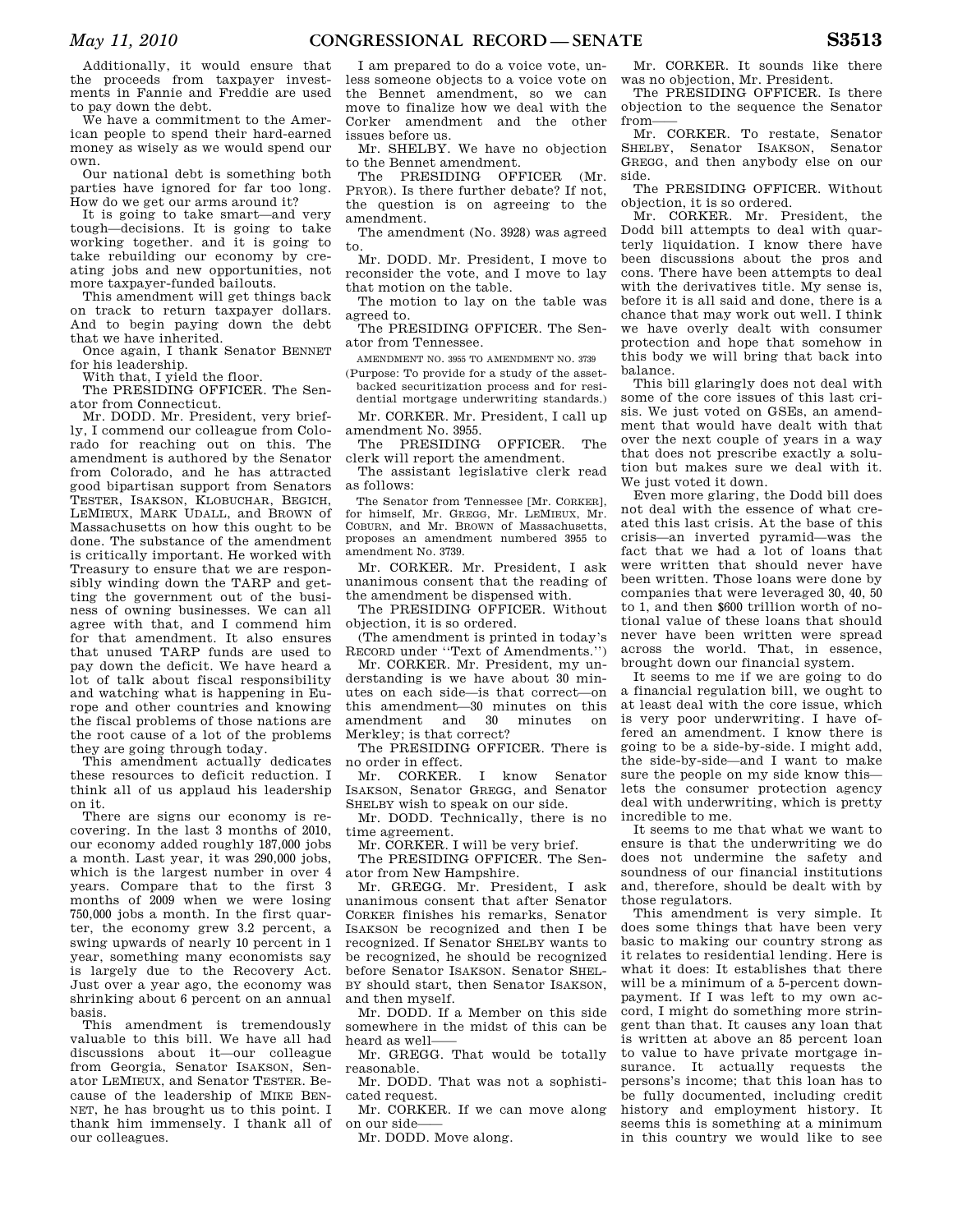Additionally, it would ensure that the proceeds from taxpayer investments in Fannie and Freddie are used to pay down the debt.

We have a commitment to the American people to spend their hard-earned money as wisely as we would spend our own.

Our national debt is something both parties have ignored for far too long. How do we get our arms around it?

It is going to take smart—and very tough—decisions. It is going to take working together. and it is going to take rebuilding our economy by creating jobs and new opportunities, not more taxpayer-funded bailouts.

This amendment will get things back on track to return taxpayer dollars. And to begin paying down the debt that we have inherited.

Once again, I thank Senator BENNET for his leadership.

With that, I yield the floor.

The PRESIDING OFFICER. The Senator from Connecticut.

Mr. DODD. Mr. President, very briefly, I commend our colleague from Colorado for reaching out on this. The amendment is authored by the Senator from Colorado, and he has attracted good bipartisan support from Senators TESTER, ISAKSON, KLOBUCHAR, BEGICH, LEMIEUX, MARK UDALL, and BROWN of Massachusetts on how this ought to be done. The substance of the amendment is critically important. He worked with Treasury to ensure that we are responsibly winding down the TARP and getting the government out of the business of owning businesses. We can all agree with that, and I commend him for that amendment. It also ensures that unused TARP funds are used to pay down the deficit. We have heard a lot of talk about fiscal responsibility and watching what is happening in Europe and other countries and knowing the fiscal problems of those nations are the root cause of a lot of the problems they are going through today.

This amendment actually dedicates these resources to deficit reduction. I think all of us applaud his leadership on it.

There are signs our economy is recovering. In the last 3 months of 2010, our economy added roughly 187,000 jobs a month. Last year, it was 290,000 jobs, which is the largest number in over 4 years. Compare that to the first 3 months of 2009 when we were losing 750,000 jobs a month. In the first quarter, the economy grew 3.2 percent, a swing upwards of nearly 10 percent in 1 year, something many economists say is largely due to the Recovery Act. Just over a year ago, the economy was shrinking about 6 percent on an annual basis.

This amendment is tremendously valuable to this bill. We have all had discussions about it—our colleague from Georgia, Senator ISAKSON, Senator LEMIEUX, and Senator TESTER. Because of the leadership of MIKE BENNET, he has brought us to this point. I thank him immensely. I thank all of our colleagues.

I am prepared to do a voice vote, unless someone objects to a voice vote on the Bennet amendment, so we can move to finalize how we deal with the Corker amendment and the other issues before us.

Mr. SHELBY. We have no objection to the Bennet amendment.

The PRESIDING OFFICER (Mr. PRYOR). Is there further debate? If not, the question is on agreeing to the amendment.

The amendment (No. 3928) was agreed to.

Mr. DODD. Mr. President, I move to reconsider the vote, and I move to lay that motion on the table.

The motion to lay on the table was agreed to.

The PRESIDING OFFICER. The Senator from Tennessee.

AMENDMENT NO. 3955 TO AMENDMENT NO. 3739

(Purpose: To provide for a study of the asset-backed securitization process and for residential mortgage underwriting standards.)

Mr. CORKER. Mr. President, I call up amendment No. 3955.

The PRESIDING OFFICER. The clerk will report the amendment.

The assistant legislative clerk read as follows:

The Senator from Tennessee [Mr. CORKER], for himself, Mr. GREGG, Mr. LEMIEUX, Mr. COBURN, and Mr. BROWN of Massachusetts, proposes an amendment numbered 3955 to amendment No. 3739.

Mr. CORKER. Mr. President, I ask unanimous consent that the reading of the amendment be dispensed with.

The PRESIDING OFFICER. Without objection, it is so ordered.

(The amendment is printed in today's RECORD under "Text of Amendments.")

Mr. CORKER. Mr. President, my understanding is we have about 30 minutes on each side—is that correct—on this amendment—30 minutes on this amendment and 30 minutes on Merkley; is that correct?

The PRESIDING OFFICER. There is no order in effect.

Mr. CORKER. I know Senator ISAKSON, Senator GREGG, and Senator SHELBY wish to speak on our side.

Mr. DODD. Technically, there is no time agreement.

Mr. CORKER. I will be very brief.

The PRESIDING OFFICER. The Senator from New Hampshire.

Mr. GREGG. Mr. President, I ask unanimous consent that after Senator CORKER finishes his remarks, Senator ISAKSON be recognized and then I be recognized. If Senator SHELBY wants to be recognized, he should be recognized before Senator ISAKSON. Senator SHELBY should start, then Senator ISAKSON, and then myself.

Mr. DODD. If a Member on this side somewhere in the midst of this can be heard as well——

Mr. GREGG. That would be totally reasonable.

Mr. DODD. That was not a sophisticated request.

Mr. CORKER. If we can move along on our side——

Mr. DODD. Move along.

Mr. CORKER. It sounds like there was no objection, Mr. President.

The PRESIDING OFFICER. Is there objection to the sequence the Senator from——

Mr. CORKER. To restate, Senator SHELBY, Senator ISAKSON, Senator GREGG, and then anybody else on our side.

The PRESIDING OFFICER. Without objection, it is so ordered.

Mr. CORKER. Mr. President, the Dodd bill attempts to deal with quarterly liquidation. I know there have been discussions about the pros and cons. There have been attempts to deal with the derivatives title. My sense is, before it is all said and done, there is a chance that may work out well. I think we have overly dealt with consumer protection and hope that somehow in this body we will bring that back into balance.

This bill glaringly does not deal with some of the core issues of this last crisis. We just voted on GSEs, an amendment that would have dealt with that over the next couple of years in a way that does not prescribe exactly a solution but makes sure we deal with it. We just voted it down.

Even more glaring, the Dodd bill does not deal with the essence of what created this last crisis. At the base of this crisis—an inverted pyramid—was the fact that we had a lot of loans that were written that should never have been written. Those loans were done by companies that were leveraged 30, 40, 50 to 1, and then $600 trillion worth of notional value of these loans that should never have been written were spread across the world. That, in essence, brought down our financial system.

It seems to me if we are going to do a financial regulation bill, we ought to at least deal with the core issue, which is very poor underwriting. I have offered an amendment. I know there is going to be a side-by-side. I might add, the side-by-side—and I want to make sure the people on my side know this—lets the consumer protection agency deal with underwriting, which is pretty incredible to me.

It seems to me that what we want to ensure is that the underwriting we do does not undermine the safety and soundness of our financial institutions and, therefore, should be dealt with by those regulators.

This amendment is very simple. It does some things that have been very basic to making our country strong as it relates to residential lending. Here is what it does: It establishes that there will be a minimum of a 5-percent downpayment. If I was left to my own accord, I might do something more stringent than that. It causes any loan that is written at above an 85 percent loan to value to have private mortgage insurance. It actually requests the persons's income; that this loan has to be fully documented, including credit history and employment history. It seems this is something at a minimum in this country we would like to see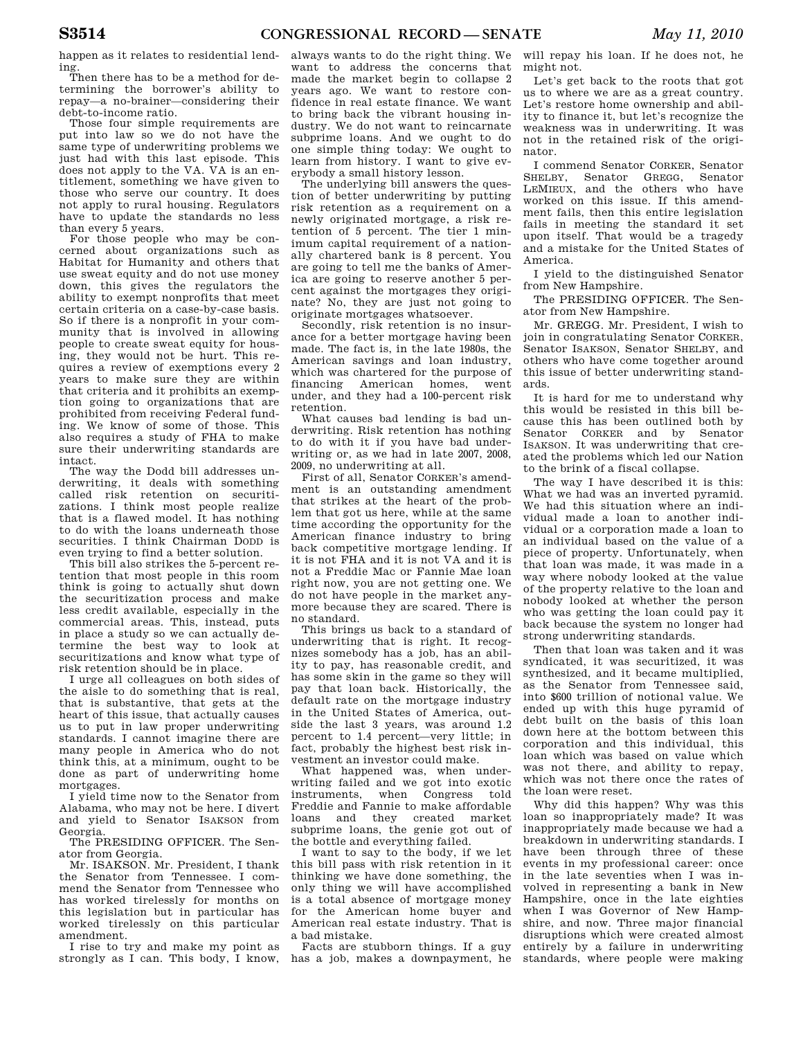happen as it relates to residential lending.

Then there has to be a method for determining the borrower's ability to repay—a no-brainer—considering their debt-to-income ratio.

Those four simple requirements are put into law so we do not have the same type of underwriting problems we just had with this last episode. This does not apply to the VA. VA is an entitlement, something we have given to those who serve our country. It does not apply to rural housing. Regulators have to update the standards no less than every 5 years.

For those people who may be concerned about organizations such as Habitat for Humanity and others that use sweat equity and do not use money down, this gives the regulators the ability to exempt nonprofits that meet certain criteria on a case-by-case basis. So if there is a nonprofit in your community that is involved in allowing people to create sweat equity for housing, they would not be hurt. This requires a review of exemptions every 2 years to make sure they are within that criteria and it prohibits an exemption going to organizations that are prohibited from receiving Federal funding. We know of some of those. This also requires a study of FHA to make sure their underwriting standards are intact.

The way the Dodd bill addresses underwriting, it deals with something called risk retention on securitizations. I think most people realize that is a flawed model. It has nothing to do with the loans underneath those securities. I think Chairman DODD is even trying to find a better solution.

This bill also strikes the 5-percent retention that most people in this room think is going to actually shut down the securitization process and make less credit available, especially in the commercial areas. This, instead, puts in place a study so we can actually determine the best way to look at securitizations and know what type of risk retention should be in place.

I urge all colleagues on both sides of the aisle to do something that is real, that is substantive, that gets at the heart of this issue, that actually causes us to put in law proper underwriting standards. I cannot imagine there are many people in America who do not think this, at a minimum, ought to be done as part of underwriting home mortgages.

I yield time now to the Senator from Alabama, who may not be here. I divert and yield to Senator ISAKSON from Georgia.

The PRESIDING OFFICER. The Senator from Georgia.

Mr. ISAKSON. Mr. President, I thank the Senator from Tennessee. I commend the Senator from Tennessee who has worked tirelessly for months on this legislation but in particular has worked tirelessly on this particular amendment.

I rise to try and make my point as strongly as I can. This body, I know, always wants to do the right thing. We want to address the concerns that made the market begin to collapse 2 years ago. We want to restore confidence in real estate finance. We want to bring back the vibrant housing industry. We do not want to reincarnate subprime loans. And we ought to do one simple thing today: We ought to learn from history. I want to give everybody a small history lesson.

The underlying bill answers the question of better underwriting by putting risk retention as a requirement on a newly originated mortgage, a risk retention of 5 percent. The tier 1 minimum capital requirement of a nationally chartered bank is 8 percent. You are going to tell me the banks of America are going to reserve another 5 percent against the mortgages they originate? No, they are just not going to originate mortgages whatsoever.

Secondly, risk retention is no insurance for a better mortgage having been made. The fact is, in the late 1980s, the American savings and loan industry, which was chartered for the purpose of financing American homes, went under, and they had a 100-percent risk retention.

What causes bad lending is bad underwriting. Risk retention has nothing to do with it if you have bad underwriting or, as we had in late 2007, 2008, 2009, no underwriting at all.

First of all, Senator CORKER's amendment is an outstanding amendment that strikes at the heart of the problem that got us here, while at the same time according the opportunity for the American finance industry to bring back competitive mortgage lending. If it is not FHA and it is not VA and it is not a Freddie Mac or Fannie Mae loan right now, you are not getting one. We do not have people in the market anymore because they are scared. There is no standard.

This brings us back to a standard of underwriting that is right. It recognizes somebody has a job, has an ability to pay, has reasonable credit, and has some skin in the game so they will pay that loan back. Historically, the default rate on the mortgage industry in the United States of America, outside the last 3 years, was around 1.2 percent to 1.4 percent—very little; in fact, probably the highest best risk investment an investor could make.

What happened was, when underwriting failed and we got into exotic instruments, when Congress told Freddie and Fannie to make affordable loans and they created market subprime loans, the genie got out of the bottle and everything failed.

I want to say to the body, if we let this bill pass with risk retention in it thinking we have done something, the only thing we will have accomplished is a total absence of mortgage money for the American home buyer and American real estate industry. That is a bad mistake.

Facts are stubborn things. If a guy has a job, makes a downpayment, he will repay his loan. If he does not, he might not.

Let's get back to the roots that got us to where we are as a great country. Let's restore home ownership and ability to finance it, but let's recognize the weakness was in underwriting. It was not in the retained risk of the originator.

I commend Senator CORKER, Senator SHELBY, Senator GREGG, Senator LEMIEUX, and the others who have worked on this issue. If this amendment fails, then this entire legislation fails in meeting the standard it set upon itself. That would be a tragedy and a mistake for the United States of America.

I yield to the distinguished Senator from New Hampshire.

The PRESIDING OFFICER. The Senator from New Hampshire.

Mr. GREGG. Mr. President, I wish to join in congratulating Senator CORKER, Senator ISAKSON, Senator SHELBY, and others who have come together around this issue of better underwriting standards.

It is hard for me to understand why this would be resisted in this bill because this has been outlined both by Senator CORKER and by Senator ISAKSON. It was underwriting that created the problems which led our Nation to the brink of a fiscal collapse.

The way I have described it is this: What we had was an inverted pyramid. We had this situation where an individual made a loan to another individual or a corporation made a loan to an individual based on the value of a piece of property. Unfortunately, when that loan was made, it was made in a way where nobody looked at the value of the property relative to the loan and nobody looked at whether the person who was getting the loan could pay it back because the system no longer had strong underwriting standards.

Then that loan was taken and it was syndicated, it was securitized, it was synthesized, and it became multiplied, as the Senator from Tennessee said, into $600 trillion of notional value. We ended up with this huge pyramid of debt built on the basis of this loan down here at the bottom between this corporation and this individual, this loan which was based on value which was not there, and ability to repay, which was not there once the rates of the loan were reset.

Why did this happen? Why was this loan so inappropriately made? It was inappropriately made because we had a breakdown in underwriting standards. I have been through three of these events in my professional career: once in the late seventies when I was involved in representing a bank in New Hampshire, once in the late eighties when I was Governor of New Hampshire, and now. Three major financial disruptions which were created almost entirely by a failure in underwriting standards, where people were making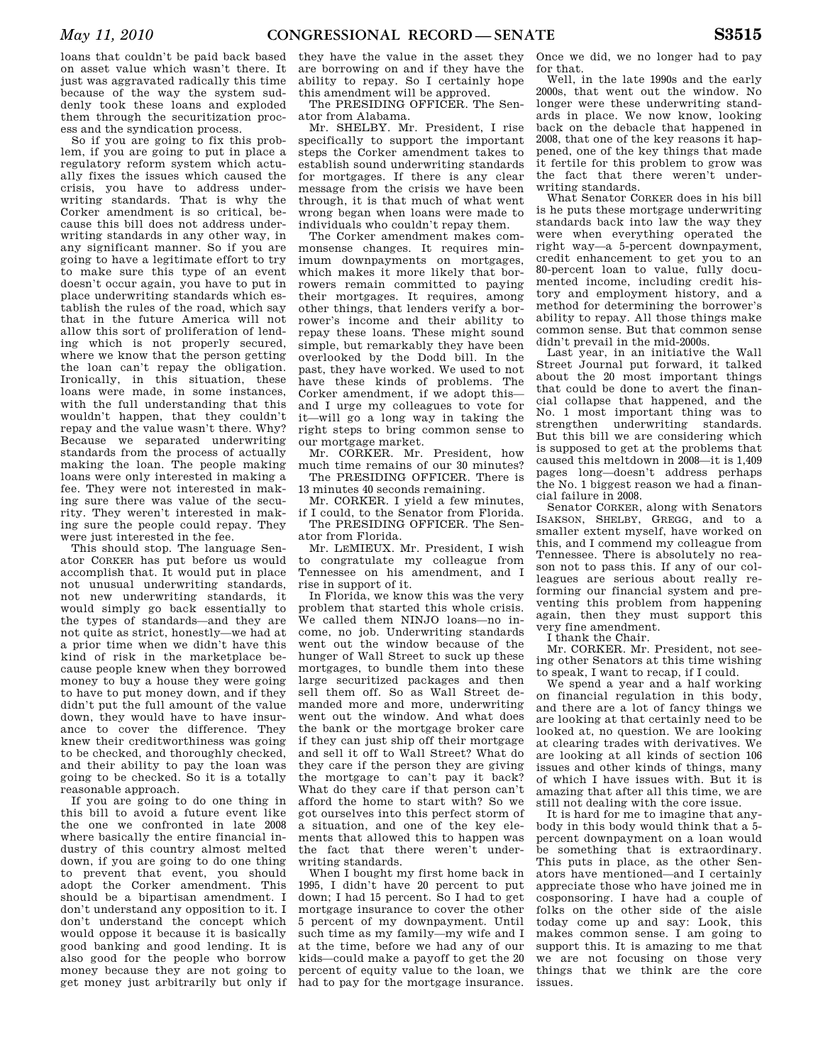loans that couldn't be paid back based on asset value which wasn't there. It just was aggravated radically this time because of the way the system suddenly took these loans and exploded them through the securitization process and the syndication process.

So if you are going to fix this problem, if you are going to put in place a regulatory reform system which actually fixes the issues which caused the crisis, you have to address underwriting standards. That is why the Corker amendment is so critical, because this bill does not address underwriting standards in any other way, in any significant manner. So if you are going to have a legitimate effort to try to make sure this type of an event doesn't occur again, you have to put in place underwriting standards which establish the rules of the road, which say that in the future America will not allow this sort of proliferation of lending which is not properly secured, where we know that the person getting the loan can't repay the obligation. Ironically, in this situation, these loans were made, in some instances, with the full understanding that this wouldn't happen, that they couldn't repay and the value wasn't there. Why? Because we separated underwriting standards from the process of actually making the loan. The people making loans were only interested in making a fee. They were not interested in making sure there was value of the security. They weren't interested in making sure the people could repay. They were just interested in the fee.

This should stop. The language Senator CORKER has put before us would accomplish that. It would put in place not unusual underwriting standards, not new underwriting standards, it would simply go back essentially to the types of standards—and they are not quite as strict, honestly—we had at a prior time when we didn't have this kind of risk in the marketplace because people knew when they borrowed money to buy a house they were going to have to put money down, and if they didn't put the full amount of the value down, they would have to have insurance to cover the difference. They knew their creditworthiness was going to be checked, and thoroughly checked, and their ability to pay the loan was going to be checked. So it is a totally reasonable approach.

If you are going to do one thing in this bill to avoid a future event like the one we confronted in late 2008 where basically the entire financial industry of this country almost melted down, if you are going to do one thing to prevent that event, you should adopt the Corker amendment. This should be a bipartisan amendment. I don't understand any opposition to it. I don't understand the concept which would oppose it because it is basically good banking and good lending. It is also good for the people who borrow money because they are not going to get money just arbitrarily but only if they have the value in the asset they are borrowing on and if they have the ability to repay. So I certainly hope this amendment will be approved.

The PRESIDING OFFICER. The Senator from Alabama.

Mr. SHELBY. Mr. President, I rise specifically to support the important steps the Corker amendment takes to establish sound underwriting standards for mortgages. If there is any clear message from the crisis we have been through, it is that much of what went wrong began when loans were made to individuals who couldn't repay them.

The Corker amendment makes commonsense changes. It requires minimum downpayments on mortgages, which makes it more likely that borrowers remain committed to paying their mortgages. It requires, among other things, that lenders verify a borrower's income and their ability to repay these loans. These might sound simple, but remarkably they have been overlooked by the Dodd bill. In the past, they have worked. We used to not have these kinds of problems. The Corker amendment, if we adopt this—and I urge my colleagues to vote for it—will go a long way in taking the right steps to bring common sense to our mortgage market.

Mr. CORKER. Mr. President, how much time remains of our 30 minutes?

The PRESIDING OFFICER. There is 13 minutes 40 seconds remaining.

Mr. CORKER. I yield a few minutes, if I could, to the Senator from Florida.

The PRESIDING OFFICER. The Senator from Florida.

Mr. LEMIEUX. Mr. President, I wish to congratulate my colleague from Tennessee on his amendment, and I rise in support of it.

In Florida, we know this was the very problem that started this whole crisis. We called them NINJO loans—no income, no job. Underwriting standards went out the window because of the hunger of Wall Street to suck up these mortgages, to bundle them into these large securitized packages and then sell them off. So as Wall Street demanded more and more, underwriting went out the window. And what does the bank or the mortgage broker care if they can just ship off their mortgage and sell it off to Wall Street? What do they care if the person they are giving the mortgage to can't pay it back? What do they care if that person can't afford the home to start with? So we got ourselves into this perfect storm of a situation, and one of the key elements that allowed this to happen was the fact that there weren't underwriting standards.

When I bought my first home back in 1995, I didn't have 20 percent to put down; I had 15 percent. So I had to get mortgage insurance to cover the other 5 percent of my downpayment. Until such time as my family—my wife and I at the time, before we had any of our kids—could make a payoff to get the 20 percent of equity value to the loan, we had to pay for the mortgage insurance. Once we did, we no longer had to pay for that.

Well, in the late 1990s and the early 2000s, that went out the window. No longer were these underwriting standards in place. We now know, looking back on the debacle that happened in 2008, that one of the key reasons it happened, one of the key things that made it fertile for this problem to grow was the fact that there weren't underwriting standards.

What Senator CORKER does in his bill is he puts these mortgage underwriting standards back into law the way they were when everything operated the right way—a 5-percent downpayment, credit enhancement to get you to an 80-percent loan to value, fully documented income, including credit history and employment history, and a method for determining the borrower's ability to repay. All those things make common sense. But that common sense didn't prevail in the mid-2000s.

Last year, in an initiative the Wall Street Journal put forward, it talked about the 20 most important things that could be done to avert the financial collapse that happened, and the No. 1 most important thing was to strengthen underwriting standards. But this bill we are considering which is supposed to get at the problems that caused this meltdown in 2008—it is 1,409 pages long—doesn't address perhaps the No. 1 biggest reason we had a financial failure in 2008.

Senator CORKER, along with Senators ISAKSON, SHELBY, GREGG, and to a smaller extent myself, have worked on this, and I commend my colleague from Tennessee. There is absolutely no reason not to pass this. If any of our colleagues are serious about really reforming our financial system and preventing this problem from happening again, then they must support this very fine amendment.

I thank the Chair.

Mr. CORKER. Mr. President, not seeing other Senators at this time wishing to speak, I want to recap, if I could.

We spend a year and a half working on financial regulation in this body, and there are a lot of fancy things we are looking at that certainly need to be looked at, no question. We are looking at clearing trades with derivatives. We are looking at all kinds of section 106 issues and other kinds of things, many of which I have issues with. But it is amazing that after all this time, we are still not dealing with the core issue.

It is hard for me to imagine that anybody in this body would think that a 5-percent downpayment on a loan would be something that is extraordinary. This puts in place, as the other Senators have mentioned—and I certainly appreciate those who have joined me in cosponsoring. I have had a couple of folks on the other side of the aisle today come up and say: Look, this makes common sense. I am going to support this. It is amazing to me that we are not focusing on those very things that we think are the core issues.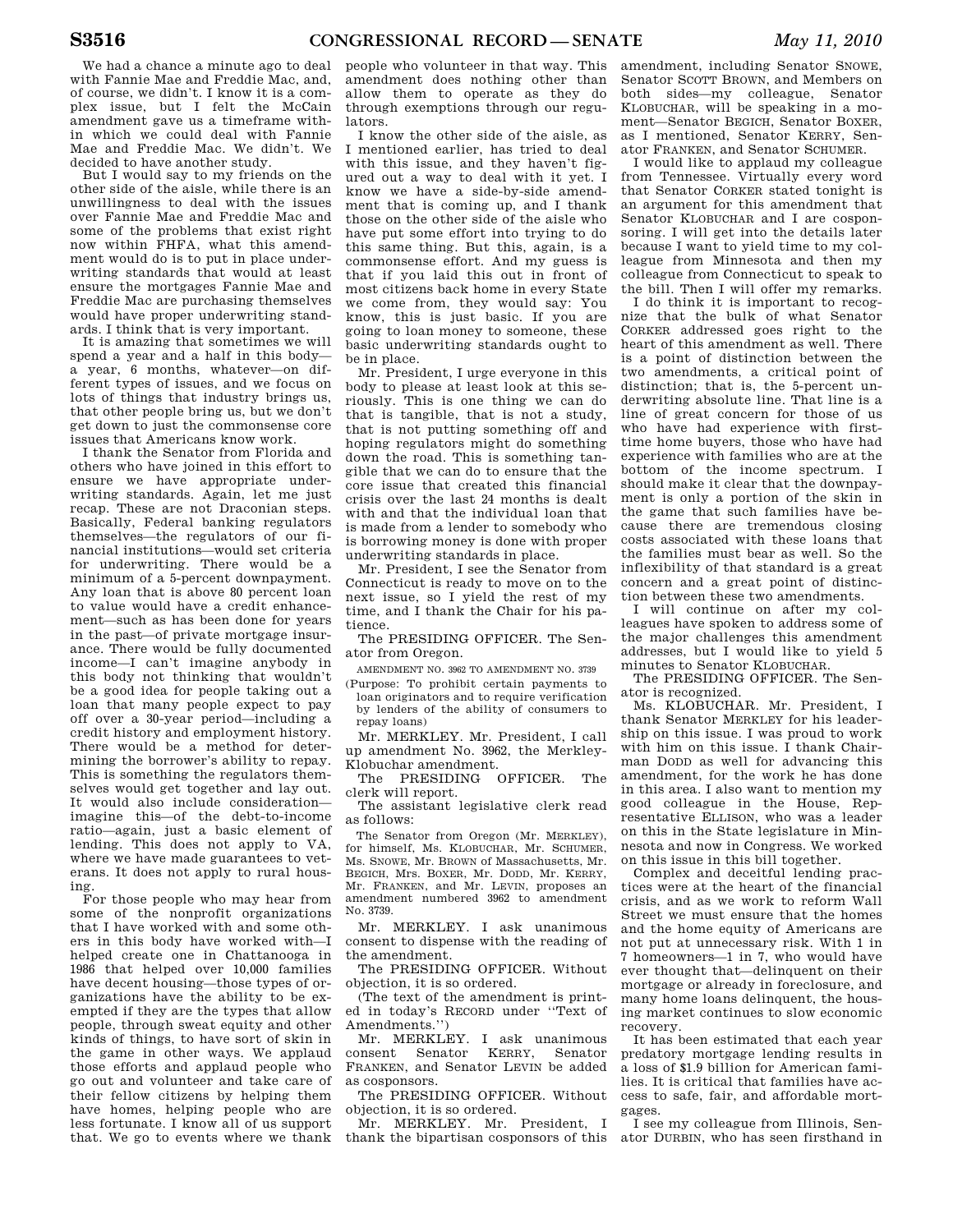We had a chance a minute ago to deal with Fannie Mae and Freddie Mac, and, of course, we didn't. I know it is a complex issue, but I felt the McCain amendment gave us a timeframe within which we could deal with Fannie Mae and Freddie Mac. We didn't. We decided to have another study.

But I would say to my friends on the other side of the aisle, while there is an unwillingness to deal with the issues over Fannie Mae and Freddie Mac and some of the problems that exist right now within FHFA, what this amendment would do is to put in place underwriting standards that would at least ensure the mortgages Fannie Mae and Freddie Mac are purchasing themselves would have proper underwriting standards. I think that is very important.

It is amazing that sometimes we will spend a year and a half in this body—a year, 6 months, whatever—on different types of issues, and we focus on lots of things that industry brings us, that other people bring us, but we don't get down to just the commonsense core issues that Americans know work.

I thank the Senator from Florida and others who have joined in this effort to ensure we have appropriate underwriting standards. Again, let me just recap. These are not Draconian steps. Basically, Federal banking regulators themselves—the regulators of our financial institutions—would set criteria for underwriting. There would be a minimum of a 5-percent downpayment. Any loan that is above 80 percent loan to value would have a credit enhancement—such as has been done for years in the past—of private mortgage insurance. There would be fully documented income—I can't imagine anybody in this body not thinking that wouldn't be a good idea for people taking out a loan that many people expect to pay off over a 30-year period—including a credit history and employment history. There would be a method for determining the borrower's ability to repay. This is something the regulators themselves would get together and lay out. It would also include consideration—imagine this—of the debt-to-income ratio—again, just a basic element of lending. This does not apply to VA, where we have made guarantees to veterans. It does not apply to rural housing.

For those people who may hear from some of the nonprofit organizations that I have worked with and some others in this body have worked with—I helped create one in Chattanooga in 1986 that helped over 10,000 families have decent housing—those types of organizations have the ability to be exempted if they are the types that allow people, through sweat equity and other kinds of things, to have sort of skin in the game in other ways. We applaud those efforts and applaud people who go out and volunteer and take care of their fellow citizens by helping them have homes, helping people who are less fortunate. I know all of us support that. We go to events where we thank people who volunteer in that way. This amendment does nothing other than allow them to operate as they do through exemptions through our regulators.

I know the other side of the aisle, as I mentioned earlier, has tried to deal with this issue, and they haven't figured out a way to deal with it yet. I know we have a side-by-side amendment that is coming up, and I thank those on the other side of the aisle who have put some effort into trying to do this same thing. But this, again, is a commonsense effort. And my guess is that if you laid this out in front of most citizens back home in every State we come from, they would say: You know, this is just basic. If you are going to loan money to someone, these basic underwriting standards ought to be in place.

Mr. President, I urge everyone in this body to please at least look at this seriously. This is one thing we can do that is tangible, that is not a study, that is not putting something off and hoping regulators might do something down the road. This is something tangible that we can do to ensure that the core issue that created this financial crisis over the last 24 months is dealt with and that the individual loan that is made from a lender to somebody who is borrowing money is done with proper underwriting standards in place.

Mr. President, I see the Senator from Connecticut is ready to move on to the next issue, so I yield the rest of my time, and I thank the Chair for his patience.

The PRESIDING OFFICER. The Senator from Oregon.

AMENDMENT NO. 3962 TO AMENDMENT NO. 3739

(Purpose: To prohibit certain payments to loan originators and to require verification by lenders of the ability of consumers to repay loans)

Mr. MERKLEY. Mr. President, I call up amendment No. 3962, the Merkley-Klobuchar amendment.

The PRESIDING OFFICER. The clerk will report.

The assistant legislative clerk read as follows:

The Senator from Oregon (Mr. MERKLEY), for himself, Ms. KLOBUCHAR, Mr. SCHUMER, Ms. SNOWE, Mr. BROWN of Massachusetts, Mr. BEGICH, Mrs. BOXER, Mr. DODD, Mr. KERRY, Mr. FRANKEN, and Mr. LEVIN, proposes an amendment numbered 3962 to amendment No. 3739.

Mr. MERKLEY. I ask unanimous consent to dispense with the reading of the amendment.

The PRESIDING OFFICER. Without objection, it is so ordered.

(The text of the amendment is printed in today's RECORD under "Text of Amendments.")

Mr. MERKLEY. I ask unanimous consent Senator KERRY, Senator FRANKEN, and Senator LEVIN be added as cosponsors.

The PRESIDING OFFICER. Without objection, it is so ordered.

Mr. MERKLEY. Mr. President, I thank the bipartisan cosponsors of this amendment, including Senator SNOWE, Senator SCOTT BROWN, and Members on both sides—my colleague, Senator KLOBUCHAR, will be speaking in a moment—Senator BEGICH, Senator BOXER, as I mentioned, Senator KERRY, Senator FRANKEN, and Senator SCHUMER.

I would like to applaud my colleague from Tennessee. Virtually every word that Senator CORKER stated tonight is an argument for this amendment that Senator KLOBUCHAR and I are cosponsoring. I will get into the details later because I want to yield time to my colleague from Minnesota and then my colleague from Connecticut to speak to the bill. Then I will offer my remarks.

I do think it is important to recognize that the bulk of what Senator CORKER addressed goes right to the heart of this amendment as well. There is a point of distinction between the two amendments, a critical point of distinction; that is, the 5-percent underwriting absolute line. That line is a line of great concern for those of us who have had experience with first-time home buyers, those who have had experience with families who are at the bottom of the income spectrum. I should make it clear that the downpayment is only a portion of the skin in the game that such families have because there are tremendous closing costs associated with these loans that the families must bear as well. So the inflexibility of that standard is a great concern and a great point of distinction between these two amendments.

I will continue on after my colleagues have spoken to address some of the major challenges this amendment addresses, but I would like to yield 5 minutes to Senator KLOBUCHAR.

The PRESIDING OFFICER. The Senator is recognized.

Ms. KLOBUCHAR. Mr. President, I thank Senator MERKLEY for his leadership on this issue. I was proud to work with him on this issue. I thank Chairman DODD as well for advancing this amendment, for the work he has done in this area. I also want to mention my good colleague in the House, Representative ELLISON, who was a leader on this in the State legislature in Minnesota and now in Congress. We worked on this issue in this bill together.

Complex and deceitful lending practices were at the heart of the financial crisis, and as we work to reform Wall Street we must ensure that the homes and the home equity of Americans are not put at unnecessary risk. With 1 in 7 homeowners—1 in 7, who would have ever thought that—delinquent on their mortgage or already in foreclosure, and many home loans delinquent, the housing market continues to slow economic recovery.

It has been estimated that each year predatory mortgage lending results in a loss of $1.9 billion for American families. It is critical that families have access to safe, fair, and affordable mortgages.

I see my colleague from Illinois, Senator DURBIN, who has seen firsthand in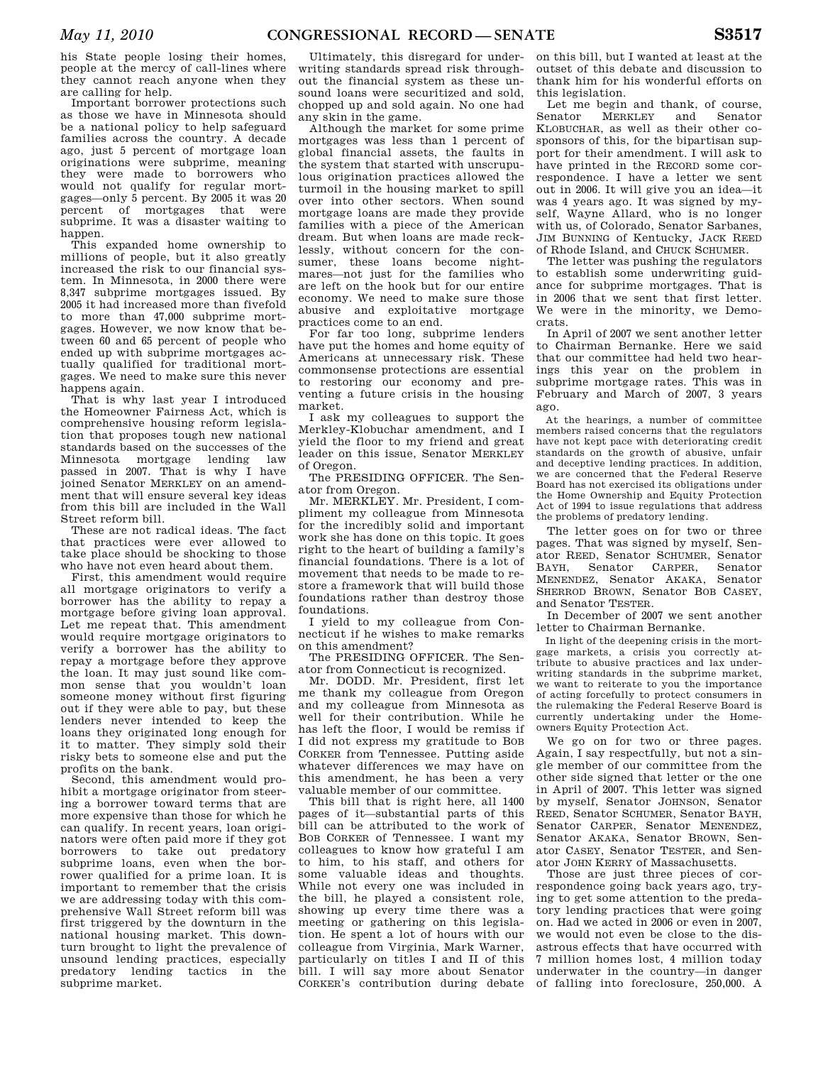his State people losing their homes, people at the mercy of call-lines where they cannot reach anyone when they are calling for help.

Important borrower protections such as those we have in Minnesota should be a national policy to help safeguard families across the country. A decade ago, just 5 percent of mortgage loan originations were subprime, meaning they were made to borrowers who would not qualify for regular mortgages—only 5 percent. By 2005 it was 20 percent of mortgages that were subprime. It was a disaster waiting to happen.

This expanded home ownership to millions of people, but it also greatly increased the risk to our financial system. In Minnesota, in 2000 there were 8,347 subprime mortgages issued. By 2005 it had increased more than fivefold to more than 47,000 subprime mortgages. However, we now know that between 60 and 65 percent of people who ended up with subprime mortgages actually qualified for traditional mortgages. We need to make sure this never happens again.

That is why last year I introduced the Homeowner Fairness Act, which is comprehensive housing reform legislation that proposes tough new national standards based on the successes of the Minnesota mortgage lending law passed in 2007. That is why I have joined Senator MERKLEY on an amendment that will ensure several key ideas from this bill are included in the Wall Street reform bill.

These are not radical ideas. The fact that practices were ever allowed to take place should be shocking to those who have not even heard about them.

First, this amendment would require all mortgage originators to verify a borrower has the ability to repay a mortgage before giving loan approval. Let me repeat that. This amendment would require mortgage originators to verify a borrower has the ability to repay a mortgage before they approve the loan. It may just sound like common sense that you wouldn't loan someone money without first figuring out if they were able to pay, but these lenders never intended to keep the loans they originated long enough for it to matter. They simply sold their risky bets to someone else and put the profits on the bank.

Second, this amendment would prohibit a mortgage originator from steering a borrower toward terms that are more expensive than those for which he can qualify. In recent years, loan originators were often paid more if they got borrowers to take out predatory subprime loans, even when the borrower qualified for a prime loan. It is important to remember that the crisis we are addressing today with this comprehensive Wall Street reform bill was first triggered by the downturn in the national housing market. This downturn brought to light the prevalence of unsound lending practices, especially predatory lending tactics in the subprime market.

Ultimately, this disregard for underwriting standards spread risk throughout the financial system as these unsound loans were securitized and sold, chopped up and sold again. No one had any skin in the game.

Although the market for some prime mortgages was less than 1 percent of global financial assets, the faults in the system that started with unscrupulous origination practices allowed the turmoil in the housing market to spill over into other sectors. When sound mortgage loans are made they provide families with a piece of the American dream. But when loans are made recklessly, without concern for the consumer, these loans become nightmares—not just for the families who are left on the hook but for our entire economy. We need to make sure those abusive and exploitative mortgage practices come to an end.

For far too long, subprime lenders have put the homes and home equity of Americans at unnecessary risk. These commonsense protections are essential to restoring our economy and preventing a future crisis in the housing market.

I ask my colleagues to support the Merkley-Klobuchar amendment, and I yield the floor to my friend and great leader on this issue, Senator MERKLEY of Oregon.

The PRESIDING OFFICER. The Senator from Oregon.

Mr. MERKLEY. Mr. President, I compliment my colleague from Minnesota for the incredibly solid and important work she has done on this topic. It goes right to the heart of building a family's financial foundations. There is a lot of movement that needs to be made to restore a framework that will build those foundations rather than destroy those foundations.

I yield to my colleague from Connecticut if he wishes to make remarks on this amendment?

The PRESIDING OFFICER. The Senator from Connecticut is recognized.

Mr. DODD. Mr. President, first let me thank my colleague from Oregon and my colleague from Minnesota as well for their contribution. While he has left the floor, I would be remiss if I did not express my gratitude to BOB CORKER from Tennessee. Putting aside whatever differences we may have on this amendment, he has been a very valuable member of our committee.

This bill that is right here, all 1400 pages of it—substantial parts of this bill can be attributed to the work of BOB CORKER of Tennessee. I want my colleagues to know how grateful I am to him, to his staff, and others for some valuable ideas and thoughts. While not every one was included in the bill, he played a consistent role, showing up every time there was a meeting or gathering on this legislation. He spent a lot of hours with our colleague from Virginia, Mark Warner, particularly on titles I and II of this bill. I will say more about Senator CORKER's contribution during debate on this bill, but I wanted at least at the outset of this debate and discussion to thank him for his wonderful efforts on this legislation.

Let me begin and thank, of course, Senator MERKLEY and Senator KLOBUCHAR, as well as their other cosponsors of this, for the bipartisan support for their amendment. I will ask to have printed in the RECORD some correspondence. I have a letter we sent out in 2006. It will give you an idea—it was 4 years ago. It was signed by myself, Wayne Allard, who is no longer with us, of Colorado, Senator Sarbanes, JIM BUNNING of Kentucky, JACK REED of Rhode Island, and CHUCK SCHUMER.

The letter was pushing the regulators to establish some underwriting guidance for subprime mortgages. That is in 2006 that we sent that first letter. We were in the minority, we Democrats.

In April of 2007 we sent another letter to Chairman Bernanke. Here we said that our committee had held two hearings this year on the problem in subprime mortgage rates. This was in February and March of 2007, 3 years ago.

> At the hearings, a number of committee members raised concerns that the regulators have not kept pace with deteriorating credit standards on the growth of abusive, unfair and deceptive lending practices. In addition, we are concerned that the Federal Reserve Board has not exercised its obligations under the Home Ownership and Equity Protection Act of 1994 to issue regulations that address the problems of predatory lending.

The letter goes on for two or three pages. That was signed by myself, Senator REED, Senator SCHUMER, Senator BAYH, Senator CARPER, Senator MENENDEZ, Senator AKAKA, Senator SHERROD BROWN, Senator BOB CASEY, and Senator TESTER.

In December of 2007 we sent another letter to Chairman Bernanke.

> In light of the deepening crisis in the mortgage markets, a crisis you correctly attribute to abusive practices and lax underwriting standards in the subprime market, we want to reiterate to you the importance of acting forcefully to protect consumers in the rulemaking the Federal Reserve Board is currently undertaking under the Homeowners Equity Protection Act.

We go on for two or three pages. Again, I say respectfully, but not a single member of our committee from the other side signed that letter or the one in April of 2007. This letter was signed by myself, Senator JOHNSON, Senator REED, Senator SCHUMER, Senator BAYH, Senator CARPER, Senator MENENDEZ, Senator AKAKA, Senator BROWN, Senator CASEY, Senator TESTER, and Senator JOHN KERRY of Massachusetts.

Those are just three pieces of correspondence going back years ago, trying to get some attention to the predatory lending practices that were going on. Had we acted in 2006 or even in 2007, we would not even be close to the disastrous effects that have occurred with 7 million homes lost, 4 million today underwater in the country—in danger of falling into foreclosure, 250,000. A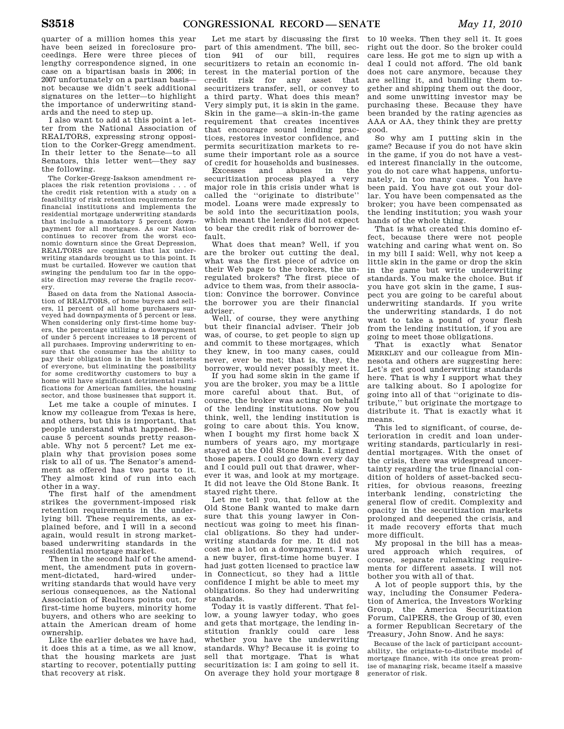quarter of a million homes this year have been seized in foreclosure proceedings. Here were three pieces of lengthy correspondence signed, in one case on a bipartisan basis in 2006; in 2007 unfortunately on a partisan basis—not because we didn't seek additional signatures on the letter—to highlight the importance of underwriting standards and the need to step up.

I also want to add at this point a letter from the National Association of REALTORS, expressing strong opposition to the Corker-Gregg amendment. In their letter to the Senate—to all Senators, this letter went—they say the following.

> The Corker-Gregg-Isakson amendment replaces the risk retention provisions . . . of the credit risk retention with a study on a feasibility of risk retention requirements for financial institutions and implements the residential mortgage underwriting standards that include a mandatory 5 percent downpayment for all mortgages. As our Nation continues to recover from the worst economic downturn since the Great Depression, REALTORS are cognizant that lax underwriting standards brought us to this point. It must be curtailed. However we caution that swinging the pendulum too far in the opposite direction may reverse the fragile recovery.
>
> Based on data from the National Association of REALTORS, of home buyers and sellers, 11 percent of all home purchasers surveyed had downpayments of 5 percent or less. When considering only first-time home buyers, the percentage utilizing a downpayment of under 5 percent increases to 18 percent of all purchases. Improving underwriting to ensure that the consumer has the ability to pay their obligation is in the best interests of everyone, but eliminating the possibility for some creditworthy customers to buy a home will have significant detrimental ramifications for American families, the housing sector, and those businesses that support it.

Let me take a couple of minutes. I know my colleague from Texas is here, and others, but this is important, that people understand what happened. Because 5 percent sounds pretty reasonable. Why not 5 percent? Let me explain why that provision poses some risk to all of us. The Senator's amendment as offered has two parts to it. They almost kind of run into each other in a way.

The first half of the amendment strikes the government-imposed risk retention requirements in the underlying bill. These requirements, as explained before, and I will in a second again, would result in strong market-based underwriting standards in the residential mortgage market.

Then in the second half of the amendment, the amendment puts in government-dictated, hard-wired underwriting standards that would have very serious consequences, as the National Association of Realtors points out, for first-time home buyers, minority home buyers, and others who are seeking to attain the American dream of home ownership.

Like the earlier debates we have had, it does this at a time, as we all know, that the housing markets are just starting to recover, potentially putting that recovery at risk.

Let me start by discussing the first part of this amendment. The bill, section 941 of our bill, requires securitizers to retain an economic interest in the material portion of the credit risk for any asset that securitizers transfer, sell, or convey to a third party. What does this mean? Very simply put, it is skin in the game. Skin in the game—a skin-in-the game requirement that creates incentives that encourage sound lending practices, restores investor confidence, and permits securitization markets to resume their important role as a source of credit for households and businesses.

Excesses and abuses in the securitization process played a very major role in this crisis under what is called the ''originate to distribute'' model. Loans were made expressly to be sold into the securitization pools, which meant the lenders did not expect to bear the credit risk of borrower default.

What does that mean? Well, if you are the broker out cutting the deal, what was the first piece of advice on their Web page to the brokers, the unregulated brokers? The first piece of advice to them was, from their association: Convince the borrower. Convince the borrower you are their financial adviser.

Well, of course, they were anything but their financial adviser. Their job was, of course, to get people to sign up and commit to these mortgages, which they knew, in too many cases, could never, ever be met; that is, they, the borrower, would never possibly meet it.

If you had some skin in the game if you are the broker, you may be a little more careful about that. But, of course, the broker was acting on behalf of the lending institutions. Now you think, well, the lending institution is going to care about this. You know, when I bought my first home back X numbers of years ago, my mortgage stayed at the Old Stone Bank. I signed those papers. I could go down every day and I could pull out that drawer, wherever it was, and look at my mortgage. It did not leave the Old Stone Bank. It stayed right there.

Let me tell you, that fellow at the Old Stone Bank wanted to make darn sure that this young lawyer in Connecticut was going to meet his financial obligations. So they had underwriting standards for me. It did not cost me a lot on a downpayment. I was a new buyer, first-time home buyer. I had just gotten licensed to practice law in Connecticut, so they had a little confidence I might be able to meet my obligations. So they had underwriting standards.

Today it is vastly different. That fellow, a young lawyer today, who goes and gets that mortgage, the lending institution frankly could care less whether you have the underwriting standards. Why? Because it is going to sell that mortgage. That is what securitization is: I am going to sell it. On average they hold your mortgage 8 to 10 weeks. Then they sell it. It goes right out the door. So the broker could care less. He got me to sign up with a deal I could not afford. The old bank does not care anymore, because they are selling it, and bundling them together and shipping them out the door, and some unwitting investor may be purchasing these. Because they have been branded by the rating agencies as AAA or AA, they think they are pretty good.

So why am I putting skin in the game? Because if you do not have skin in the game, if you do not have a vested interest financially in the outcome, you do not care what happens, unfortunately, in too many cases. You have been paid. You have got out your dollar. You have been compensated as the broker; you have been compensated as the lending institution; you wash your hands of the whole thing.

That is what created this domino effect, because there were not people watching and caring what went on. So in my bill I said: Well, why not keep a little skin in the game or drop the skin in the game but write underwriting standards. You make the choice. But if you have got skin in the game, I suspect you are going to be careful about underwriting standards. If you write the underwriting standards, I do not want to take a pound of your flesh from the lending institution, if you are going to meet those obligations.

That is exactly what Senator MERKLEY and our colleague from Minnesota and others are suggesting here: Let's get good underwriting standards here. That is why I support what they are talking about. So I apologize for going into all of that ''originate to distribute,'' but originate the mortgage to distribute it. That is exactly what it means.

This led to significant, of course, deterioration in credit and loan underwriting standards, particularly in residential mortgages. With the onset of the crisis, there was widespread uncertainty regarding the true financial condition of holders of asset-backed securities, for obvious reasons, freezing interbank lending, constricting the general flow of credit. Complexity and opacity in the securitization markets prolonged and deepened the crisis, and it made recovery efforts that much more difficult.

My proposal in the bill has a measured approach which requires, of course, separate rulemaking requirements for different assets. I will not bother you with all of that.

A lot of people support this, by the way, including the Consumer Federation of America, the Investors Working Group, the America Securitization Forum, CalPERS, the Group of 30, even a former Republican Secretary of the Treasury, John Snow. And he says:

> Because of the lack of participant accountability, the originate-to-distribute model of mortgage finance, with its once great promise of managing risk, became itself a massive generator of risk.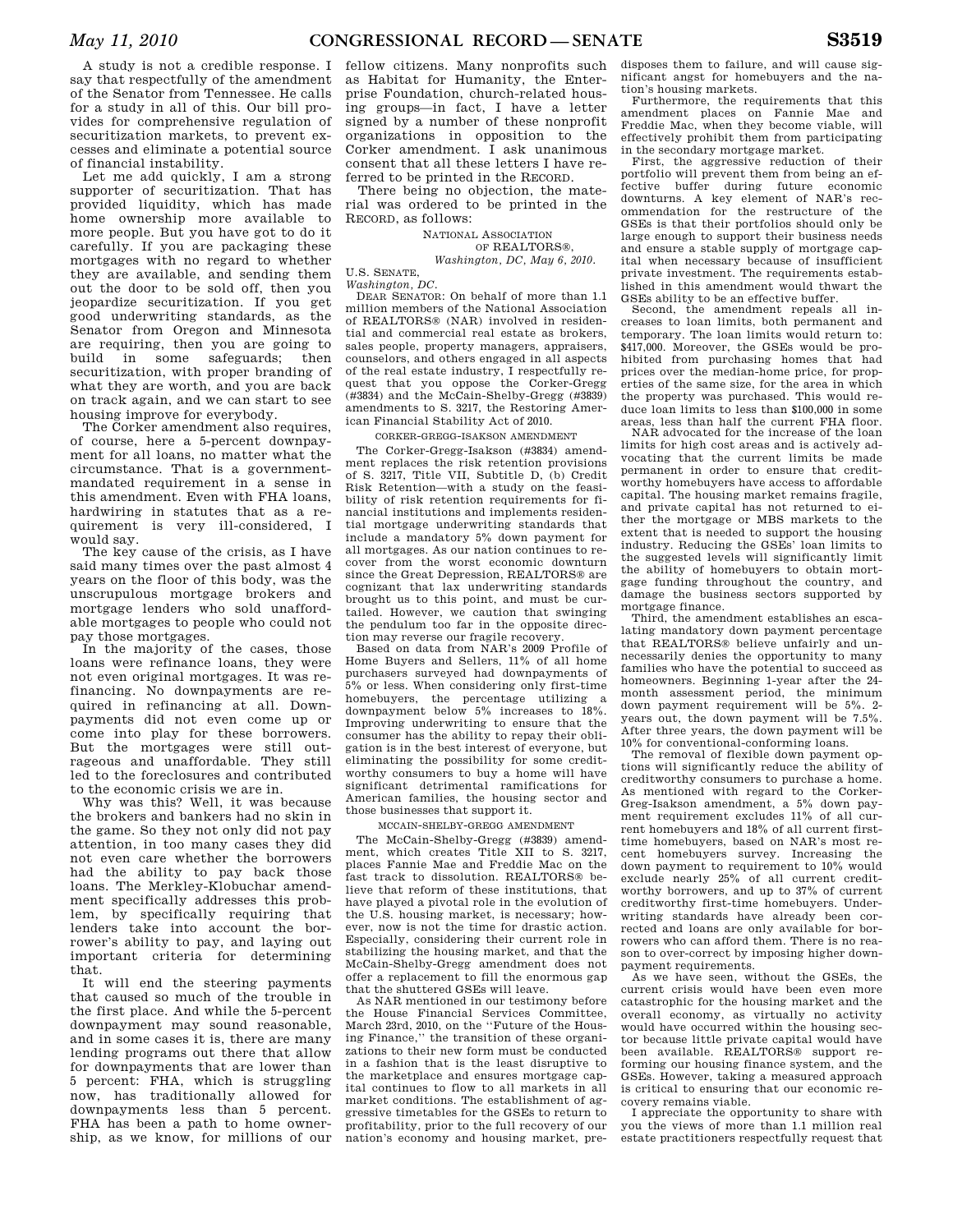A study is not a credible response. I say that respectfully of the amendment of the Senator from Tennessee. He calls for a study in all of this. Our bill provides for comprehensive regulation of securitization markets, to prevent excesses and eliminate a potential source of financial instability.

Let me add quickly, I am a strong supporter of securitization. That has provided liquidity, which has made home ownership more available to more people. But you have got to do it carefully. If you are packaging these mortgages with no regard to whether they are available, and sending them out the door to be sold off, then you jeopardize securitization. If you get good underwriting standards, as the Senator from Oregon and Minnesota are requiring, then you are going to build in some safeguards; then securitization, with proper branding of what they are worth, and you are back on track again, and we can start to see housing improve for everybody.

The Corker amendment also requires, of course, here a 5-percent downpayment for all loans, no matter what the circumstance. That is a government-mandated requirement in a sense in this amendment. Even with FHA loans, hardwiring in statutes that as a requirement is very ill-considered, I would say.

The key cause of the crisis, as I have said many times over the past almost 4 years on the floor of this body, was the unscrupulous mortgage brokers and mortgage lenders who sold unaffordable mortgages to people who could not pay those mortgages.

In the majority of the cases, those loans were refinance loans, they were not even original mortgages. It was refinancing. No downpayments are required in refinancing at all. Downpayments did not even come up or come into play for these borrowers. But the mortgages were still outrageous and unaffordable. They still led to the foreclosures and contributed to the economic crisis we are in.

Why was this? Well, it was because the brokers and bankers had no skin in the game. So they not only did not pay attention, in too many cases they did not even care whether the borrowers had the ability to pay back those loans. The Merkley-Klobuchar amendment specifically addresses this problem, by specifically requiring that lenders take into account the borrower's ability to pay, and laying out important criteria for determining that.

It will end the steering payments that caused so much of the trouble in the first place. And while the 5-percent downpayment may sound reasonable, and in some cases it is, there are many lending programs out there that allow for downpayments that are lower than 5 percent: FHA, which is struggling now, has traditionally allowed for downpayments less than 5 percent. FHA has been a path to home ownership, as we know, for millions of our fellow citizens. Many nonprofits such as Habitat for Humanity, the Enterprise Foundation, church-related housing groups—in fact, I have a letter signed by a number of these nonprofit organizations in opposition to the Corker amendment. I ask unanimous consent that all these letters I have referred to be printed in the RECORD.

There being no objection, the material was ordered to be printed in the RECORD, as follows:

NATIONAL ASSOCIATION OF REALTORS®,
*Washington, DC, May 6, 2010.*

U.S. SENATE,
*Washington, DC.*

DEAR SENATOR: On behalf of more than 1.1 million members of the National Association of REALTORS® (NAR) involved in residential and commercial real estate as brokers, sales people, property managers, appraisers, counselors, and others engaged in all aspects of the real estate industry, I respectfully request that you oppose the Corker-Gregg (#3834) and the McCain-Shelby-Gregg (#3839) amendments to S. 3217, the Restoring American Financial Stability Act of 2010.

CORKER-GREGG-ISAKSON AMENDMENT

The Corker-Gregg-Isakson (#3834) amendment replaces the risk retention provisions of S. 3217, Title VII, Subtitle D, (b) Credit Risk Retention—with a study on the feasibility of risk retention requirements for financial institutions and implements residential mortgage underwriting standards that include a mandatory 5% down payment for all mortgages. As our nation continues to recover from the worst economic downturn since the Great Depression, REALTORS® are cognizant that lax underwriting standards brought us to this point, and must be curtailed. However, we caution that swinging the pendulum too far in the opposite direction may reverse our fragile recovery.

Based on data from NAR's 2009 Profile of Home Buyers and Sellers, 11% of all home purchasers surveyed had downpayments of 5% or less. When considering only first-time homebuyers, the percentage utilizing a downpayment below 5% increases to 18%. Improving underwriting to ensure that the consumer has the ability to repay their obligation is in the best interest of everyone, but eliminating the possibility for some creditworthy consumers to buy a home will have significant detrimental ramifications for American families, the housing sector and those businesses that support it.

MCCAIN-SHELBY-GREGG AMENDMENT

The McCain-Shelby-Gregg (#3839) amendment, which creates Title XII to S. 3217, places Fannie Mae and Freddie Mac on the fast track to dissolution. REALTORS® believe that reform of these institutions, that have played a pivotal role in the evolution of the U.S. housing market, is necessary; however, now is not the time for drastic action. Especially, considering their current role in stabilizing the housing market, and that the McCain-Shelby-Gregg amendment does not offer a replacement to fill the enormous gap that the shuttered GSEs will leave.

As NAR mentioned in our testimony before the House Financial Services Committee, March 23rd, 2010, on the ''Future of the Housing Finance,'' the transition of these organizations to their new form must be conducted in a fashion that is the least disruptive to the marketplace and ensures mortgage capital continues to flow to all markets in all market conditions. The establishment of aggressive timetables for the GSEs to return to profitability, prior to the full recovery of our nation's economy and housing market, predisposes them to failure, and will cause significant angst for homebuyers and the nation's housing markets.

Furthermore, the requirements that this amendment places on Fannie Mae and Freddie Mac, when they become viable, will effectively prohibit them from participating in the secondary mortgage market.

First, the aggressive reduction of their portfolio will prevent them from being an effective buffer during future economic downturns. A key element of NAR's recommendation for the restructure of the GSEs is that their portfolios should only be large enough to support their business needs and ensure a stable supply of mortgage capital when necessary because of insufficient private investment. The requirements established in this amendment would thwart the GSEs ability to be an effective buffer.

Second, the amendment repeals all increases to loan limits, both permanent and temporary. The loan limits would return to: $417,000. Moreover, the GSEs would be prohibited from purchasing homes that had prices over the median-home price, for properties of the same size, for the area in which the property was purchased. This would reduce loan limits to less than $100,000 in some areas, less than half the current FHA floor.

NAR advocated for the increase of the loan limits for high cost areas and is actively advocating that the current limits be made permanent in order to ensure that creditworthy homebuyers have access to affordable capital. The housing market remains fragile, and private capital has not returned to either the mortgage or MBS markets to the extent that is needed to support the housing industry. Reducing the GSEs' loan limits to the suggested levels will significantly limit the ability of homebuyers to obtain mortgage funding throughout the country, and damage the business sectors supported by mortgage finance.

Third, the amendment establishes an escalating mandatory down payment percentage that REALTORS® believe unfairly and unnecessarily denies the opportunity to many families who have the potential to succeed as homeowners. Beginning 1-year after the 24-month assessment period, the minimum down payment requirement will be 5%. 2-years out, the down payment will be 7.5%. After three years, the down payment will be 10% for conventional-conforming loans.

The removal of flexible down payment options will significantly reduce the ability of creditworthy consumers to purchase a home. As mentioned with regard to the Corker-Greg-Isakson amendment, a 5% down payment requirement excludes 11% of all current homebuyers and 18% of all current first-time homebuyers, based on NAR's most recent homebuyers survey. Increasing the down payment to requirement to 10% would exclude nearly 25% of all current creditworthy borrowers, and up to 37% of current creditworthy first-time homebuyers. Underwriting standards have already been corrected and loans are only available for borrowers who can afford them. There is no reason to over-correct by imposing higher downpayment requirements.

As we have seen, without the GSEs, the current crisis would have been even more catastrophic for the housing market and the overall economy, as virtually no activity would have occurred within the housing sector because little private capital would have been available. REALTORS® support reforming our housing finance system, and the GSEs. However, taking a measured approach is critical to ensuring that our economic recovery remains viable.

I appreciate the opportunity to share with you the views of more than 1.1 million real estate practitioners respectfully request that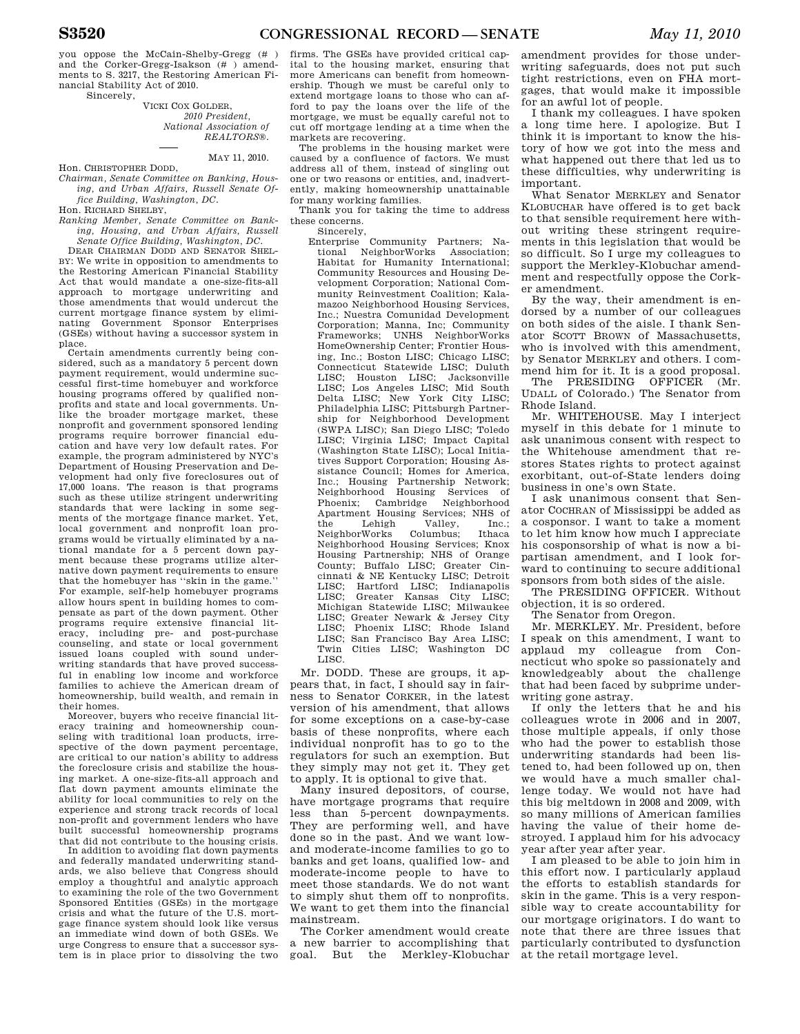you oppose the McCain-Shelby-Gregg (# ) and the Corker-Gregg-Isakson (# ) amendments to S. 3217, the Restoring American Financial Stability Act of 2010.

Sincerely,

VICKI COX GOLDER,
*2010 President,*
*National Association of REALTORS®.*

---

MAY 11, 2010.

Hon. CHRISTOPHER DODD,
*Chairman, Senate Committee on Banking, Housing, and Urban Affairs, Russell Senate Office Building, Washington, DC.*

Hon. RICHARD SHELBY,
*Ranking Member, Senate Committee on Banking, Housing, and Urban Affairs, Russell Senate Office Building, Washington, DC.*

DEAR CHAIRMAN DODD AND SENATOR SHELBY: We write in opposition to amendments to the Restoring American Financial Stability Act that would mandate a one-size-fits-all approach to mortgage underwriting and those amendments that would undercut the current mortgage finance system by eliminating Government Sponsor Enterprises (GSEs) without having a successor system in place.

Certain amendments currently being considered, such as a mandatory 5 percent down payment requirement, would undermine successful first-time homebuyer and workforce housing programs offered by qualified nonprofits and state and local governments. Unlike the broader mortgage market, these nonprofit and government sponsored lending programs require borrower financial education and have very low default rates. For example, the program administered by NYC's Department of Housing Preservation and Development had only five foreclosures out of 17,000 loans. The reason is that programs such as these utilize stringent underwriting standards that were lacking in some segments of the mortgage finance market. Yet, local government and nonprofit loan programs would be virtually eliminated by a national mandate for a 5 percent down payment because these programs utilize alternative down payment requirements to ensure that the homebuyer has "skin in the game." For example, self-help homebuyer programs allow hours spent in building homes to compensate as part of the down payment. Other programs require extensive financial literacy, including pre- and post-purchase counseling, and state or local government issued loans coupled with sound underwriting standards that have proved successful in enabling low income and workforce families to achieve the American dream of homeownership, build wealth, and remain in their homes.

Moreover, buyers who receive financial literacy training and homeownership counseling with traditional loan products, irrespective of the down payment percentage, are critical to our nation's ability to address the foreclosure crisis and stabilize the housing market. A one-size-fits-all approach and flat down payment amounts eliminate the ability for local communities to rely on the experience and strong track records of local non-profit and government lenders who have built successful homeownership programs that did not contribute to the housing crisis.

In addition to avoiding flat down payments and federally mandated underwriting standards, we also believe that Congress should employ a thoughtful and analytic approach to examining the role of the two Government Sponsored Entities (GSEs) in the mortgage crisis and what the future of the U.S. mortgage finance system should look like versus an immediate wind down of both GSEs. We urge Congress to ensure that a successor system is in place prior to dissolving the two firms. The GSEs have provided critical capital to the housing market, ensuring that more Americans can benefit from homeownership. Though we must be careful only to extend mortgage loans to those who can afford to pay the loans over the life of the mortgage, we must be equally careful not to cut off mortgage lending at a time when the markets are recovering.

The problems in the housing market were caused by a confluence of factors. We must address all of them, instead of singling out one or two reasons or entities, and, inadvertently, making homeownership unattainable for many working families.

Thank you for taking the time to address these concerns.

Sincerely,

Enterprise Community Partners; National NeighborWorks Association; Habitat for Humanity International; Community Resources and Housing Development Corporation; National Community Reinvestment Coalition; Kalamazoo Neighborhood Housing Services, Inc.; Nuestra Comunidad Development Corporation; Manna, Inc; Community Frameworks; UNHS NeighborWorks HomeOwnership Center; Frontier Housing, Inc.; Boston LISC; Chicago LISC; Connecticut Statewide LISC; Duluth LISC; Houston LISC; Jacksonville LISC; Los Angeles LISC; Mid South Delta LISC; New York City LISC; Philadelphia LISC; Pittsburgh Partnership for Neighborhood Development (SWPA LISC); San Diego LISC; Toledo LISC; Virginia LISC; Impact Capital (Washington State LISC); Local Initiatives Support Corporation; Housing Assistance Council; Homes for America, Inc.; Housing Partnership Network; Neighborhood Housing Services of Phoenix; Cambridge Neighborhood Apartment Housing Services; NHS of the Lehigh Valley, Inc.; NeighborWorks Columbus; Ithaca Neighborhood Housing Services; Knox Housing Partnership; NHS of Orange County; Buffalo LISC; Greater Cincinnati & NE Kentucky LISC; Detroit LISC; Hartford LISC; Indianapolis LISC; Greater Kansas City LISC; Michigan Statewide LISC; Milwaukee LISC; Greater Newark & Jersey City LISC; Phoenix LISC; Rhode Island LISC; San Francisco Bay Area LISC; Twin Cities LISC; Washington DC LISC.

Mr. DODD. These are groups, it appears that, in fact, I should say in fairness to Senator CORKER, in the latest version of his amendment, that allows for some exceptions on a case-by-case basis of these nonprofits, where each individual nonprofit has to go to the regulators for such an exemption. But they simply may not get it. They get to apply. It is optional to give that.

Many insured depositors, of course, have mortgage programs that require less than 5-percent downpayments. They are performing well, and have done so in the past. And we want low- and moderate-income families to go to banks and get loans, qualified low- and moderate-income people to have to meet those standards. We do not want to simply shut them off to nonprofits. We want to get them into the financial mainstream.

The Corker amendment would create a new barrier to accomplishing that goal. But the Merkley-Klobuchar amendment provides for those underwriting safeguards, does not put such tight restrictions, even on FHA mortgages, that would make it impossible for an awful lot of people.

I thank my colleagues. I have spoken a long time here. I apologize. But I think it is important to know the history of how we got into the mess and what happened out there that led us to these difficulties, why underwriting is important.

What Senator MERKLEY and Senator KLOBUCHAR have offered is to get back to that sensible requirement here without writing these stringent requirements in this legislation that would be so difficult. So I urge my colleagues to support the Merkley-Klobuchar amendment and respectfully oppose the Corker amendment.

By the way, their amendment is endorsed by a number of our colleagues on both sides of the aisle. I thank Senator SCOTT BROWN of Massachusetts, who is involved with this amendment, by Senator MERKLEY and others. I commend him for it. It is a good proposal.

The PRESIDING OFFICER (Mr. UDALL of Colorado.) The Senator from Rhode Island.

Mr. WHITEHOUSE. May I interject myself in this debate for 1 minute to ask unanimous consent with respect to the Whitehouse amendment that restores States rights to protect against exorbitant, out-of-State lenders doing business in one's own State.

I ask unanimous consent that Senator COCHRAN of Mississippi be added as a cosponsor. I want to take a moment to let him know how much I appreciate his cosponsorship of what is now a bipartisan amendment, and I look forward to continuing to secure additional sponsors from both sides of the aisle.

The PRESIDING OFFICER. Without objection, it is so ordered.

The Senator from Oregon.

Mr. MERKLEY. Mr. President, before I speak on this amendment, I want to applaud my colleague from Connecticut who spoke so passionately and knowledgeably about the challenge that had been faced by subprime underwriting gone astray.

If only the letters that he and his colleagues wrote in 2006 and in 2007, those multiple appeals, if only those who had the power to establish those underwriting standards had been listened to, had been followed up on, then we would have a much smaller challenge today. We would not have had this big meltdown in 2008 and 2009, with so many millions of American families having the value of their home destroyed. I applaud him for his advocacy year after year after year.

I am pleased to be able to join him in this effort now. I particularly applaud the efforts to establish standards for skin in the game. This is a very responsible way to create accountability for our mortgage originators. I do want to note that there are three issues that particularly contributed to dysfunction at the retail mortgage level.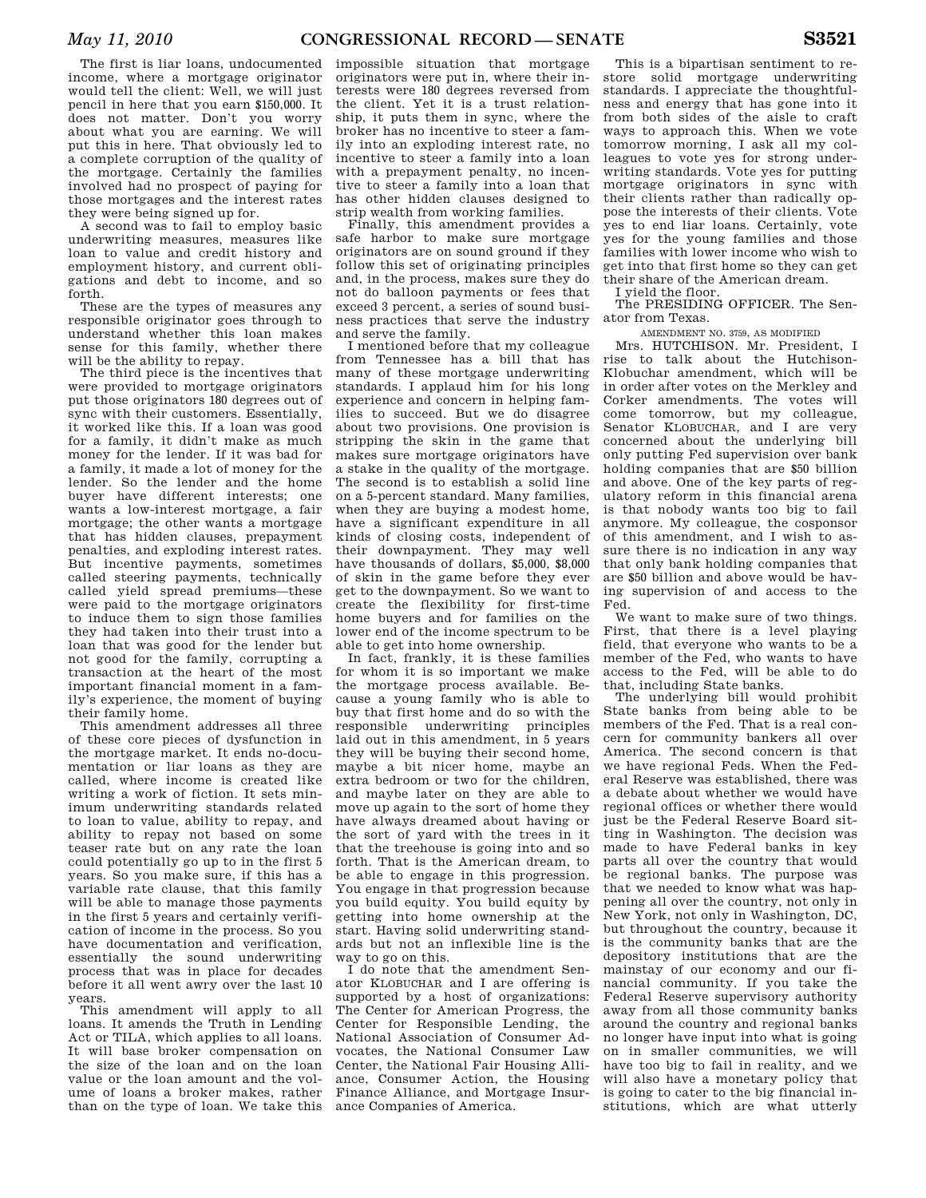The first is liar loans, undocumented income, where a mortgage originator would tell the client: Well, we will just pencil in here that you earn $150,000. It does not matter. Don't you worry about what you are earning. We will put this in here. That obviously led to a complete corruption of the quality of the mortgage. Certainly the families involved had no prospect of paying for those mortgages and the interest rates they were being signed up for.

A second was to fail to employ basic underwriting measures, measures like loan to value and credit history and employment history, and current obligations and debt to income, and so forth.

These are the types of measures any responsible originator goes through to understand whether this loan makes sense for this family, whether there will be the ability to repay.

The third piece is the incentives that were provided to mortgage originators put those originators 180 degrees out of sync with their customers. Essentially, it worked like this. If a loan was good for a family, it didn't make as much money for the lender. If it was bad for a family, it made a lot of money for the lender. So the lender and the home buyer have different interests; one wants a low-interest mortgage, a fair mortgage; the other wants a mortgage that has hidden clauses, prepayment penalties, and exploding interest rates. But incentive payments, sometimes called steering payments, technically called yield spread premiums—these were paid to the mortgage originators to induce them to sign those families they had taken into their trust into a loan that was good for the lender but not good for the family, corrupting a transaction at the heart of the most important financial moment in a family's experience, the moment of buying their family home.

This amendment addresses all three of these core pieces of dysfunction in the mortgage market. It ends no-documentation or liar loans as they are called, where income is created like writing a work of fiction. It sets minimum underwriting standards related to loan to value, ability to repay, and ability to repay not based on some teaser rate but on any rate the loan could potentially go up to in the first 5 years. So you make sure, if this has a variable rate clause, that this family will be able to manage those payments in the first 5 years and certainly verification of income in the process. So you have documentation and verification, essentially the sound underwriting process that was in place for decades before it all went awry over the last 10 years.

This amendment will apply to all loans. It amends the Truth in Lending Act or TILA, which applies to all loans. It will base broker compensation on the size of the loan and on the loan value or the loan amount and the volume of loans a broker makes, rather than on the type of loan. We take this impossible situation that mortgage originators were put in, where their interests were 180 degrees reversed from the client. Yet it is a trust relationship, it puts them in sync, where the broker has no incentive to steer a family into an exploding interest rate, no incentive to steer a family into a loan with a prepayment penalty, no incentive to steer a family into a loan that has other hidden clauses designed to strip wealth from working families.

Finally, this amendment provides a safe harbor to make sure mortgage originators are on sound ground if they follow this set of originating principles and, in the process, makes sure they do not do balloon payments or fees that exceed 3 percent, a series of sound business practices that serve the industry and serve the family.

I mentioned before that my colleague from Tennessee has a bill that has many of these mortgage underwriting standards. I applaud him for his long experience and concern in helping families to succeed. But we do disagree about two provisions. One provision is stripping the skin in the game that makes sure mortgage originators have a stake in the quality of the mortgage. The second is to establish a solid line on a 5-percent standard. Many families, when they are buying a modest home, have a significant expenditure in all kinds of closing costs, independent of their downpayment. They may well have thousands of dollars, $5,000, $8,000 of skin in the game before they ever get to the downpayment. So we want to create the flexibility for first-time home buyers and for families on the lower end of the income spectrum to be able to get into home ownership.

In fact, frankly, it is these families for whom it is so important we make the mortgage process available. Because a young family who is able to buy that first home and do so with the responsible underwriting principles laid out in this amendment, in 5 years they will be buying their second home, maybe a bit nicer home, maybe an extra bedroom or two for the children, and maybe later on they are able to move up again to the sort of home they have always dreamed about having or the sort of yard with the trees in it that the treehouse is going into and so forth. That is the American dream, to be able to engage in this progression. You engage in that progression because you build equity. You build equity by getting into home ownership at the start. Having solid underwriting standards but not an inflexible line is the way to go on this.

I do note that the amendment Senator KLOBUCHAR and I are offering is supported by a host of organizations: The Center for American Progress, the Center for Responsible Lending, the National Association of Consumer Advocates, the National Consumer Law Center, the National Fair Housing Alliance, Consumer Action, the Housing Finance Alliance, and Mortgage Insurance Companies of America.

This is a bipartisan sentiment to restore solid mortgage underwriting standards. I appreciate the thoughtfulness and energy that has gone into it from both sides of the aisle to craft ways to approach this. When we vote tomorrow morning, I ask all my colleagues to vote yes for strong underwriting standards. Vote yes for putting mortgage originators in sync with their clients rather than radically oppose the interests of their clients. Vote yes to end liar loans. Certainly, vote yes for the young families and those families with lower income who wish to get into that first home so they can get their share of the American dream.

I yield the floor.

The PRESIDING OFFICER. The Senator from Texas.

AMENDMENT NO. 3759, AS MODIFIED

Mrs. HUTCHISON. Mr. President, I rise to talk about the Hutchison-Klobuchar amendment, which will be in order after votes on the Merkley and Corker amendments. The votes will come tomorrow, but my colleague, Senator KLOBUCHAR, and I are very concerned about the underlying bill only putting Fed supervision over bank holding companies that are $50 billion and above. One of the key parts of regulatory reform in this financial arena is that nobody wants too big to fail anymore. My colleague, the cosponsor of this amendment, and I wish to assure there is no indication in any way that only bank holding companies that are $50 billion and above would be having supervision of and access to the Fed.

We want to make sure of two things. First, that there is a level playing field, that everyone who wants to be a member of the Fed, who wants to have access to the Fed, will be able to do that, including State banks.

The underlying bill would prohibit State banks from being able to be members of the Fed. That is a real concern for community bankers all over America. The second concern is that we have regional Feds. When the Federal Reserve was established, there was a debate about whether we would have regional offices or whether there would just be the Federal Reserve Board sitting in Washington. The decision was made to have Federal banks in key parts all over the country that would be regional banks. The purpose was that we needed to know what was happening all over the country, not only in New York, not only in Washington, DC, but throughout the country, because it is the community banks that are the depository institutions that are the mainstay of our economy and our financial community. If you take the Federal Reserve supervisory authority away from all those community banks around the country and regional banks no longer have input into what is going on in smaller communities, we will have too big to fail in reality, and we will also have a monetary policy that is going to cater to the big financial institutions, which are what utterly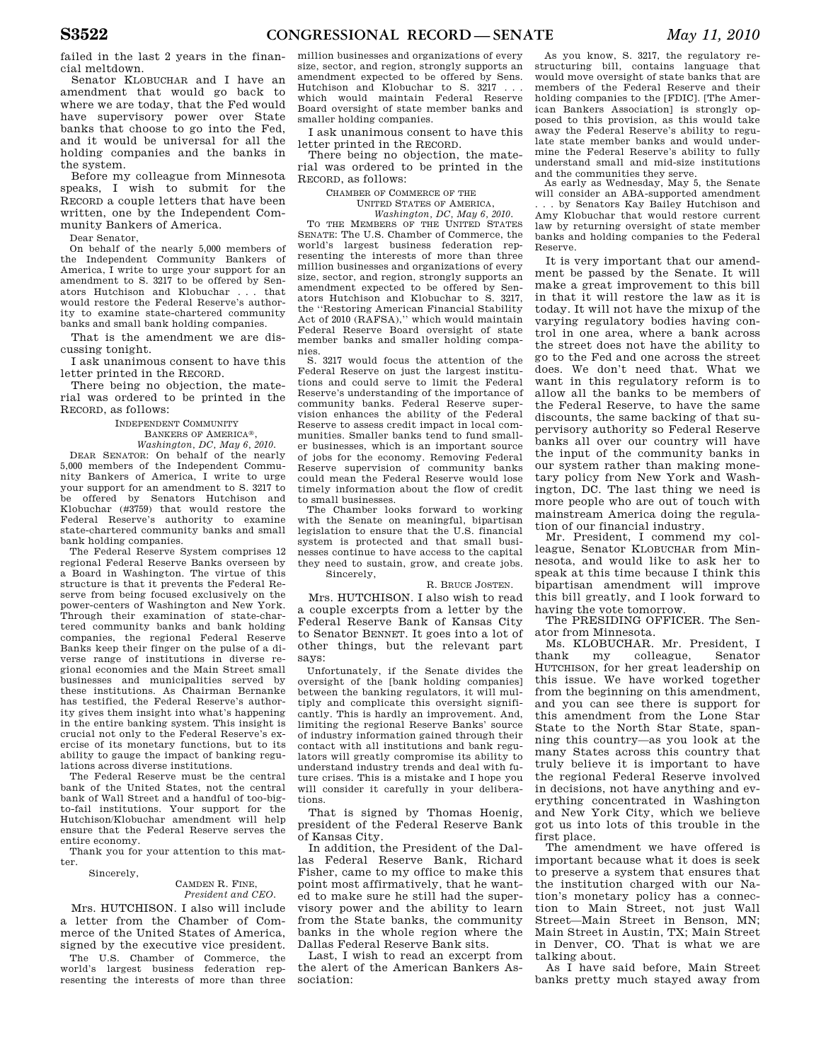failed in the last 2 years in the financial meltdown.

Senator KLOBUCHAR and I have an amendment that would go back to where we are today, that the Fed would have supervisory power over State banks that choose to go into the Fed, and it would be universal for all the holding companies and the banks in the system.

Before my colleague from Minnesota speaks, I wish to submit for the RECORD a couple letters that have been written, one by the Independent Community Bankers of America.

Dear Senator,

On behalf of the nearly 5,000 members of the Independent Community Bankers of America, I write to urge your support for an amendment to S. 3217 to be offered by Senators Hutchison and Klobuchar . . . that would restore the Federal Reserve's authority to examine state-chartered community banks and small bank holding companies.

That is the amendment we are discussing tonight.

I ask unanimous consent to have this letter printed in the RECORD.

There being no objection, the material was ordered to be printed in the RECORD, as follows:

INDEPENDENT COMMUNITY BANKERS OF AMERICA®,
*Washington, DC, May 6, 2010.*

DEAR SENATOR: On behalf of the nearly 5,000 members of the Independent Community Bankers of America, I write to urge your support for an amendment to S. 3217 to be offered by Senators Hutchison and Klobuchar (#3759) that would restore the Federal Reserve's authority to examine state-chartered community banks and small bank holding companies.

The Federal Reserve System comprises 12 regional Federal Reserve Banks overseen by a Board in Washington. The virtue of this structure is that it prevents the Federal Reserve from being focused exclusively on the power-centers of Washington and New York. Through their examination of state-chartered community banks and bank holding companies, the regional Federal Reserve Banks keep their finger on the pulse of a diverse range of institutions in diverse regional economies and the Main Street small businesses and municipalities served by these institutions. As Chairman Bernanke has testified, the Federal Reserve's authority gives them insight into what's happening in the entire banking system. This insight is crucial not only to the Federal Reserve's exercise of its monetary functions, but to its ability to gauge the impact of banking regulations across diverse institutions.

The Federal Reserve must be the central bank of the United States, not the central bank of Wall Street and a handful of too-big-to-fail institutions. Your support for the Hutchison/Klobuchar amendment will help ensure that the Federal Reserve serves the entire economy.

Thank you for your attention to this matter.

Sincerely,

CAMDEN R. FINE,
*President and CEO.*

Mrs. HUTCHISON. I also will include a letter from the Chamber of Commerce of the United States of America, signed by the executive vice president.

The U.S. Chamber of Commerce, the world's largest business federation representing the interests of more than three million businesses and organizations of every size, sector, and region, strongly supports an amendment expected to be offered by Sens. Hutchison and Klobuchar to S. 3217 . . . which would maintain Federal Reserve Board oversight of state member banks and smaller holding companies.

I ask unanimous consent to have this letter printed in the RECORD.

There being no objection, the material was ordered to be printed in the RECORD, as follows:

CHAMBER OF COMMERCE OF THE UNITED STATES OF AMERICA,
*Washington, DC, May 6, 2010.*

TO THE MEMBERS OF THE UNITED STATES SENATE: The U.S. Chamber of Commerce, the world's largest business federation representing the interests of more than three million businesses and organizations of every size, sector, and region, strongly supports an amendment expected to be offered by Senators Hutchison and Klobuchar to S. 3217, the "Restoring American Financial Stability Act of 2010 (RAFSA)," which would maintain Federal Reserve Board oversight of state member banks and smaller holding companies.

S. 3217 would focus the attention of the Federal Reserve on just the largest institutions and could serve to limit the Federal Reserve's understanding of the importance of community banks. Federal Reserve supervision enhances the ability of the Federal Reserve to assess credit impact in local communities. Smaller banks tend to fund smaller businesses, which is an important source of jobs for the economy. Removing Federal Reserve supervision of community banks could mean the Federal Reserve would lose timely information about the flow of credit to small businesses.

The Chamber looks forward to working with the Senate on meaningful, bipartisan legislation to ensure that the U.S. financial system is protected and that small businesses continue to have access to the capital they need to sustain, grow, and create jobs.

Sincerely,

R. BRUCE JOSTEN.

Mrs. HUTCHISON. I also wish to read a couple excerpts from a letter by the Federal Reserve Bank of Kansas City to Senator BENNET. It goes into a lot of other things, but the relevant part says:

Unfortunately, if the Senate divides the oversight of the [bank holding companies] between the banking regulators, it will multiply and complicate this oversight significantly. This is hardly an improvement. And, limiting the regional Reserve Banks' source of industry information gained through their contact with all institutions and bank regulators will greatly compromise its ability to understand industry trends and deal with future crises. This is a mistake and I hope you will consider it carefully in your deliberations.

That is signed by Thomas Hoenig, president of the Federal Reserve Bank of Kansas City.

In addition, the President of the Dallas Federal Reserve Bank, Richard Fisher, came to my office to make this point most affirmatively, that he wanted to make sure he still had the supervisory power and the ability to learn from the State banks, the community banks in the whole region where the Dallas Federal Reserve Bank sits.

Last, I wish to read an excerpt from the alert of the American Bankers Association:

As you know, S. 3217, the regulatory restructuring bill, contains language that would move oversight of state banks that are members of the Federal Reserve and their holding companies to the [FDIC]. [The American Bankers Association] is strongly opposed to this provision, as this would take away the Federal Reserve's ability to regulate state member banks and would undermine the Federal Reserve's ability to fully understand small and mid-size institutions and the communities they serve.

As early as Wednesday, May 5, the Senate will consider an ABA-supported amendment . . . by Senators Kay Bailey Hutchison and Amy Klobuchar that would restore current law by returning oversight of state member banks and holding companies to the Federal Reserve.

It is very important that our amendment be passed by the Senate. It will make a great improvement to this bill in that it will restore the law as it is today. It will not have the mixup of the varying regulatory bodies having control in one area, where a bank across the street does not have the ability to go to the Fed and one across the street does. We don't need that. What we want in this regulatory reform is to allow all the banks to be members of the Federal Reserve, to have the same discounts, the same backing of that supervisory authority so Federal Reserve banks all over our country will have the input of the community banks in our system rather than making monetary policy from New York and Washington, DC. The last thing we need is more people who are out of touch with mainstream America doing the regulation of our financial industry.

Mr. President, I commend my colleague, Senator KLOBUCHAR from Minnesota, and would like to ask her to speak at this time because I think this bipartisan amendment will improve this bill greatly, and I look forward to having the vote tomorrow.

The PRESIDING OFFICER. The Senator from Minnesota.

Ms. KLOBUCHAR. Mr. President, I thank my colleague, Senator HUTCHISON, for her great leadership on this issue. We have worked together from the beginning on this amendment, and you can see there is support for this amendment from the Lone Star State to the North Star State, spanning this country—as you look at the many States across this country that truly believe it is important to have the regional Federal Reserve involved in decisions, not have anything and everything concentrated in Washington and New York City, which we believe got us into lots of this trouble in the first place.

The amendment we have offered is important because what it does is seek to preserve a system that ensures that the institution charged with our Nation's monetary policy has a connection to Main Street, not just Wall Street—Main Street in Benson, MN; Main Street in Austin, TX; Main Street in Denver, CO. That is what we are talking about.

As I have said before, Main Street banks pretty much stayed away from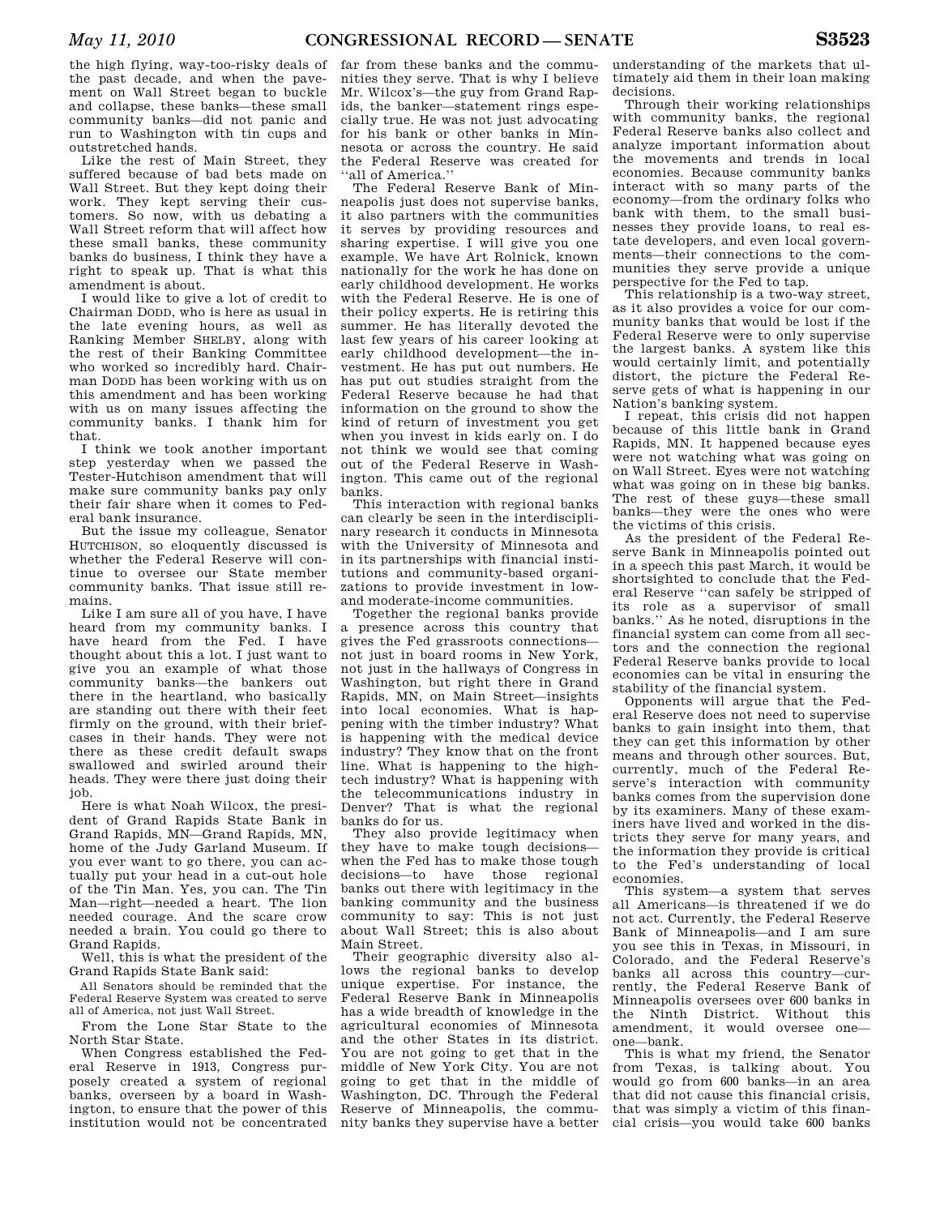the high flying, way-too-risky deals of the past decade, and when the pavement on Wall Street began to buckle and collapse, these banks—these small community banks—did not panic and run to Washington with tin cups and outstretched hands.

Like the rest of Main Street, they suffered because of bad bets made on Wall Street. But they kept doing their work. They kept serving their customers. So now, with us debating a Wall Street reform that will affect how these small banks, these community banks do business, I think they have a right to speak up. That is what this amendment is about.

I would like to give a lot of credit to Chairman DODD, who is here as usual in the late evening hours, as well as Ranking Member SHELBY, along with the rest of their Banking Committee who worked so incredibly hard. Chairman DODD has been working with us on this amendment and has been working with us on many issues affecting the community banks. I thank him for that.

I think we took another important step yesterday when we passed the Tester-Hutchison amendment that will make sure community banks pay only their fair share when it comes to Federal bank insurance.

But the issue my colleague, Senator HUTCHISON, so eloquently discussed is whether the Federal Reserve will continue to oversee our State member community banks. That issue still remains.

Like I am sure all of you have, I have heard from my community banks. I have heard from the Fed. I have thought about this a lot. I just want to give you an example of what those community banks—the bankers out there in the heartland, who basically are standing out there with their feet firmly on the ground, with their briefcases in their hands. They were not there as these credit default swaps swallowed and swirled around their heads. They were there just doing their job.

Here is what Noah Wilcox, the president of Grand Rapids State Bank in Grand Rapids, MN—Grand Rapids, MN, home of the Judy Garland Museum. If you ever want to go there, you can actually put your head in a cut-out hole of the Tin Man. Yes, you can. The Tin Man—right—needed a heart. The lion needed courage. And the scare crow needed a brain. You could go there to Grand Rapids.

Well, this is what the president of the Grand Rapids State Bank said:

> All Senators should be reminded that the Federal Reserve System was created to serve all of America, not just Wall Street.

From the Lone Star State to the North Star State.

When Congress established the Federal Reserve in 1913, Congress purposely created a system of regional banks, overseen by a board in Washington, to ensure that the power of this institution would not be concentrated far from these banks and the communities they serve. That is why I believe Mr. Wilcox's—the guy from Grand Rapids, the banker—statement rings especially true. He was not just advocating for his bank or other banks in Minnesota or across the country. He said the Federal Reserve was created for ''all of America.''

The Federal Reserve Bank of Minneapolis just does not supervise banks, it also partners with the communities it serves by providing resources and sharing expertise. I will give you one example. We have Art Rolnick, known nationally for the work he has done on early childhood development. He works with the Federal Reserve. He is one of their policy experts. He is retiring this summer. He has literally devoted the last few years of his career looking at early childhood development—the investment. He has put out numbers. He has put out studies straight from the Federal Reserve because he had that information on the ground to show the kind of return of investment you get when you invest in kids early on. I do not think we would see that coming out of the Federal Reserve in Washington. This came out of the regional banks.

This interaction with regional banks can clearly be seen in the interdisciplinary research it conducts in Minnesota with the University of Minnesota and in its partnerships with financial institutions and community-based organizations to provide investment in low- and moderate-income communities.

Together the regional banks provide a presence across this country that gives the Fed grassroots connections—not just in board rooms in New York, not just in the hallways of Congress in Washington, but right there in Grand Rapids, MN, on Main Street—insights into local economies. What is happening with the timber industry? What is happening with the medical device industry? They know that on the front line. What is happening to the high-tech industry? What is happening with the telecommunications industry in Denver? That is what the regional banks do for us.

They also provide legitimacy when they have to make tough decisions—when the Fed has to make those tough decisions—to have those regional banks out there with legitimacy in the banking community and the business community to say: This is not just about Wall Street; this is also about Main Street.

Their geographic diversity also allows the regional banks to develop unique expertise. For instance, the Federal Reserve Bank in Minneapolis has a wide breadth of knowledge in the agricultural economies of Minnesota and the other States in its district. You are not going to get that in the middle of New York City. You are not going to get that in the middle of Washington, DC. Through the Federal Reserve of Minneapolis, the community banks they supervise have a better understanding of the markets that ultimately aid them in their loan making decisions.

Through their working relationships with community banks, the regional Federal Reserve banks also collect and analyze important information about the movements and trends in local economies. Because community banks interact with so many parts of the economy—from the ordinary folks who bank with them, to the small businesses they provide loans, to real estate developers, and even local governments—their connections to the communities they serve provide a unique perspective for the Fed to tap.

This relationship is a two-way street, as it also provides a voice for our community banks that would be lost if the Federal Reserve were to only supervise the largest banks. A system like this would certainly limit, and potentially distort, the picture the Federal Reserve gets of what is happening in our Nation's banking system.

I repeat, this crisis did not happen because of this little bank in Grand Rapids, MN. It happened because eyes were not watching what was going on on Wall Street. Eyes were not watching what was going on in these big banks. The rest of these guys—these small banks—they were the ones who were the victims of this crisis.

As the president of the Federal Reserve Bank in Minneapolis pointed out in a speech this past March, it would be shortsighted to conclude that the Federal Reserve ''can safely be stripped of its role as a supervisor of small banks.'' As he noted, disruptions in the financial system can come from all sectors and the connection the regional Federal Reserve banks provide to local economies can be vital in ensuring the stability of the financial system.

Opponents will argue that the Federal Reserve does not need to supervise banks to gain insight into them, that they can get this information by other means and through other sources. But, currently, much of the Federal Reserve's interaction with community banks comes from the supervision done by its examiners. Many of these examiners have lived and worked in the districts they serve for many years, and the information they provide is critical to the Fed's understanding of local economies.

This system—a system that serves all Americans—is threatened if we do not act. Currently, the Federal Reserve Bank of Minneapolis—and I am sure you see this in Texas, in Missouri, in Colorado, and the Federal Reserve's banks all across this country—currently, the Federal Reserve Bank of Minneapolis oversees over 600 banks in the Ninth District. Without this amendment, it would oversee one—one—bank.

This is what my friend, the Senator from Texas, is talking about. You would go from 600 banks—in an area that did not cause this financial crisis, that was simply a victim of this financial crisis—you would take 600 banks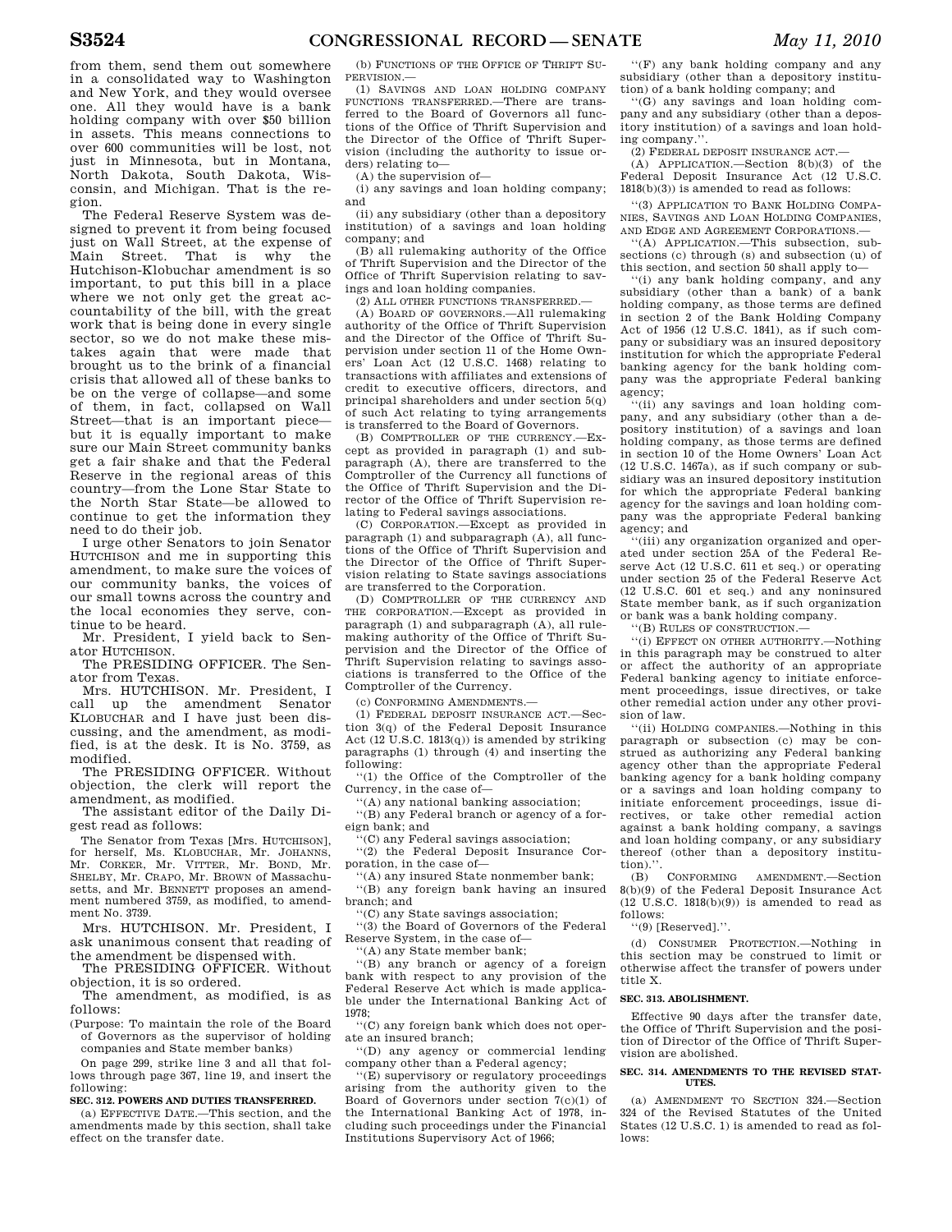from them, send them out somewhere in a consolidated way to Washington and New York, and they would oversee one. All they would have is a bank holding company with over $50 billion in assets. This means connections to over 600 communities will be lost, not just in Minnesota, but in Montana, North Dakota, South Dakota, Wisconsin, and Michigan. That is the region.

The Federal Reserve System was designed to prevent it from being focused just on Wall Street, at the expense of Main Street. That is why the Hutchison-Klobuchar amendment is so important, to put this bill in a place where we not only get the great accountability of the bill, with the great work that is being done in every single sector, so we do not make these mistakes again that were made that brought us to the brink of a financial crisis that allowed all of these banks to be on the verge of collapse—and some of them, in fact, collapsed on Wall Street—that is an important piece—but it is equally important to make sure our Main Street community banks get a fair shake and that the Federal Reserve in the regional areas of this country—from the Lone Star State to the North Star State—be allowed to continue to get the information they need to do their job.

I urge other Senators to join Senator HUTCHISON and me in supporting this amendment, to make sure the voices of our community banks, the voices of our small towns across the country and the local economies they serve, continue to be heard.

Mr. President, I yield back to Senator HUTCHISON.

The PRESIDING OFFICER. The Senator from Texas.

Mrs. HUTCHISON. Mr. President, I call up the amendment Senator KLOBUCHAR and I have just been discussing, and the amendment, as modified, is at the desk. It is No. 3759, as modified.

The PRESIDING OFFICER. Without objection, the clerk will report the amendment, as modified.

The assistant editor of the Daily Digest read as follows:

The Senator from Texas [Mrs. HUTCHISON], for herself, Ms. KLOBUCHAR, Mr. JOHANNS, Mr. CORKER, Mr. VITTER, Mr. BOND, Mr. SHELBY, Mr. CRAPO, Mr. BROWN of Massachusetts, and Mr. BENNETT proposes an amendment numbered 3759, as modified, to amendment No. 3739.

Mrs. HUTCHISON. Mr. President, I ask unanimous consent that reading of the amendment be dispensed with.

The PRESIDING OFFICER. Without objection, it is so ordered.

The amendment, as modified, is as follows:

(Purpose: To maintain the role of the Board of Governors as the supervisor of holding companies and State member banks)

On page 299, strike line 3 and all that follows through page 367, line 19, and insert the following:

**SEC. 312. POWERS AND DUTIES TRANSFERRED.**

(a) EFFECTIVE DATE.—This section, and the amendments made by this section, shall take effect on the transfer date.

(b) FUNCTIONS OF THE OFFICE OF THRIFT SUPERVISION.—

(1) SAVINGS AND LOAN HOLDING COMPANY FUNCTIONS TRANSFERRED.—There are transferred to the Board of Governors all functions of the Office of Thrift Supervision and the Director of the Office of Thrift Supervision (including the authority to issue orders) relating to—

(A) the supervision of—

(i) any savings and loan holding company; and

(ii) any subsidiary (other than a depository institution) of a savings and loan holding company; and

(B) all rulemaking authority of the Office of Thrift Supervision and the Director of the Office of Thrift Supervision relating to savings and loan holding companies.

(2) ALL OTHER FUNCTIONS TRANSFERRED.—

(A) BOARD OF GOVERNORS.—All rulemaking authority of the Office of Thrift Supervision and the Director of the Office of Thrift Supervision under section 11 of the Home Owners' Loan Act (12 U.S.C. 1468) relating to transactions with affiliates and extensions of credit to executive officers, directors, and principal shareholders and under section 5(q) of such Act relating to tying arrangements is transferred to the Board of Governors.

(B) COMPTROLLER OF THE CURRENCY.—Except as provided in paragraph (1) and subparagraph (A), there are transferred to the Comptroller of the Currency all functions of the Office of Thrift Supervision and the Director of the Office of Thrift Supervision relating to Federal savings associations.

(C) CORPORATION.—Except as provided in paragraph (1) and subparagraph (A), all functions of the Office of Thrift Supervision and the Director of the Office of Thrift Supervision relating to State savings associations are transferred to the Corporation.

(D) COMPTROLLER OF THE CURRENCY AND THE CORPORATION.—Except as provided in paragraph (1) and subparagraph (A), all rulemaking authority of the Office of Thrift Supervision and the Director of the Office of Thrift Supervision relating to savings associations is transferred to the Office of the Comptroller of the Currency.

(c) CONFORMING AMENDMENTS.—

(1) FEDERAL DEPOSIT INSURANCE ACT.—Section 3(q) of the Federal Deposit Insurance Act (12 U.S.C. 1813(q)) is amended by striking paragraphs (1) through (4) and inserting the following:

''(1) the Office of the Comptroller of the Currency, in the case of—

''(A) any national banking association;

''(B) any Federal branch or agency of a foreign bank; and

''(C) any Federal savings association;

''(2) the Federal Deposit Insurance Corporation, in the case of—

''(A) any insured State nonmember bank;

''(B) any foreign bank having an insured branch; and

''(C) any State savings association;

''(3) the Board of Governors of the Federal Reserve System, in the case of—

''(A) any State member bank;

''(B) any branch or agency of a foreign bank with respect to any provision of the Federal Reserve Act which is made applicable under the International Banking Act of 1978;

''(C) any foreign bank which does not operate an insured branch;

''(D) any agency or commercial lending company other than a Federal agency;

''(E) supervisory or regulatory proceedings arising from the authority given to the Board of Governors under section 7(c)(1) of the International Banking Act of 1978, including such proceedings under the Financial Institutions Supervisory Act of 1966;

''(F) any bank holding company and any subsidiary (other than a depository institution) of a bank holding company; and

''(G) any savings and loan holding company and any subsidiary (other than a depository institution) of a savings and loan holding company.''.

(2) FEDERAL DEPOSIT INSURANCE ACT.—

(A) APPLICATION.—Section 8(b)(3) of the Federal Deposit Insurance Act (12 U.S.C. 1818(b)(3)) is amended to read as follows:

''(3) APPLICATION TO BANK HOLDING COMPANIES, SAVINGS AND LOAN HOLDING COMPANIES, AND EDGE AND AGREEMENT CORPORATIONS.—

''(A) APPLICATION.—This subsection, subsections (c) through (s) and subsection (u) of this section, and section 50 shall apply to—

''(i) any bank holding company, and any subsidiary (other than a bank) of a bank holding company, as those terms are defined in section 2 of the Bank Holding Company Act of 1956 (12 U.S.C. 1841), as if such company or subsidiary was an insured depository institution for which the appropriate Federal banking agency for the bank holding company was the appropriate Federal banking agency;

''(ii) any savings and loan holding company, and any subsidiary (other than a depository institution) of a savings and loan holding company, as those terms are defined in section 10 of the Home Owners' Loan Act (12 U.S.C. 1467a), as if such company or subsidiary was an insured depository institution for which the appropriate Federal banking agency for the savings and loan holding company was the appropriate Federal banking agency; and

''(iii) any organization organized and operated under section 25A of the Federal Reserve Act (12 U.S.C. 611 et seq.) or operating under section 25 of the Federal Reserve Act (12 U.S.C. 601 et seq.) and any noninsured State member bank, as if such organization or bank was a bank holding company.

''(B) RULES OF CONSTRUCTION.—

''(i) EFFECT ON OTHER AUTHORITY.—Nothing in this paragraph may be construed to alter or affect the authority of an appropriate Federal banking agency to initiate enforcement proceedings, issue directives, or take other remedial action under any other provision of law.

''(ii) HOLDING COMPANIES.—Nothing in this paragraph or subsection (c) may be construed as authorizing any Federal banking agency other than the appropriate Federal banking agency for a bank holding company or a savings and loan holding company to initiate enforcement proceedings, issue directives, or take other remedial action against a bank holding company, a savings and loan holding company, or any subsidiary thereof (other than a depository institution).''.

(B) CONFORMING AMENDMENT.—Section 8(b)(9) of the Federal Deposit Insurance Act (12 U.S.C. 1818(b)(9)) is amended to read as follows:

''(9) [Reserved].''.

(d) CONSUMER PROTECTION.—Nothing in this section may be construed to limit or otherwise affect the transfer of powers under title X.

**SEC. 313. ABOLISHMENT.**

Effective 90 days after the transfer date, the Office of Thrift Supervision and the position of Director of the Office of Thrift Supervision are abolished.

**SEC. 314. AMENDMENTS TO THE REVISED STATUTES.**

(a) AMENDMENT TO SECTION 324.—Section 324 of the Revised Statutes of the United States (12 U.S.C. 1) is amended to read as follows: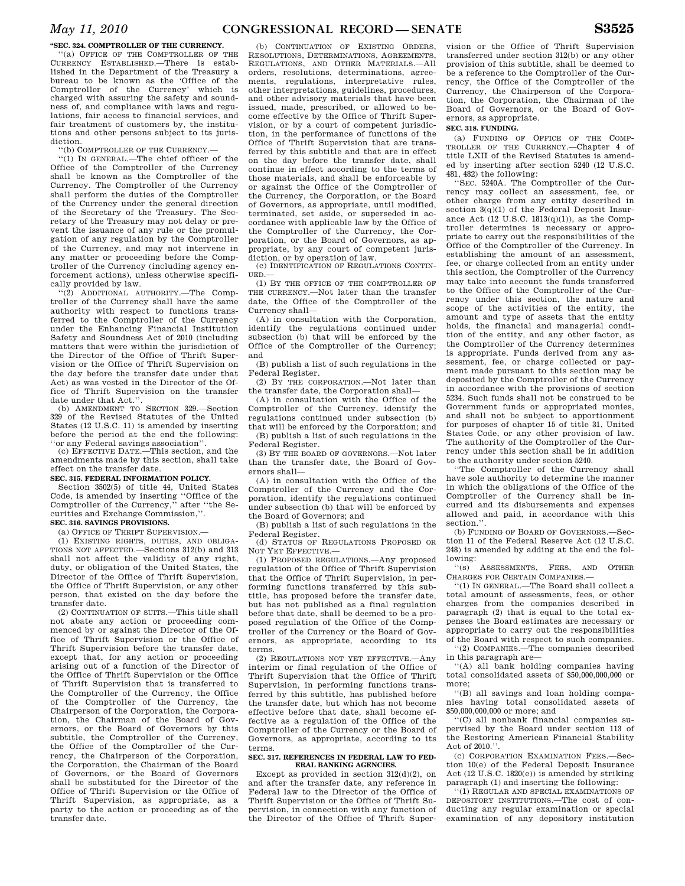**"SEC. 324. COMPTROLLER OF THE CURRENCY.**

"(a) OFFICE OF THE COMPTROLLER OF THE CURRENCY ESTABLISHED.—There is established in the Department of the Treasury a bureau to be known as the 'Office of the Comptroller of the Currency' which is charged with assuring the safety and soundness of, and compliance with laws and regulations, fair access to financial services, and fair treatment of customers by, the institutions and other persons subject to its jurisdiction.

"(b) COMPTROLLER OF THE CURRENCY.—

"(1) IN GENERAL.—The chief officer of the Office of the Comptroller of the Currency shall be known as the Comptroller of the Currency. The Comptroller of the Currency shall perform the duties of the Comptroller of the Currency under the general direction of the Secretary of the Treasury. The Secretary of the Treasury may not delay or prevent the issuance of any rule or the promulgation of any regulation by the Comptroller of the Currency, and may not intervene in any matter or proceeding before the Comptroller of the Currency (including agency enforcement actions), unless otherwise specifically provided by law.

"(2) ADDITIONAL AUTHORITY.—The Comptroller of the Currency shall have the same authority with respect to functions transferred to the Comptroller of the Currency under the Enhancing Financial Institution Safety and Soundness Act of 2010 (including matters that were within the jurisdiction of the Director of the Office of Thrift Supervision or the Office of Thrift Supervision on the day before the transfer date under that Act) as was vested in the Director of the Office of Thrift Supervision on the transfer date under that Act.".

(b) AMENDMENT TO SECTION 329.—Section 329 of the Revised Statutes of the United States (12 U.S.C. 11) is amended by inserting before the period at the end the following: "or any Federal savings association".

(c) EFFECTIVE DATE.—This section, and the amendments made by this section, shall take effect on the transfer date.

**SEC. 315. FEDERAL INFORMATION POLICY.**

Section 3502(5) of title 44, United States Code, is amended by inserting "Office of the Comptroller of the Currency," after "the Securities and Exchange Commission,".

**SEC. 316. SAVINGS PROVISIONS.**

(a) OFFICE OF THRIFT SUPERVISION.—

(1) EXISTING RIGHTS, DUTIES, AND OBLIGATIONS NOT AFFECTED.—Sections 312(b) and 313 shall not affect the validity of any right, duty, or obligation of the United States, the Director of the Office of Thrift Supervision, the Office of Thrift Supervision, or any other person, that existed on the day before the transfer date.

(2) CONTINUATION OF SUITS.—This title shall not abate any action or proceeding commenced by or against the Director of the Office of Thrift Supervision or the Office of Thrift Supervision before the transfer date, except that, for any action or proceeding arising out of a function of the Director of the Office of Thrift Supervision or the Office of Thrift Supervision that is transferred to the Comptroller of the Currency, the Office of the Comptroller of the Currency, the Chairperson of the Corporation, the Corporation, the Chairman of the Board of Governors, or the Board of Governors by this subtitle, the Comptroller of the Currency, the Office of the Comptroller of the Currency, the Chairperson of the Corporation, the Corporation, the Chairman of the Board of Governors, or the Board of Governors shall be substituted for the Director of the Office of Thrift Supervision or the Office of Thrift Supervision, as appropriate, as a party to the action or proceeding as of the transfer date.

(b) CONTINUATION OF EXISTING ORDERS, RESOLUTIONS, DETERMINATIONS, AGREEMENTS, REGULATIONS, AND OTHER MATERIALS.—All orders, resolutions, determinations, agreements, regulations, interpretative rules, other interpretations, guidelines, procedures, and other advisory materials that have been issued, made, prescribed, or allowed to become effective by the Office of Thrift Supervision, or by a court of competent jurisdiction, in the performance of functions of the Office of Thrift Supervision that are transferred by this subtitle and that are in effect on the day before the transfer date, shall continue in effect according to the terms of those materials, and shall be enforceable by or against the Office of the Comptroller of the Currency, the Corporation, or the Board of Governors, as appropriate, until modified, terminated, set aside, or superseded in accordance with applicable law by the Office of the Comptroller of the Currency, the Corporation, or the Board of Governors, as appropriate, by any court of competent jurisdiction, or by operation of law.

(c) IDENTIFICATION OF REGULATIONS CONTINUED.—

(1) BY THE OFFICE OF THE COMPTROLLER OF THE CURRENCY.—Not later than the transfer date, the Office of the Comptroller of the Currency shall—

(A) in consultation with the Corporation, identify the regulations continued under subsection (b) that will be enforced by the Office of the Comptroller of the Currency; and

(B) publish a list of such regulations in the Federal Register.

(2) BY THE CORPORATION.—Not later than the transfer date, the Corporation shall—

(A) in consultation with the Office of the Comptroller of the Currency, identify the regulations continued under subsection (b) that will be enforced by the Corporation; and

(B) publish a list of such regulations in the Federal Register.

(3) BY THE BOARD OF GOVERNORS.—Not later than the transfer date, the Board of Governors shall—

(A) in consultation with the Office of the Comptroller of the Currency and the Corporation, identify the regulations continued under subsection (b) that will be enforced by the Board of Governors; and

(B) publish a list of such regulations in the Federal Register.

(d) STATUS OF REGULATIONS PROPOSED OR NOT YET EFFECTIVE.—

(1) PROPOSED REGULATIONS.—Any proposed regulation of the Office of Thrift Supervision that the Office of Thrift Supervision, in performing functions transferred by this subtitle, has proposed before the transfer date, but has not published as a final regulation before that date, shall be deemed to be a proposed regulation of the Office of the Comptroller of the Currency or the Board of Governors, as appropriate, according to its terms.

(2) REGULATIONS NOT YET EFFECTIVE.—Any interim or final regulation of the Office of Thrift Supervision that the Office of Thrift Supervision, in performing functions transferred by this subtitle, has published before the transfer date, but which has not become effective before that date, shall become effective as a regulation of the Office of the Comptroller of the Currency or the Board of Governors, as appropriate, according to its terms.

**SEC. 317. REFERENCES IN FEDERAL LAW TO FEDERAL BANKING AGENCIES.**

Except as provided in section 312(d)(2), on and after the transfer date, any reference in Federal law to the Director of the Office of Thrift Supervision or the Office of Thrift Supervision, in connection with any function of the Director of the Office of Thrift Supervision or the Office of Thrift Supervision transferred under section 312(b) or any other provision of this subtitle, shall be deemed to be a reference to the Comptroller of the Currency, the Office of the Comptroller of the Currency, the Chairperson of the Corporation, the Corporation, the Chairman of the Board of Governors, or the Board of Governors, as appropriate.

**SEC. 318. FUNDING.**

(a) FUNDING OF OFFICE OF THE COMPTROLLER OF THE CURRENCY.—Chapter 4 of title LXII of the Revised Statutes is amended by inserting after section 5240 (12 U.S.C. 481, 482) the following:

"SEC. 5240A. The Comptroller of the Currency may collect an assessment, fee, or other charge from any entity described in section 3(q)(1) of the Federal Deposit Insurance Act (12 U.S.C. 1813(q)(1)), as the Comptroller determines is necessary or appropriate to carry out the responsibilities of the Office of the Comptroller of the Currency. In establishing the amount of an assessment, fee, or charge collected from an entity under this section, the Comptroller of the Currency may take into account the funds transferred to the Office of the Comptroller of the Currency under this section, the nature and scope of the activities of the entity, the amount and type of assets that the entity holds, the financial and managerial condition of the entity, and any other factor, as the Comptroller of the Currency determines is appropriate. Funds derived from any assessment, fee, or charge collected or payment made pursuant to this section may be deposited by the Comptroller of the Currency in accordance with the provisions of section 5234. Such funds shall not be construed to be Government funds or appropriated monies, and shall not be subject to apportionment for purposes of chapter 15 of title 31, United States Code, or any other provision of law. The authority of the Comptroller of the Currency under this section shall be in addition to the authority under section 5240.

"The Comptroller of the Currency shall have sole authority to determine the manner in which the obligations of the Office of the Comptroller of the Currency shall be incurred and its disbursements and expenses allowed and paid, in accordance with this section.".

(b) FUNDING OF BOARD OF GOVERNORS.—Section 11 of the Federal Reserve Act (12 U.S.C. 248) is amended by adding at the end the following:

"(s) ASSESSMENTS, FEES, AND OTHER CHARGES FOR CERTAIN COMPANIES.—

"(1) IN GENERAL.—The Board shall collect a total amount of assessments, fees, or other charges from the companies described in paragraph (2) that is equal to the total expenses the Board estimates are necessary or appropriate to carry out the responsibilities of the Board with respect to such companies.

"(2) COMPANIES.—The companies described in this paragraph are—

"(A) all bank holding companies having total consolidated assets of $50,000,000,000 or more;

"(B) all savings and loan holding companies having total consolidated assets of $50,000,000,000 or more; and

"(C) all nonbank financial companies supervised by the Board under section 113 of the Restoring American Financial Stability Act of 2010.".

(c) CORPORATION EXAMINATION FEES.—Section 10(e) of the Federal Deposit Insurance Act (12 U.S.C. 1820(e)) is amended by striking paragraph (1) and inserting the following:

"(1) REGULAR AND SPECIAL EXAMINATIONS OF DEPOSITORY INSTITUTIONS.—The cost of conducting any regular examination or special examination of any depository institution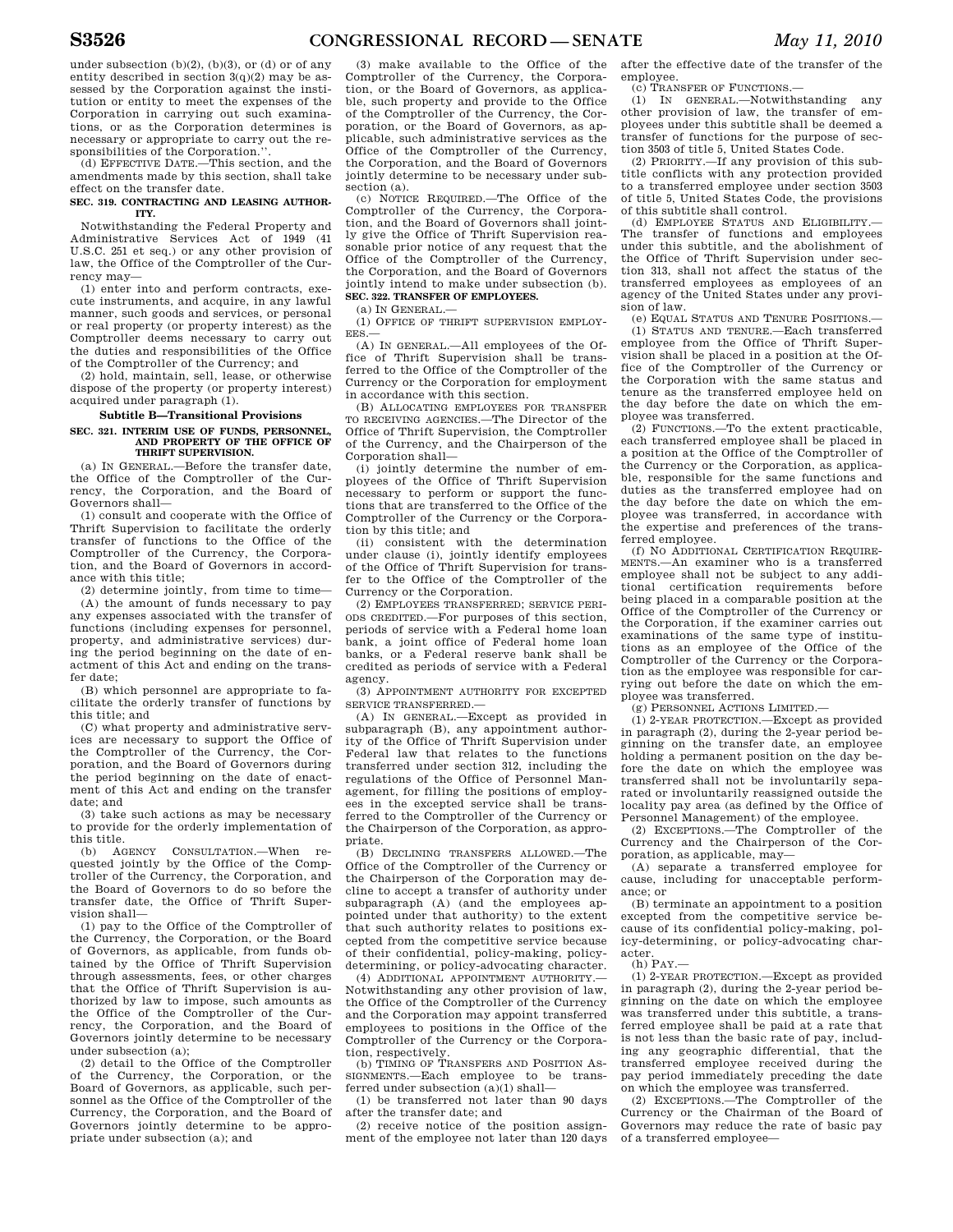under subsection (b)(2), (b)(3), or (d) or of any entity described in section 3(q)(2) may be assessed by the Corporation against the institution or entity to meet the expenses of the Corporation in carrying out such examinations, or as the Corporation determines is necessary or appropriate to carry out the responsibilities of the Corporation.''.

(d) EFFECTIVE DATE.—This section, and the amendments made by this section, shall take effect on the transfer date.

**SEC. 319. CONTRACTING AND LEASING AUTHORITY.**

Notwithstanding the Federal Property and Administrative Services Act of 1949 (41 U.S.C. 251 et seq.) or any other provision of law, the Office of the Comptroller of the Currency may—

(1) enter into and perform contracts, execute instruments, and acquire, in any lawful manner, such goods and services, or personal or real property (or property interest) as the Comptroller deems necessary to carry out the duties and responsibilities of the Office of the Comptroller of the Currency; and

(2) hold, maintain, sell, lease, or otherwise dispose of the property (or property interest) acquired under paragraph (1).

## Subtitle B—Transitional Provisions

**SEC. 321. INTERIM USE OF FUNDS, PERSONNEL, AND PROPERTY OF THE OFFICE OF THRIFT SUPERVISION.**

(a) IN GENERAL.—Before the transfer date, the Office of the Comptroller of the Currency, the Corporation, and the Board of Governors shall—

(1) consult and cooperate with the Office of Thrift Supervision to facilitate the orderly transfer of functions to the Office of the Comptroller of the Currency, the Corporation, and the Board of Governors in accordance with this title;

(2) determine jointly, from time to time—

(A) the amount of funds necessary to pay any expenses associated with the transfer of functions (including expenses for personnel, property, and administrative services) during the period beginning on the date of enactment of this Act and ending on the transfer date;

(B) which personnel are appropriate to facilitate the orderly transfer of functions by this title; and

(C) what property and administrative services are necessary to support the Office of the Comptroller of the Currency, the Corporation, and the Board of Governors during the period beginning on the date of enactment of this Act and ending on the transfer date; and

(3) take such actions as may be necessary to provide for the orderly implementation of this title.

(b) AGENCY CONSULTATION.—When requested jointly by the Office of the Comptroller of the Currency, the Corporation, and the Board of Governors to do so before the transfer date, the Office of Thrift Supervision shall—

(1) pay to the Office of the Comptroller of the Currency, the Corporation, or the Board of Governors, as applicable, from funds obtained by the Office of Thrift Supervision through assessments, fees, or other charges that the Office of Thrift Supervision is authorized by law to impose, such amounts as the Office of the Comptroller of the Currency, the Corporation, and the Board of Governors jointly determine to be necessary under subsection (a);

(2) detail to the Office of the Comptroller of the Currency, the Corporation, or the Board of Governors, as applicable, such personnel as the Office of the Comptroller of the Currency, the Corporation, and the Board of Governors jointly determine to be appropriate under subsection (a); and

(3) make available to the Office of the Comptroller of the Currency, the Corporation, or the Board of Governors, as applicable, such property and provide to the Office of the Comptroller of the Currency, the Corporation, or the Board of Governors, as applicable, such administrative services as the Office of the Comptroller of the Currency, the Corporation, and the Board of Governors jointly determine to be necessary under subsection (a).

(c) NOTICE REQUIRED.—The Office of the Comptroller of the Currency, the Corporation, and the Board of Governors shall jointly give the Office of Thrift Supervision reasonable prior notice of any request that the Office of the Comptroller of the Currency, the Corporation, and the Board of Governors jointly intend to make under subsection (b).

**SEC. 322. TRANSFER OF EMPLOYEES.**

(a) IN GENERAL.—

(1) OFFICE OF THRIFT SUPERVISION EMPLOYEES.—

(A) IN GENERAL.—All employees of the Office of Thrift Supervision shall be transferred to the Office of the Comptroller of the Currency or the Corporation for employment in accordance with this section.

(B) ALLOCATING EMPLOYEES FOR TRANSFER TO RECEIVING AGENCIES.—The Director of the Office of Thrift Supervision, the Comptroller of the Currency, and the Chairperson of the Corporation shall—

(i) jointly determine the number of employees of the Office of Thrift Supervision necessary to perform or support the functions that are transferred to the Office of the Comptroller of the Currency or the Corporation by this title; and

(ii) consistent with the determination under clause (i), jointly identify employees of the Office of Thrift Supervision for transfer to the Office of the Comptroller of the Currency or the Corporation.

(2) EMPLOYEES TRANSFERRED; SERVICE PERIODS CREDITED.—For purposes of this section, periods of service with a Federal home loan bank, a joint office of Federal home loan banks, or a Federal reserve bank shall be credited as periods of service with a Federal agency.

(3) APPOINTMENT AUTHORITY FOR EXCEPTED SERVICE TRANSFERRED.—

(A) IN GENERAL.—Except as provided in subparagraph (B), any appointment authority of the Office of Thrift Supervision under Federal law that relates to the functions transferred under section 312, including the regulations of the Office of Personnel Management, for filling the positions of employees in the excepted service shall be transferred to the Comptroller of the Currency or the Chairperson of the Corporation, as appropriate.

(B) DECLINING TRANSFERS ALLOWED.—The Office of the Comptroller of the Currency or the Chairperson of the Corporation may decline to accept a transfer of authority under subparagraph (A) (and the employees appointed under that authority) to the extent that such authority relates to positions excepted from the competitive service because of their confidential, policy-making, policy-determining, or policy-advocating character.

(4) ADDITIONAL APPOINTMENT AUTHORITY.—Notwithstanding any other provision of law, the Office of the Comptroller of the Currency and the Corporation may appoint transferred employees to positions in the Office of the Comptroller of the Currency or the Corporation, respectively.

(b) TIMING OF TRANSFERS AND POSITION ASSIGNMENTS.—Each employee to be transferred under subsection (a)(1) shall—

(1) be transferred not later than 90 days after the transfer date; and

(2) receive notice of the position assignment of the employee not later than 120 days after the effective date of the transfer of the employee.

(c) TRANSFER OF FUNCTIONS.—

(1) IN GENERAL.—Notwithstanding any other provision of law, the transfer of employees under this subtitle shall be deemed a transfer of functions for the purpose of section 3503 of title 5, United States Code.

(2) PRIORITY.—If any provision of this subtitle conflicts with any protection provided to a transferred employee under section 3503 of title 5, United States Code, the provisions of this subtitle shall control.

(d) EMPLOYEE STATUS AND ELIGIBILITY.—The transfer of functions and employees under this subtitle, and the abolishment of the Office of Thrift Supervision under section 313, shall not affect the status of the transferred employees as employees of an agency of the United States under any provision of law.

(e) EQUAL STATUS AND TENURE POSITIONS.—

(1) STATUS AND TENURE.—Each transferred employee from the Office of Thrift Supervision shall be placed in a position at the Office of the Comptroller of the Currency or the Corporation with the same status and tenure as the transferred employee held on the day before the date on which the employee was transferred.

(2) FUNCTIONS.—To the extent practicable, each transferred employee shall be placed in a position at the Office of the Comptroller of the Currency or the Corporation, as applicable, responsible for the same functions and duties as the transferred employee had on the day before the date on which the employee was transferred, in accordance with the expertise and preferences of the transferred employee.

(f) NO ADDITIONAL CERTIFICATION REQUIREMENTS.—An examiner who is a transferred employee shall not be subject to any additional certification requirements before being placed in a comparable position at the Office of the Comptroller of the Currency or the Corporation, if the examiner carries out examinations of the same type of institutions as an employee of the Office of the Comptroller of the Currency or the Corporation as the employee was responsible for carrying out before the date on which the employee was transferred.

(g) PERSONNEL ACTIONS LIMITED.—

(1) 2-YEAR PROTECTION.—Except as provided in paragraph (2), during the 2-year period beginning on the transfer date, an employee holding a permanent position on the day before the date on which the employee was transferred shall not be involuntarily separated or involuntarily reassigned outside the locality pay area (as defined by the Office of Personnel Management) of the employee.

(2) EXCEPTIONS.—The Comptroller of the Currency and the Chairperson of the Corporation, as applicable, may—

(A) separate a transferred employee for cause, including for unacceptable performance; or

(B) terminate an appointment to a position excepted from the competitive service because of its confidential policy-making, policy-determining, or policy-advocating character.

(h) PAY.—

(1) 2-YEAR PROTECTION.—Except as provided in paragraph (2), during the 2-year period beginning on the date on which the employee was transferred under this subtitle, a transferred employee shall be paid at a rate that is not less than the basic rate of pay, including any geographic differential, that the transferred employee received during the pay period immediately preceding the date on which the employee was transferred.

(2) EXCEPTIONS.—The Comptroller of the Currency or the Chairman of the Board of Governors may reduce the rate of basic pay of a transferred employee—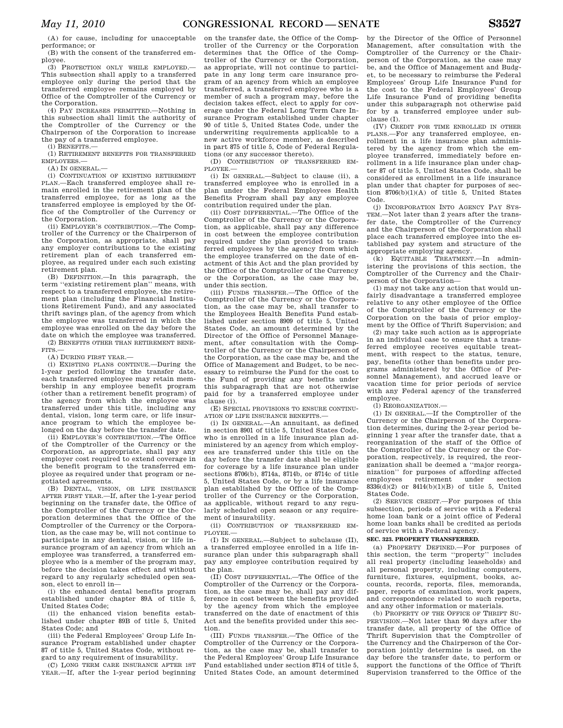(A) for cause, including for unacceptable performance; or

(B) with the consent of the transferred employee.

(3) PROTECTION ONLY WHILE EMPLOYED.—This subsection shall apply to a transferred employee only during the period that the transferred employee remains employed by Office of the Comptroller of the Currency or the Corporation.

(4) PAY INCREASES PERMITTED.—Nothing in this subsection shall limit the authority of the Comptroller of the Currency or the Chairperson of the Corporation to increase the pay of a transferred employee.

(i) BENEFITS.—

(1) RETIREMENT BENEFITS FOR TRANSFERRED EMPLOYEES.—

(A) IN GENERAL.—

(i) CONTINUATION OF EXISTING RETIREMENT PLAN.—Each transferred employee shall remain enrolled in the retirement plan of the transferred employee, for as long as the transferred employee is employed by the Office of the Comptroller of the Currency or the Corporation.

(ii) EMPLOYER'S CONTRIBUTION.—The Comptroller of the Currency or the Chairperson of the Corporation, as appropriate, shall pay any employer contributions to the existing retirement plan of each transferred employee, as required under each such existing retirement plan.

(B) DEFINITION.—In this paragraph, the term "existing retirement plan" means, with respect to a transferred employee, the retirement plan (including the Financial Institutions Retirement Fund), and any associated thrift savings plan, of the agency from which the employee was transferred in which the employee was enrolled on the day before the date on which the employee was transferred.

(2) BENEFITS OTHER THAN RETIREMENT BENEFITS.—

(A) DURING FIRST YEAR.—

(i) EXISTING PLANS CONTINUE.—During the 1-year period following the transfer date, each transferred employee may retain membership in any employee benefit program (other than a retirement benefit program) of the agency from which the employee was transferred under this title, including any dental, vision, long term care, or life insurance program to which the employee belonged on the day before the transfer date.

(ii) EMPLOYER'S CONTRIBUTION.—The Office of the Comptroller of the Currency or the Corporation, as appropriate, shall pay any employer cost required to extend coverage in the benefit program to the transferred employee as required under that program or negotiated agreements.

(B) DENTAL, VISION, OR LIFE INSURANCE AFTER FIRST YEAR.—If, after the 1-year period beginning on the transfer date, the Office of the Comptroller of the Currency or the Corporation determines that the Office of the Comptroller of the Currency or the Corporation, as the case may be, will not continue to participate in any dental, vision, or life insurance program of an agency from which an employee was transferred, a transferred employee who is a member of the program may, before the decision takes effect and without regard to any regularly scheduled open season, elect to enroll in—

(i) the enhanced dental benefits program established under chapter 89A of title 5, United States Code;

(ii) the enhanced vision benefits established under chapter 89B of title 5, United States Code; and

(iii) the Federal Employees' Group Life Insurance Program established under chapter 87 of title 5, United States Code, without regard to any requirement of insurability.

(C) LONG TERM CARE INSURANCE AFTER 1ST YEAR.—If, after the 1-year period beginning on the transfer date, the Office of the Comptroller of the Currency or the Corporation determines that the Office of the Comptroller of the Currency or the Corporation, as appropriate, will not continue to participate in any long term care insurance program of an agency from which an employee transferred, a transferred employee who is a member of such a program may, before the decision takes effect, elect to apply for coverage under the Federal Long Term Care Insurance Program established under chapter 90 of title 5, United States Code, under the underwriting requirements applicable to a new active workforce member, as described in part 875 of title 5, Code of Federal Regulations (or any successor thereto).

(D) CONTRIBUTION OF TRANSFERRED EMPLOYEE.—

(i) IN GENERAL.—Subject to clause (ii), a transferred employee who is enrolled in a plan under the Federal Employees Health Benefits Program shall pay any employee contribution required under the plan.

(ii) COST DIFFERENTIAL.—The Office of the Comptroller of the Currency or the Corporation, as applicable, shall pay any difference in cost between the employee contribution required under the plan provided to transferred employees by the agency from which the employee transferred on the date of enactment of this Act and the plan provided by the Office of the Comptroller of the Currency or the Corporation, as the case may be, under this section.

(iii) FUNDS TRANSFER.—The Office of the Comptroller of the Currency or the Corporation, as the case may be, shall transfer to the Employees Health Benefits Fund established under section 8909 of title 5, United States Code, an amount determined by the Director of the Office of Personnel Management, after consultation with the Comptroller of the Currency or the Chairperson of the Corporation, as the case may be, and the Office of Management and Budget, to be necessary to reimburse the Fund for the cost to the Fund of providing any benefits under this subparagraph that are not otherwise paid for by a transferred employee under clause (i).

(E) SPECIAL PROVISIONS TO ENSURE CONTINUATION OF LIFE INSURANCE BENEFITS.—

(i) IN GENERAL.—An annuitant, as defined in section 8901 of title 5, United States Code, who is enrolled in a life insurance plan administered by an agency from which employees are transferred under this title on the day before the transfer date shall be eligible for coverage by a life insurance plan under sections 8706(b), 8714a, 8714b, or 8714c of title 5, United States Code, or by a life insurance plan established by the Office of the Comptroller of the Currency or the Corporation, as applicable, without regard to any regularly scheduled open season or any requirement of insurability.

(ii) CONTRIBUTION OF TRANSFERRED EMPLOYEE.—

(I) IN GENERAL.—Subject to subclause (II), a transferred employee enrolled in a life insurance plan under this subparagraph shall pay any employee contribution required by the plan.

(II) COST DIFFERENTIAL.—The Office of the Comptroller of the Currency or the Corporation, as the case may be, shall pay any difference in cost between the benefits provided by the agency from which the employee transferred on the date of enactment of this Act and the benefits provided under this section.

(III) FUNDS TRANSFER.—The Office of the Comptroller of the Currency or the Corporation, as the case may be, shall transfer to the Federal Employees' Group Life Insurance Fund established under section 8714 of title 5, United States Code, an amount determined by the Director of the Office of Personnel Management, after consultation with the Comptroller of the Currency or the Chairperson of the Corporation, as the case may be, and the Office of Management and Budget, to be necessary to reimburse the Federal Employees' Group Life Insurance Fund for the cost to the Federal Employees' Group Life Insurance Fund of providing benefits under this subparagraph not otherwise paid for by a transferred employee under subclause (I).

(IV) CREDIT FOR TIME ENROLLED IN OTHER PLANS.—For any transferred employee, enrollment in a life insurance plan administered by the agency from which the employee transferred, immediately before enrollment in a life insurance plan under chapter 87 of title 5, United States Code, shall be considered as enrollment in a life insurance plan under that chapter for purposes of section 8706(b)(1)(A) of title 5, United States Code.

(j) INCORPORATION INTO AGENCY PAY SYSTEM.—Not later than 2 years after the transfer date, the Comptroller of the Currency and the Chairperson of the Corporation shall place each transferred employee into the established pay system and structure of the appropriate employing agency.

(k) EQUITABLE TREATMENT.—In administering the provisions of this section, the Comptroller of the Currency and the Chairperson of the Corporation—

(1) may not take any action that would unfairly disadvantage a transferred employee relative to any other employee of the Office of the Comptroller of the Currency or the Corporation on the basis of prior employment by the Office of Thrift Supervision; and

(2) may take such action as is appropriate in an individual case to ensure that a transferred employee receives equitable treatment, with respect to the status, tenure, pay, benefits (other than benefits under programs administered by the Office of Personnel Management), and accrued leave or vacation time for prior periods of service with any Federal agency of the transferred employee.

(l) REORGANIZATION.—

(1) IN GENERAL.—If the Comptroller of the Currency or the Chairperson of the Corporation determines, during the 2-year period beginning 1 year after the transfer date, that a reorganization of the staff of the Office of the Comptroller of the Currency or the Corporation, respectively, is required, the reorganization shall be deemed a "major reorganization" for purposes of affording affected employees retirement under section 8336(d)(2) or 8414(b)(1)(B) of title 5, United States Code.

(2) SERVICE CREDIT.—For purposes of this subsection, periods of service with a Federal home loan bank or a joint office of Federal home loan banks shall be credited as periods of service with a Federal agency.

**SEC. 323. PROPERTY TRANSFERRED.**

(a) PROPERTY DEFINED.—For purposes of this section, the term "property" includes all real property (including leaseholds) and all personal property, including computers, furniture, fixtures, equipment, books, accounts, records, reports, files, memoranda, paper, reports of examination, work papers, and correspondence related to such reports, and any other information or materials.

(b) PROPERTY OF THE OFFICE OF THRIFT SUPERVISION.—Not later than 90 days after the transfer date, all property of the Office of Thrift Supervision that the Comptroller of the Currency and the Chairperson of the Corporation jointly determine is used, on the day before the transfer date, to perform or support the functions of the Office of Thrift Supervision transferred to the Office of the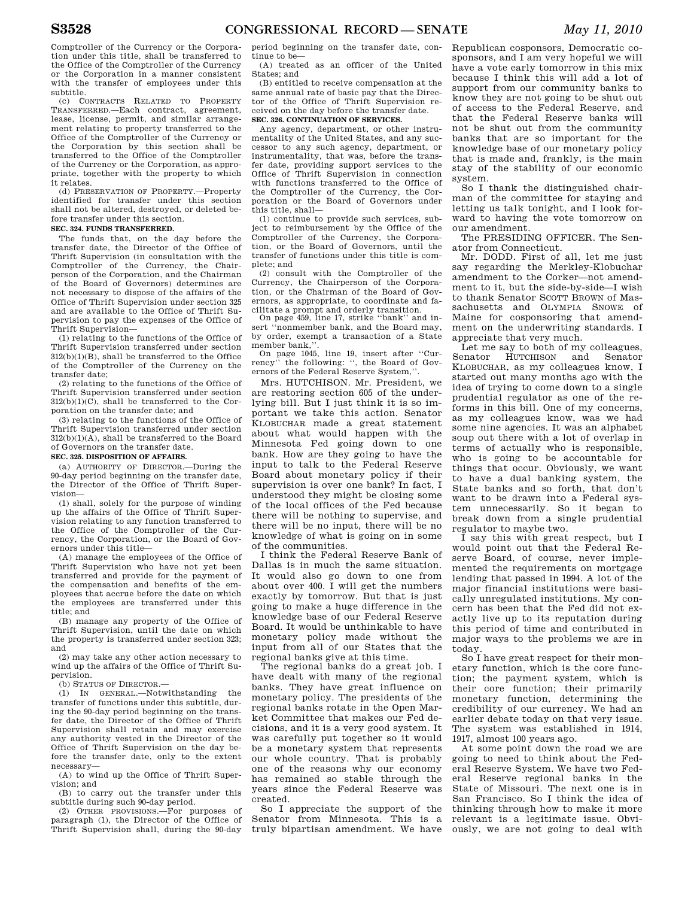Comptroller of the Currency or the Corporation under this title, shall be transferred to the Office of the Comptroller of the Currency or the Corporation in a manner consistent with the transfer of employees under this subtitle.

(c) CONTRACTS RELATED TO PROPERTY TRANSFERRED.—Each contract, agreement, lease, license, permit, and similar arrangement relating to property transferred to the Office of the Comptroller of the Currency or the Corporation by this section shall be transferred to the Office of the Comptroller of the Currency or the Corporation, as appropriate, together with the property to which it relates.

(d) PRESERVATION OF PROPERTY.—Property identified for transfer under this section shall not be altered, destroyed, or deleted before transfer under this section.

**SEC. 324. FUNDS TRANSFERRED.**

The funds that, on the day before the transfer date, the Director of the Office of Thrift Supervision (in consultation with the Comptroller of the Currency, the Chairperson of the Corporation, and the Chairman of the Board of Governors) determines are not necessary to dispose of the affairs of the Office of Thrift Supervision under section 325 and are available to the Office of Thrift Supervision to pay the expenses of the Office of Thrift Supervision—

(1) relating to the functions of the Office of Thrift Supervision transferred under section 312(b)(1)(B), shall be transferred to the Office of the Comptroller of the Currency on the transfer date;

(2) relating to the functions of the Office of Thrift Supervision transferred under section 312(b)(1)(C), shall be transferred to the Corporation on the transfer date; and

(3) relating to the functions of the Office of Thrift Supervision transferred under section 312(b)(1)(A), shall be transferred to the Board of Governors on the transfer date.

**SEC. 325. DISPOSITION OF AFFAIRS.**

(a) AUTHORITY OF DIRECTOR.—During the 90-day period beginning on the transfer date, the Director of the Office of Thrift Supervision—

(1) shall, solely for the purpose of winding up the affairs of the Office of Thrift Supervision relating to any function transferred to the Office of the Comptroller of the Currency, the Corporation, or the Board of Governors under this title—

(A) manage the employees of the Office of Thrift Supervision who have not yet been transferred and provide for the payment of the compensation and benefits of the employees that accrue before the date on which the employees are transferred under this title; and

(B) manage any property of the Office of Thrift Supervision, until the date on which the property is transferred under section 323; and

(2) may take any other action necessary to wind up the affairs of the Office of Thrift Supervision.

(b) STATUS OF DIRECTOR.—

(1) IN GENERAL.—Notwithstanding the transfer of functions under this subtitle, during the 90-day period beginning on the transfer date, the Director of the Office of Thrift Supervision shall retain and may exercise any authority vested in the Director of the Office of Thrift Supervision on the day before the transfer date, only to the extent necessary—

(A) to wind up the Office of Thrift Supervision; and

(B) to carry out the transfer under this subtitle during such 90-day period.

(2) OTHER PROVISIONS.—For purposes of paragraph (1), the Director of the Office of Thrift Supervision shall, during the 90-day period beginning on the transfer date, continue to be—

(A) treated as an officer of the United States; and

(B) entitled to receive compensation at the same annual rate of basic pay that the Director of the Office of Thrift Supervision received on the day before the transfer date.

**SEC. 326. CONTINUATION OF SERVICES.**

Any agency, department, or other instrumentality of the United States, and any successor to any such agency, department, or instrumentality, that was, before the transfer date, providing support services to the Office of Thrift Supervision in connection with functions transferred to the Office of the Comptroller of the Currency, the Corporation or the Board of Governors under this title, shall—

(1) continue to provide such services, subject to reimbursement by the Office of the Comptroller of the Currency, the Corporation, or the Board of Governors, until the transfer of functions under this title is complete; and

(2) consult with the Comptroller of the Currency, the Chairperson of the Corporation, or the Chairman of the Board of Governors, as appropriate, to coordinate and facilitate a prompt and orderly transition.

On page 459, line 17, strike "bank" and insert "nonmember bank, and the Board may, by order, exempt a transaction of a State member bank,".

On page 1045, line 19, insert after "Currency" the following: ", the Board of Governors of the Federal Reserve System,".

Mrs. HUTCHISON. Mr. President, we are restoring section 605 of the underlying bill. But I just think it is so important we take this action. Senator KLOBUCHAR made a great statement about what would happen with the Minnesota Fed going down to one bank. How are they going to have the input to talk to the Federal Reserve Board about monetary policy if their supervision is over one bank? In fact, I understood they might be closing some of the local offices of the Fed because there will be nothing to supervise, and there will be no input, there will be no knowledge of what is going on in some of the communities.

I think the Federal Reserve Bank of Dallas is in much the same situation. It would also go down to one from about over 400. I will get the numbers exactly by tomorrow. But that is just going to make a huge difference in the knowledge base of our Federal Reserve Board. It would be unthinkable to have monetary policy made without the input from all of our States that the regional banks give at this time.

The regional banks do a great job. I have dealt with many of the regional banks. They have great influence on monetary policy. The presidents of the regional banks rotate in the Open Market Committee that makes our Fed decisions, and it is a very good system. It was carefully put together so it would be a monetary system that represents our whole country. That is probably one of the reasons why our economy has remained so stable through the years since the Federal Reserve was created.

So I appreciate the support of the Senator from Minnesota. This is a truly bipartisan amendment. We have Republican cosponsors, Democratic cosponsors, and I am very hopeful we will have a vote early tomorrow in this mix because I think this will add a lot of support from our community banks to know they are not going to be shut out of access to the Federal Reserve, and that the Federal Reserve banks will not be shut out from the community banks that are so important for the knowledge base of our monetary policy that is made and, frankly, is the main stay of the stability of our economic system.

So I thank the distinguished chairman of the committee for staying and letting us talk tonight, and I look forward to having the vote tomorrow on our amendment.

The PRESIDING OFFICER. The Senator from Connecticut.

Mr. DODD. First of all, let me just say regarding the Merkley-Klobuchar amendment to the Corker—not amendment to it, but the side-by-side—I wish to thank Senator SCOTT BROWN of Massachusetts and OLYMPIA SNOWE of Maine for cosponsoring that amendment on the underwriting standards. I appreciate that very much.

Let me say to both of my colleagues, Senator HUTCHISON and Senator KLOBUCHAR, as my colleagues know, I started out many months ago with the idea of trying to come down to a single prudential regulator as one of the reforms in this bill. One of my concerns, as my colleagues know, was we had some nine agencies. It was an alphabet soup out there with a lot of overlap in terms of actually who is responsible, who is going to be accountable for things that occur. Obviously, we want to have a dual banking system, the State banks and so forth, that don't want to be drawn into a Federal system unnecessarily. So it began to break down from a single prudential regulator to maybe two.

I say this with great respect, but I would point out that the Federal Reserve Board, of course, never implemented the requirements on mortgage lending that passed in 1994. A lot of the major financial institutions were basically unregulated institutions. My concern has been that the Fed did not exactly live up to its reputation during this period of time and contributed in major ways to the problems we are in today.

So I have great respect for their monetary function, which is the core function; the payment system, which is their core function; their primarily monetary function, determining the credibility of our currency. We had an earlier debate today on that very issue. The system was established in 1914, 1917, almost 100 years ago.

At some point down the road we are going to need to think about the Federal Reserve System. We have two Federal Reserve regional banks in the State of Missouri. The next one is in San Francisco. So I think the idea of thinking through how to make it more relevant is a legitimate issue. Obviously, we are not going to deal with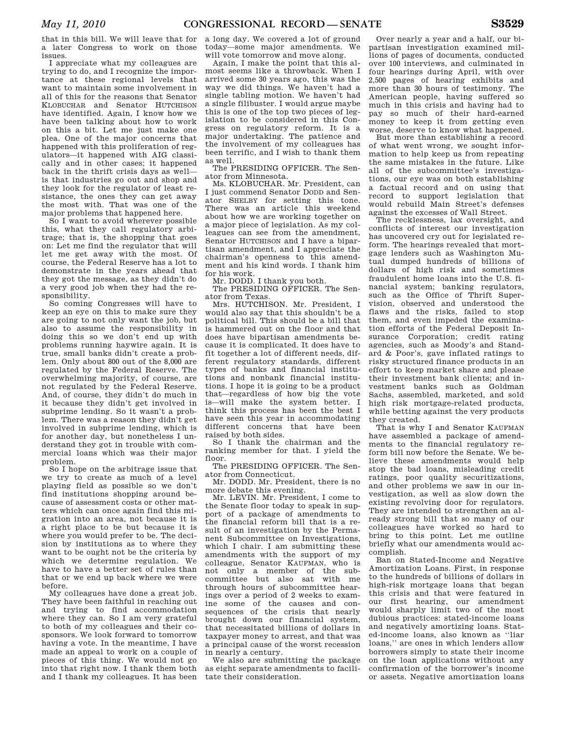that in this bill. We will leave that for a later Congress to work on those issues.

I appreciate what my colleagues are trying to do, and I recognize the importance at these regional levels that want to maintain some involvement in all of this for the reasons that Senator KLOBUCHAR and Senator HUTCHISON have identified. Again, I know how we have been talking about how to work on this a bit. Let me just make one plea. One of the major concerns that happened with this proliferation of regulators—it happened with AIG classically and in other cases; it happened back in the thrift crisis days as well—is that industries go out and shop and they look for the regulator of least resistance, the ones they can get away the most with. That was one of the major problems that happened here.

So I want to avoid wherever possible this, what they call regulatory arbitrage; that is, the shopping that goes on: Let me find the regulator that will let me get away with the most. Of course, the Federal Reserve has a lot to demonstrate in the years ahead that they got the message, as they didn't do a very good job when they had the responsibility.

So coming Congresses will have to keep an eye on this to make sure they are going to not only want the job, but also to assume the responsibility in doing this so we don't end up with problems running haywire again. It is true, small banks didn't create a problem. Only about 800 out of the 8,000 are regulated by the Federal Reserve. The overwhelming majority, of course, are not regulated by the Federal Reserve. And, of course, they didn't do much in it because they didn't get involved in subprime lending. So it wasn't a problem. There was a reason they didn't get involved in subprime lending, which is for another day, but nonetheless I understand they got in trouble with commercial loans which was their major problem.

So I hope on the arbitrage issue that we try to create as much of a level playing field as possible so we don't find institutions shopping around because of assessment costs or other matters which can once again find this migration into an area, not because it is a right place to be but because it is where you would prefer to be. The decision by institutions as to where they want to be ought not be the criteria by which we determine regulation. We have to have a better set of rules than that or we end up back where we were before.

My colleagues have done a great job. They have been faithful in reaching out and trying to find accommodation where they can. So I am very grateful to both of my colleagues and their cosponsors. We look forward to tomorrow having a vote. In the meantime, I have made an appeal to work on a couple of pieces of this thing. We would not go into that right now. I thank them both and I thank my colleagues. It has been a long day. We covered a lot of ground today—some major amendments. We will vote tomorrow and move along.

Again, I make the point that this almost seems like a throwback. When I arrived some 30 years ago, this was the way we did things. We haven't had a single tabling motion. We haven't had a single filibuster. I would argue maybe this is one of the top two pieces of legislation to be considered in this Congress on regulatory reform. It is a major undertaking. The patience and the involvement of my colleagues has been terrific, and I wish to thank them as well.

The PRESIDING OFFICER. The Senator from Minnesota.

Ms. KLOBUCHAR. Mr. President, can I just commend Senator DODD and Senator SHELBY for setting this tone. There was an article this weekend about how we are working together on a major piece of legislation. As my colleagues can see from the amendment, Senator HUTCHISON and I have a bipartisan amendment, and I appreciate the chairman's openness to this amendment and his kind words. I thank him for his work.

Mr. DODD. I thank you both.

The PRESIDING OFFICER. The Senator from Texas.

Mrs. HUTCHISON. Mr. President, I would also say that this shouldn't be a political bill. This should be a bill that is hammered out on the floor and that does have bipartisan amendments because it is complicated. It does have to fit together a lot of different needs, different regulatory standards, different types of banks and financial institutions and nonbank financial institutions. I hope it is going to be a product that—regardless of how big the vote is—will make the system better. I think this process has been the best I have seen this year in accommodating different concerns that have been raised by both sides.

So I thank the chairman and the ranking member for that. I yield the floor.

The PRESIDING OFFICER. The Senator from Connecticut.

Mr. DODD. Mr. President, there is no more debate this evening.

Mr. LEVIN. Mr. President, I come to the Senate floor today to speak in support of a package of amendments to the financial reform bill that is a result of an investigation by the Permanent Subcommittee on Investigations, which I chair. I am submitting these amendments with the support of my colleague, Senator KAUFMAN, who is not only a member of the subcommittee but also sat with me through hours of subcommittee hearings over a period of 2 weeks to examine some of the causes and consequences of the crisis that nearly brought down our financial system, that necessitated billions of dollars in taxpayer money to arrest, and that was a principal cause of the worst recession in nearly a century.

We also are submitting the package as eight separate amendments to facilitate their consideration.

Over nearly a year and a half, our bipartisan investigation examined millions of pages of documents, conducted over 100 interviews, and culminated in four hearings during April, with over 2,500 pages of hearing exhibits and more than 30 hours of testimony. The American people, having suffered so much in this crisis and having had to pay so much of their hard-earned money to keep it from getting even worse, deserve to know what happened.

But more than establishing a record of what went wrong, we sought information to help keep us from repeating the same mistakes in the future. Like all of the subcommittee's investigations, our eye was on both establishing a factual record and on using that record to support legislation that would rebuild Main Street's defenses against the excesses of Wall Street.

The recklessness, lax oversight, and conflicts of interest our investigation has uncovered cry out for legislated reform. The hearings revealed that mortgage lenders such as Washington Mutual dumped hundreds of billions of dollars of high risk and sometimes fraudulent home loans into the U.S. financial system; banking regulators, such as the Office of Thrift Supervision, observed and understood the flaws and the risks, failed to stop them, and even impeded the examination efforts of the Federal Deposit Insurance Corporation; credit rating agencies, such as Moody's and Standard & Poor's, gave inflated ratings to risky structured finance products in an effort to keep market share and please their investment bank clients; and investment banks such as Goldman Sachs, assembled, marketed, and sold high risk mortgage-related products, while betting against the very products they created.

That is why I and Senator KAUFMAN have assembled a package of amendments to the financial regulatory reform bill now before the Senate. We believe these amendments would help stop the bad loans, misleading credit ratings, poor quality securitizations, and other problems we saw in our investigation, as well as slow down the existing revolving door for regulators. They are intended to strengthen an already strong bill that so many of our colleagues have worked so hard to bring to this point. Let me outline briefly what our amendments would accomplish.

Ban on Stated-Income and Negative Amortization Loans. First, in response to the hundreds of billions of dollars in high-risk mortgage loans that began this crisis and that were featured in our first hearing, our amendment would sharply limit two of the most dubious practices: stated-income loans and negatively amortizing loans. Stated-income loans, also known as ''liar loans,'' are ones in which lenders allow borrowers simply to state their income on the loan applications without any confirmation of the borrower's income or assets. Negative amortization loans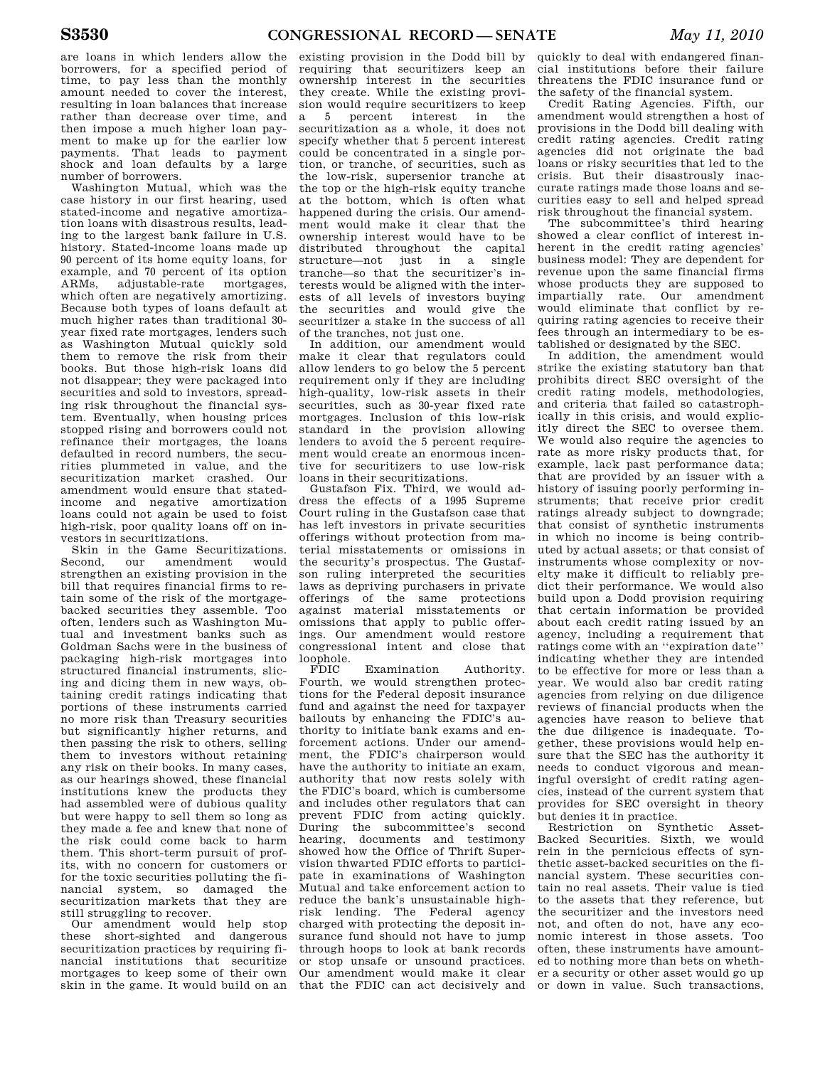are loans in which lenders allow the borrowers, for a specified period of time, to pay less than the monthly amount needed to cover the interest, resulting in loan balances that increase rather than decrease over time, and then impose a much higher loan payment to make up for the earlier low payments. That leads to payment shock and loan defaults by a large number of borrowers.

Washington Mutual, which was the case history in our first hearing, used stated-income and negative amortization loans with disastrous results, leading to the largest bank failure in U.S. history. Stated-income loans made up 90 percent of its home equity loans, for example, and 70 percent of its option ARMs, adjustable-rate mortgages, which often are negatively amortizing. Because both types of loans default at much higher rates than traditional 30-year fixed rate mortgages, lenders such as Washington Mutual quickly sold them to remove the risk from their books. But those high-risk loans did not disappear; they were packaged into securities and sold to investors, spreading risk throughout the financial system. Eventually, when housing prices stopped rising and borrowers could not refinance their mortgages, the loans defaulted in record numbers, the securities plummeted in value, and the securitization market crashed. Our amendment would ensure that stated-income and negative amortization loans could not again be used to foist high-risk, poor quality loans off on investors in securitizations.

Skin in the Game Securitizations. Second, our amendment would strengthen an existing provision in the bill that requires financial firms to retain some of the risk of the mortgage-backed securities they assemble. Too often, lenders such as Washington Mutual and investment banks such as Goldman Sachs were in the business of packaging high-risk mortgages into structured financial instruments, slicing and dicing them in new ways, obtaining credit ratings indicating that portions of these instruments carried no more risk than Treasury securities but significantly higher returns, and then passing the risk to others, selling them to investors without retaining any risk on their books. In many cases, as our hearings showed, these financial institutions knew the products they had assembled were of dubious quality but were happy to sell them so long as they made a fee and knew that none of the risk could come back to harm them. This short-term pursuit of profits, with no concern for customers or for the toxic securities polluting the financial system, so damaged the securitization markets that they are still struggling to recover.

Our amendment would help stop these short-sighted and dangerous securitization practices by requiring financial institutions that securitize mortgages to keep some of their own skin in the game. It would build on an existing provision in the Dodd bill by requiring that securitizers keep an ownership interest in the securities they create. While the existing provision would require securitizers to keep a 5 percent interest in the securitization as a whole, it does not specify whether that 5 percent interest could be concentrated in a single portion, or tranche, of securities, such as the low-risk, supersenior tranche at the top or the high-risk equity tranche at the bottom, which is often what happened during the crisis. Our amendment would make it clear that the ownership interest would have to be distributed throughout the capital structure—not just in a single tranche—so that the securitizer's interests would be aligned with the interests of all levels of investors buying the securities and would give the securitizer a stake in the success of all of the tranches, not just one.

In addition, our amendment would make it clear that regulators could allow lenders to go below the 5 percent requirement only if they are including high-quality, low-risk assets in their securities, such as 30-year fixed rate mortgages. Inclusion of this low-risk standard in the provision allowing lenders to avoid the 5 percent requirement would create an enormous incentive for securitizers to use low-risk loans in their securitizations.

Gustafson Fix. Third, we would address the effects of a 1995 Supreme Court ruling in the Gustafson case that has left investors in private securities offerings without protection from material misstatements or omissions in the security's prospectus. The Gustafson ruling interpreted the securities laws as depriving purchasers in private offerings of the same protections against material misstatements or omissions that apply to public offerings. Our amendment would restore congressional intent and close that loophole.

FDIC Examination Authority. Fourth, we would strengthen protections for the Federal deposit insurance fund and against the need for taxpayer bailouts by enhancing the FDIC's authority to initiate bank exams and enforcement actions. Under our amendment, the FDIC's chairperson would have the authority to initiate an exam, authority that now rests solely with the FDIC's board, which is cumbersome and includes other regulators that can prevent FDIC from acting quickly. During the subcommittee's second hearing, documents and testimony showed how the Office of Thrift Supervision thwarted FDIC efforts to participate in examinations of Washington Mutual and take enforcement action to reduce the bank's unsustainable high-risk lending. The Federal agency charged with protecting the deposit insurance fund should not have to jump through hoops to look at bank records or stop unsafe or unsound practices. Our amendment would make it clear that the FDIC can act decisively and quickly to deal with endangered financial institutions before their failure threatens the FDIC insurance fund or the safety of the financial system.

Credit Rating Agencies. Fifth, our amendment would strengthen a host of provisions in the Dodd bill dealing with credit rating agencies. Credit rating agencies did not originate the bad loans or risky securities that led to the crisis. But their disastrously inaccurate ratings made those loans and securities easy to sell and helped spread risk throughout the financial system.

The subcommittee's third hearing showed a clear conflict of interest inherent in the credit rating agencies' business model: They are dependent for revenue upon the same financial firms whose products they are supposed to impartially rate. Our amendment would eliminate that conflict by requiring rating agencies to receive their fees through an intermediary to be established or designated by the SEC.

In addition, the amendment would strike the existing statutory ban that prohibits direct SEC oversight of the credit rating models, methodologies, and criteria that failed so catastrophically in this crisis, and would explicitly direct the SEC to oversee them. We would also require the agencies to rate as more risky products that, for example, lack past performance data; that are provided by an issuer with a history of issuing poorly performing instruments; that receive prior credit ratings already subject to downgrade; that consist of synthetic instruments in which no income is being contributed by actual assets; or that consist of instruments whose complexity or novelty make it difficult to reliably predict their performance. We would also build upon a Dodd provision requiring that certain information be provided about each credit rating issued by an agency, including a requirement that ratings come with an "expiration date" indicating whether they are intended to be effective for more or less than a year. We would also bar credit rating agencies from relying on due diligence reviews of financial products when the agencies have reason to believe that the due diligence is inadequate. Together, these provisions would help ensure that the SEC has the authority it needs to conduct vigorous and meaningful oversight of credit rating agencies, instead of the current system that provides for SEC oversight in theory but denies it in practice.

Restriction on Synthetic Asset-Backed Securities. Sixth, we would rein in the pernicious effects of synthetic asset-backed securities on the financial system. These securities contain no real assets. Their value is tied to the assets that they reference, but the securitizer and the investors need not, and often do not, have any economic interest in those assets. Too often, these instruments have amounted to nothing more than bets on whether a security or other asset would go up or down in value. Such transactions,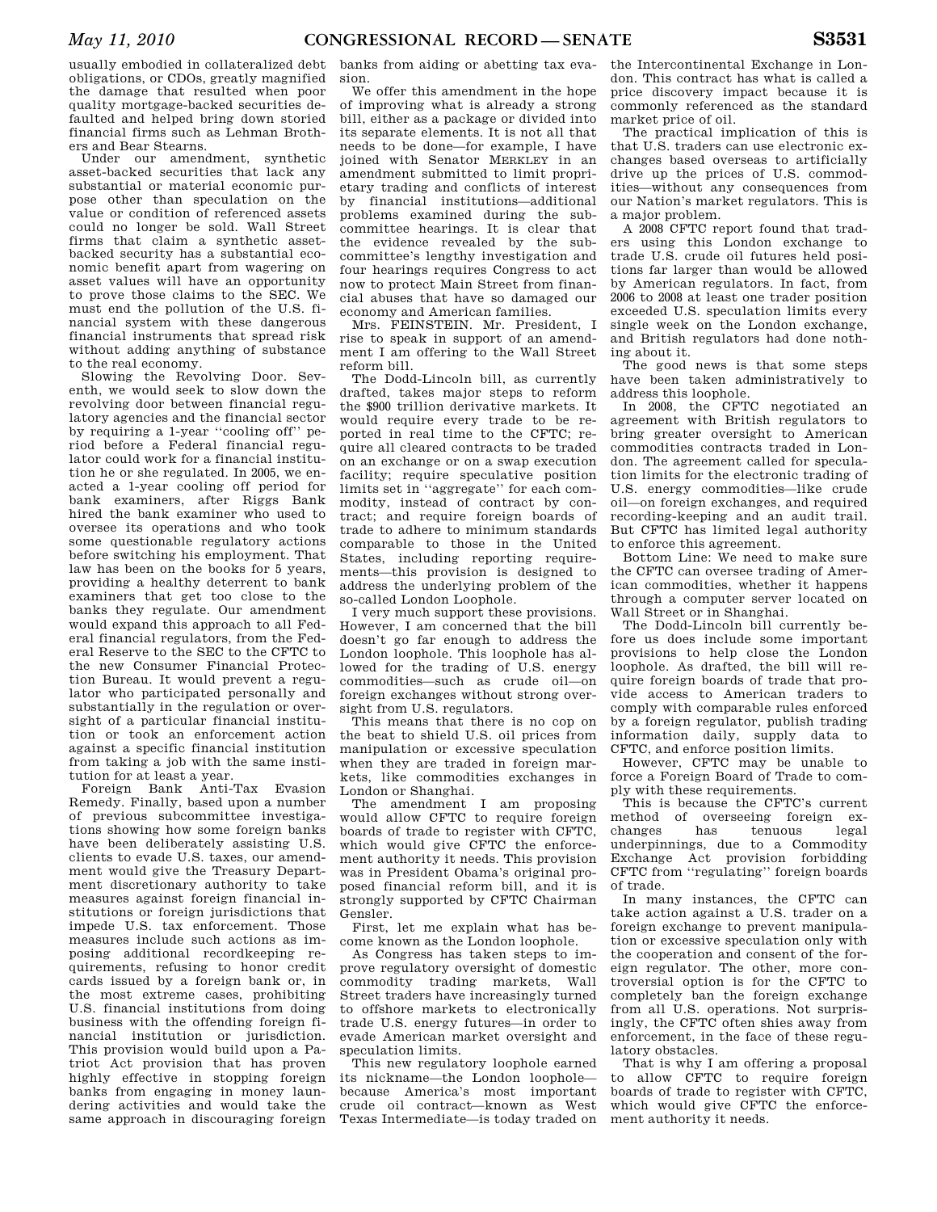usually embodied in collateralized debt obligations, or CDOs, greatly magnified the damage that resulted when poor quality mortgage-backed securities defaulted and helped bring down storied financial firms such as Lehman Brothers and Bear Stearns.

Under our amendment, synthetic asset-backed securities that lack any substantial or material economic purpose other than speculation on the value or condition of referenced assets could no longer be sold. Wall Street firms that claim a synthetic asset-backed security has a substantial economic benefit apart from wagering on asset values will have an opportunity to prove those claims to the SEC. We must end the pollution of the U.S. financial system with these dangerous financial instruments that spread risk without adding anything of substance to the real economy.

Slowing the Revolving Door. Seventh, we would seek to slow down the revolving door between financial regulatory agencies and the financial sector by requiring a 1-year ''cooling off'' period before a Federal financial regulator could work for a financial institution he or she regulated. In 2005, we enacted a 1-year cooling off period for bank examiners, after Riggs Bank hired the bank examiner who used to oversee its operations and who took some questionable regulatory actions before switching his employment. That law has been on the books for 5 years, providing a healthy deterrent to bank examiners that get too close to the banks they regulate. Our amendment would expand this approach to all Federal financial regulators, from the Federal Reserve to the SEC to the CFTC to the new Consumer Financial Protection Bureau. It would prevent a regulator who participated personally and substantially in the regulation or oversight of a particular financial institution or took an enforcement action against a specific financial institution from taking a job with the same institution for at least a year.

Foreign Bank Anti-Tax Evasion Remedy. Finally, based upon a number of previous subcommittee investigations showing how some foreign banks have been deliberately assisting U.S. clients to evade U.S. taxes, our amendment would give the Treasury Department discretionary authority to take measures against foreign financial institutions or foreign jurisdictions that impede U.S. tax enforcement. Those measures include such actions as imposing additional recordkeeping requirements, refusing to honor credit cards issued by a foreign bank or, in the most extreme cases, prohibiting U.S. financial institutions from doing business with the offending foreign financial institution or jurisdiction. This provision would build upon a Patriot Act provision that has proven highly effective in stopping foreign banks from engaging in money laundering activities and would take the same approach in discouraging foreign banks from aiding or abetting tax evasion.

We offer this amendment in the hope of improving what is already a strong bill, either as a package or divided into its separate elements. It is not all that needs to be done—for example, I have joined with Senator MERKLEY in an amendment submitted to limit proprietary trading and conflicts of interest by financial institutions—additional problems examined during the subcommittee hearings. It is clear that the evidence revealed by the subcommittee's lengthy investigation and four hearings requires Congress to act now to protect Main Street from financial abuses that have so damaged our economy and American families.

Mrs. FEINSTEIN. Mr. President, I rise to speak in support of an amendment I am offering to the Wall Street reform bill.

The Dodd-Lincoln bill, as currently drafted, takes major steps to reform the $900 trillion derivative markets. It would require every trade to be reported in real time to the CFTC; require all cleared contracts to be traded on an exchange or on a swap execution facility; require speculative position limits set in ''aggregate'' for each commodity, instead of contract by contract; and require foreign boards of trade to adhere to minimum standards comparable to those in the United States, including reporting requirements—this provision is designed to address the underlying problem of the so-called London Loophole.

I very much support these provisions. However, I am concerned that the bill doesn't go far enough to address the London loophole. This loophole has allowed for the trading of U.S. energy commodities—such as crude oil—on foreign exchanges without strong oversight from U.S. regulators.

This means that there is no cop on the beat to shield U.S. oil prices from manipulation or excessive speculation when they are traded in foreign markets, like commodities exchanges in London or Shanghai.

The amendment I am proposing would allow CFTC to require foreign boards of trade to register with CFTC, which would give CFTC the enforcement authority it needs. This provision was in President Obama's original proposed financial reform bill, and it is strongly supported by CFTC Chairman Gensler.

First, let me explain what has become known as the London loophole.

As Congress has taken steps to improve regulatory oversight of domestic commodity trading markets, Wall Street traders have increasingly turned to offshore markets to electronically trade U.S. energy futures—in order to evade American market oversight and speculation limits.

This new regulatory loophole earned its nickname—the London loophole—because America's most important crude oil contract—known as West Texas Intermediate—is today traded on the Intercontinental Exchange in London. This contract has what is called a price discovery impact because it is commonly referenced as the standard market price of oil.

The practical implication of this is that U.S. traders can use electronic exchanges based overseas to artificially drive up the prices of U.S. commodities—without any consequences from our Nation's market regulators. This is a major problem.

A 2008 CFTC report found that traders using this London exchange to trade U.S. crude oil futures held positions far larger than would be allowed by American regulators. In fact, from 2006 to 2008 at least one trader position exceeded U.S. speculation limits every single week on the London exchange, and British regulators had done nothing about it.

The good news is that some steps have been taken administratively to address this loophole.

In 2008, the CFTC negotiated an agreement with British regulators to bring greater oversight to American commodities contracts traded in London. The agreement called for speculation limits for the electronic trading of U.S. energy commodities—like crude oil—on foreign exchanges, and required recording-keeping and an audit trail. But CFTC has limited legal authority to enforce this agreement.

Bottom Line: We need to make sure the CFTC can oversee trading of American commodities, whether it happens through a computer server located on Wall Street or in Shanghai.

The Dodd-Lincoln bill currently before us does include some important provisions to help close the London loophole. As drafted, the bill will require foreign boards of trade that provide access to American traders to comply with comparable rules enforced by a foreign regulator, publish trading information daily, supply data to CFTC, and enforce position limits.

However, CFTC may be unable to force a Foreign Board of Trade to comply with these requirements.

This is because the CFTC's current method of overseeing foreign exchanges has tenuous legal underpinnings, due to a Commodity Exchange Act provision forbidding CFTC from ''regulating'' foreign boards of trade.

In many instances, the CFTC can take action against a U.S. trader on a foreign exchange to prevent manipulation or excessive speculation only with the cooperation and consent of the foreign regulator. The other, more controversial option is for the CFTC to completely ban the foreign exchange from all U.S. operations. Not surprisingly, the CFTC often shies away from enforcement, in the face of these regulatory obstacles.

That is why I am offering a proposal to allow CFTC to require foreign boards of trade to register with CFTC, which would give CFTC the enforcement authority it needs.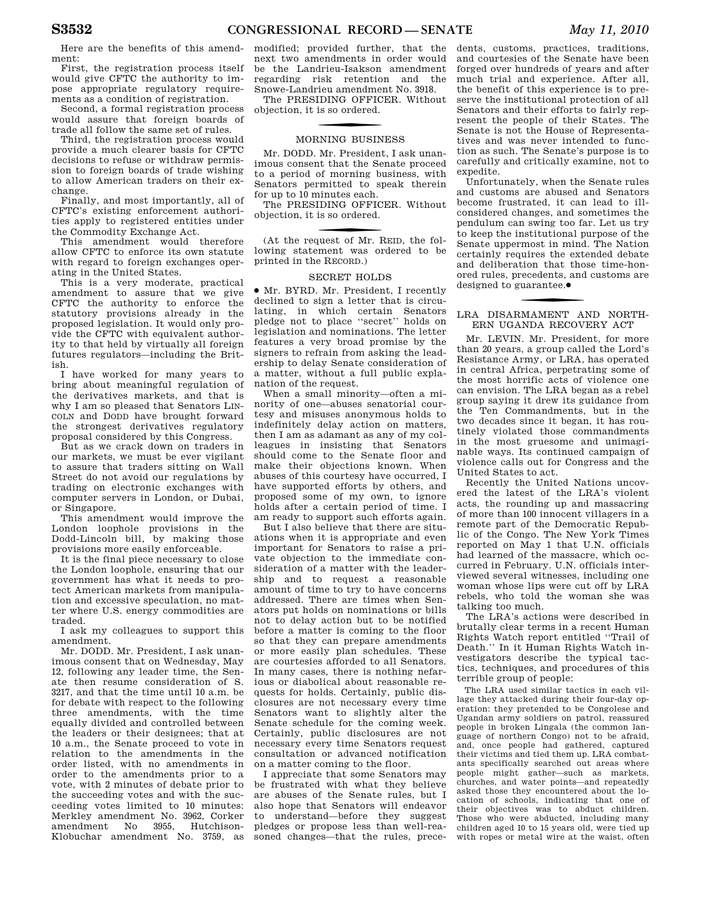Here are the benefits of this amendment:

First, the registration process itself would give CFTC the authority to impose appropriate regulatory requirements as a condition of registration.

Second, a formal registration process would assure that foreign boards of trade all follow the same set of rules.

Third, the registration process would provide a much clearer basis for CFTC decisions to refuse or withdraw permission to foreign boards of trade wishing to allow American traders on their exchange.

Finally, and most importantly, all of CFTC's existing enforcement authorities apply to registered entities under the Commodity Exchange Act.

This amendment would therefore allow CFTC to enforce its own statute with regard to foreign exchanges operating in the United States.

This is a very moderate, practical amendment to assure that we give CFTC the authority to enforce the statutory provisions already in the proposed legislation. It would only provide the CFTC with equivalent authority to that held by virtually all foreign futures regulators—including the British.

I have worked for many years to bring about meaningful regulation of the derivatives markets, and that is why I am so pleased that Senators LINCOLN and DODD have brought forward the strongest derivatives regulatory proposal considered by this Congress.

But as we crack down on traders in our markets, we must be ever vigilant to assure that traders sitting on Wall Street do not avoid our regulations by trading on electronic exchanges with computer servers in London, or Dubai, or Singapore.

This amendment would improve the London loophole provisions in the Dodd-Lincoln bill, by making those provisions more easily enforceable.

It is the final piece necessary to close the London loophole, ensuring that our government has what it needs to protect American markets from manipulation and excessive speculation, no matter where U.S. energy commodities are traded.

I ask my colleagues to support this amendment.

Mr. DODD. Mr. President, I ask unanimous consent that on Wednesday, May 12, following any leader time, the Senate then resume consideration of S. 3217, and that the time until 10 a.m. be for debate with respect to the following three amendments, with the time equally divided and controlled between the leaders or their designees; that at 10 a.m., the Senate proceed to vote in relation to the amendments in the order listed, with no amendments in order to the amendments prior to a vote, with 2 minutes of debate prior to the succeeding votes and with the succeeding votes limited to 10 minutes: Merkley amendment No. 3962, Corker amendment No 3955, Hutchison-Klobuchar amendment No. 3759, as modified; provided further, that the next two amendments in order would be the Landrieu-Isakson amendment regarding risk retention and the Snowe-Landrieu amendment No. 3918.

The PRESIDING OFFICER. Without objection, it is so ordered.

## MORNING BUSINESS

Mr. DODD. Mr. President, I ask unanimous consent that the Senate proceed to a period of morning business, with Senators permitted to speak therein for up to 10 minutes each.

The PRESIDING OFFICER. Without objection, it is so ordered.

(At the request of Mr. REID, the following statement was ordered to be printed in the RECORD.)

## SECRET HOLDS

● Mr. BYRD. Mr. President, I recently declined to sign a letter that is circulating, in which certain Senators pledge not to place ''secret'' holds on legislation and nominations. The letter features a very broad promise by the signers to refrain from asking the leadership to delay Senate consideration of a matter, without a full public explanation of the request.

When a small minority—often a minority of one—abuses senatorial courtesy and misuses anonymous holds to indefinitely delay action on matters, then I am as adamant as any of my colleagues in insisting that Senators should come to the Senate floor and make their objections known. When abuses of this courtesy have occurred, I have supported efforts by others, and proposed some of my own, to ignore holds after a certain period of time. I am ready to support such efforts again.

But I also believe that there are situations when it is appropriate and even important for Senators to raise a private objection to the immediate consideration of a matter with the leadership and to request a reasonable amount of time to try to have concerns addressed. There are times when Senators put holds on nominations or bills not to delay action but to be notified before a matter is coming to the floor so that they can prepare amendments or more easily plan schedules. These are courtesies afforded to all Senators. In many cases, there is nothing nefarious or diabolical about reasonable requests for holds. Certainly, public disclosures are not necessary every time Senators want to slightly alter the Senate schedule for the coming week. Certainly, public disclosures are not necessary every time Senators request consultation or advanced notification on a matter coming to the floor.

I appreciate that some Senators may be frustrated with what they believe are abuses of the Senate rules, but I also hope that Senators will endeavor to understand—before they suggest pledges or propose less than well-reasoned changes—that the rules, precedents, customs, practices, traditions, and courtesies of the Senate have been forged over hundreds of years and after much trial and experience. After all, the benefit of this experience is to preserve the institutional protection of all Senators and their efforts to fairly represent the people of their States. The Senate is not the House of Representatives and was never intended to function as such. The Senate's purpose is to carefully and critically examine, not to expedite.

Unfortunately, when the Senate rules and customs are abused and Senators become frustrated, it can lead to ill-considered changes, and sometimes the pendulum can swing too far. Let us try to keep the institutional purpose of the Senate uppermost in mind. The Nation certainly requires the extended debate and deliberation that those time-honored rules, precedents, and customs are designed to guarantee.●

## LRA DISARMAMENT AND NORTHERN UGANDA RECOVERY ACT

Mr. LEVIN. Mr. President, for more than 20 years, a group called the Lord's Resistance Army, or LRA, has operated in central Africa, perpetrating some of the most horrific acts of violence one can envision. The LRA began as a rebel group saying it drew its guidance from the Ten Commandments, but in the two decades since it began, it has routinely violated those commandments in the most gruesome and unimaginable ways. Its continued campaign of violence calls out for Congress and the United States to act.

Recently the United Nations uncovered the latest of the LRA's violent acts, the rounding up and massacring of more than 100 innocent villagers in a remote part of the Democratic Republic of the Congo. The New York Times reported on May 1 that U.N. officials had learned of the massacre, which occurred in February. U.N. officials interviewed several witnesses, including one woman whose lips were cut off by LRA rebels, who told the woman she was talking too much.

The LRA's actions were described in brutally clear terms in a recent Human Rights Watch report entitled ''Trail of Death.'' In it Human Rights Watch investigators describe the typical tactics, techniques, and procedures of this terrible group of people:

> The LRA used similar tactics in each village they attacked during their four-day operation: they pretended to be Congolese and Ugandan army soldiers on patrol, reassured people in broken Lingala (the common language of northern Congo) not to be afraid, and, once people had gathered, captured their victims and tied them up. LRA combatants specifically searched out areas where people might gather—such as markets, churches, and water points—and repeatedly asked those they encountered about the location of schools, indicating that one of their objectives was to abduct children. Those who were abducted, including many children aged 10 to 15 years old, were tied up with ropes or metal wire at the waist, often